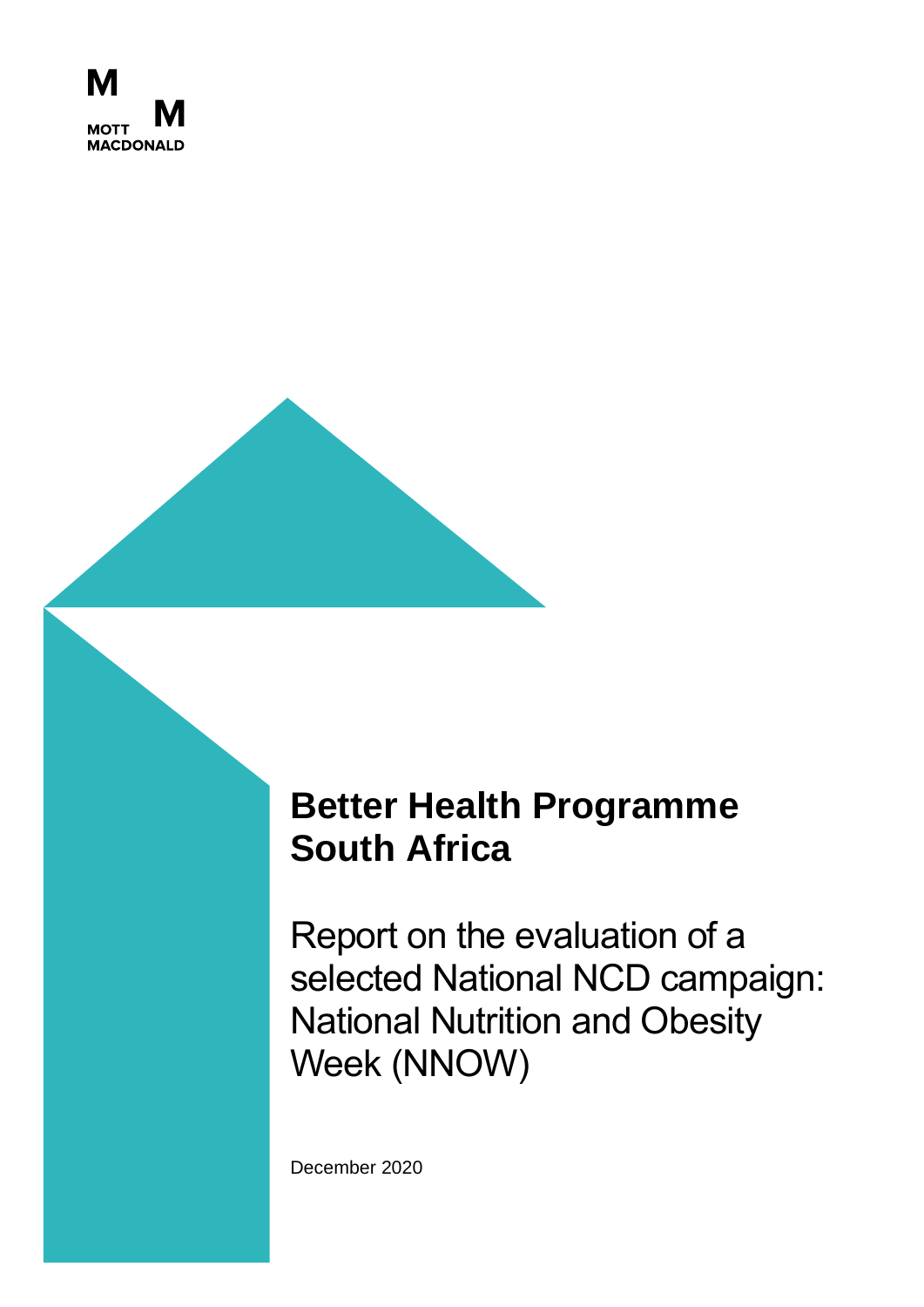MOTT MACDONALD

# Better Health Programme South Africa

## Report on the evaluation of a selected National NCD campaign: National Nutrition and Obesity Week (NNOW)

December 2020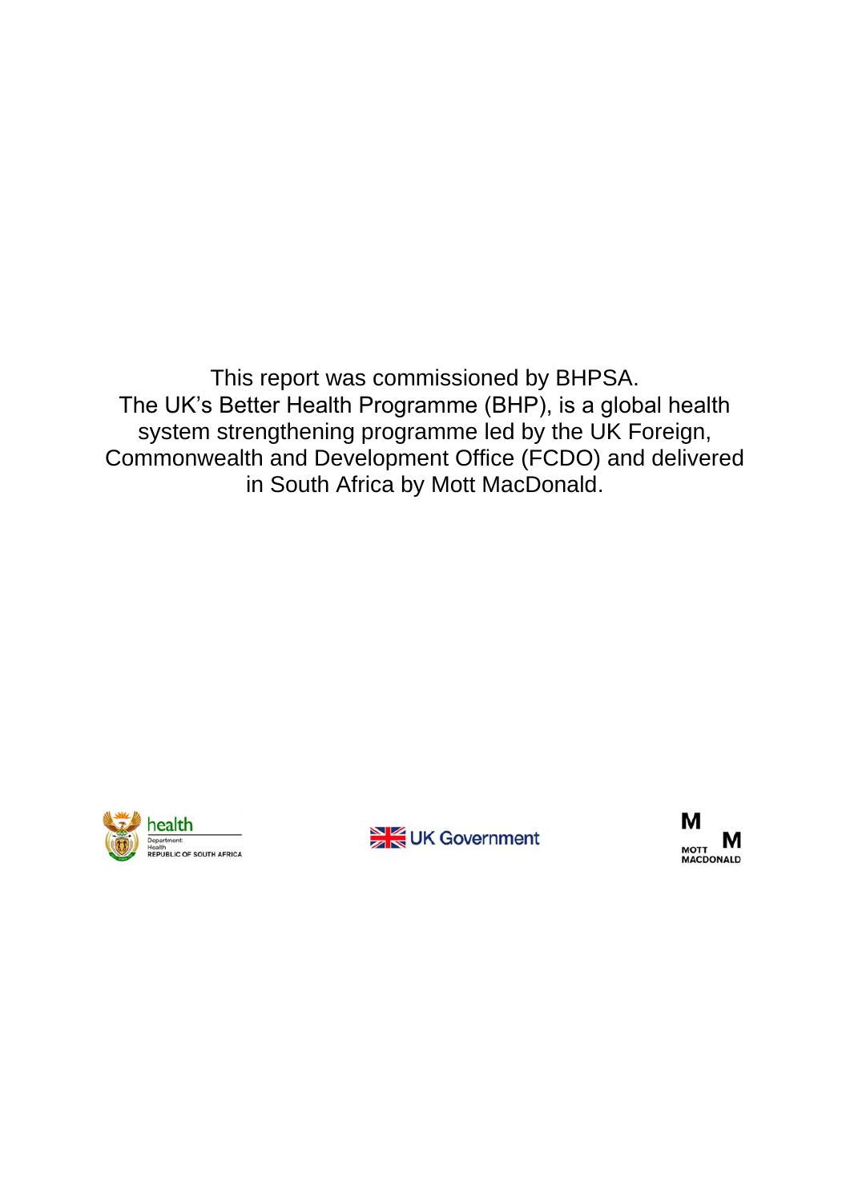This report was commissioned by BHPSA.
The UK's Better Health Programme (BHP), is a global health system strengthening programme led by the UK Foreign, Commonwealth and Development Office (FCDO) and delivered in South Africa by Mott MacDonald.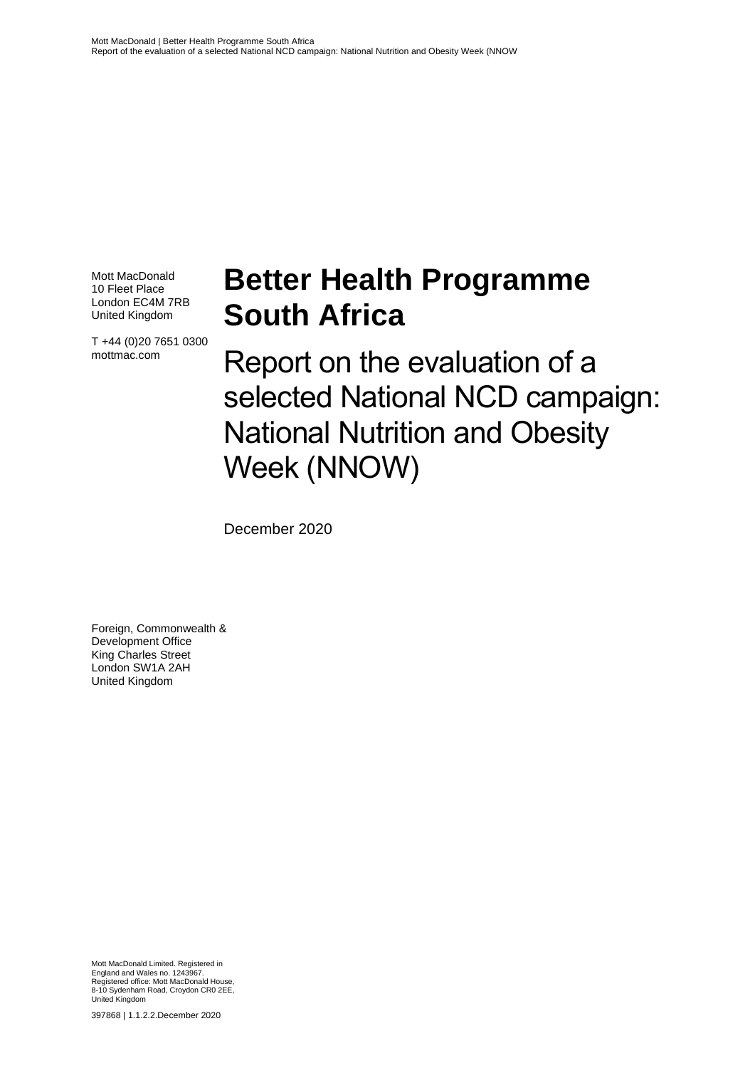Mott MacDonald
10 Fleet Place
London EC4M 7RB
United Kingdom

T +44 (0)20 7651 0300
mottmac.com

# Better Health Programme South Africa

## Report on the evaluation of a selected National NCD campaign: National Nutrition and Obesity Week (NNOW)

December 2020

Foreign, Commonwealth & Development Office
King Charles Street
London SW1A 2AH
United Kingdom

Mott MacDonald Limited. Registered in England and Wales no. 1243967. Registered office: Mott MacDonald House, 8-10 Sydenham Road, Croydon CR0 2EE, United Kingdom

397868 | 1.1.2.2.December 2020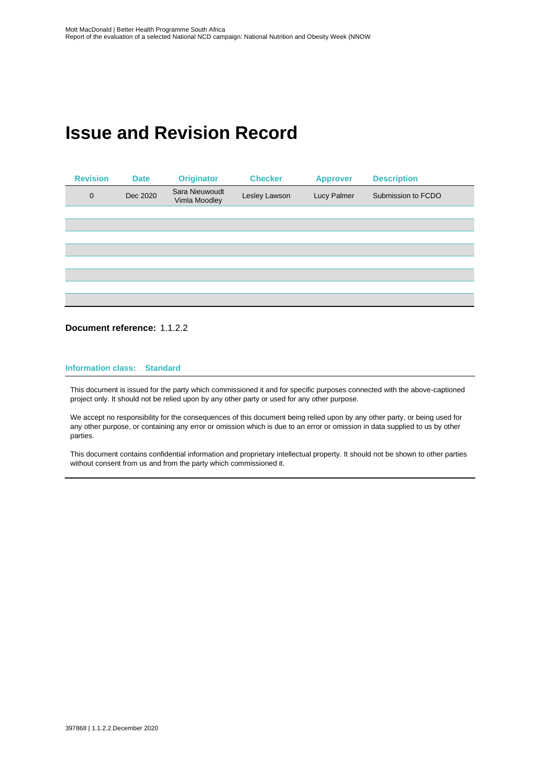# Issue and Revision Record

| Revision | Date | Originator | Checker | Approver | Description |
|---|---|---|---|---|---|
| 0 | Dec 2020 | Sara Nieuwoudt Vimla Moodley | Lesley Lawson | Lucy Palmer | Submission to FCDO |
| | | | | | |
| | | | | | |
| | | | | | |
| | | | | | |
| | | | | | |
| | | | | | |
| | | | | | |

**Document reference:** 1.1.2.2

**Information class: Standard**

This document is issued for the party which commissioned it and for specific purposes connected with the above-captioned project only. It should not be relied upon by any other party or used for any other purpose.

We accept no responsibility for the consequences of this document being relied upon by any other party, or being used for any other purpose, or containing any error or omission which is due to an error or omission in data supplied to us by other parties.

This document contains confidential information and proprietary intellectual property. It should not be shown to other parties without consent from us and from the party which commissioned it.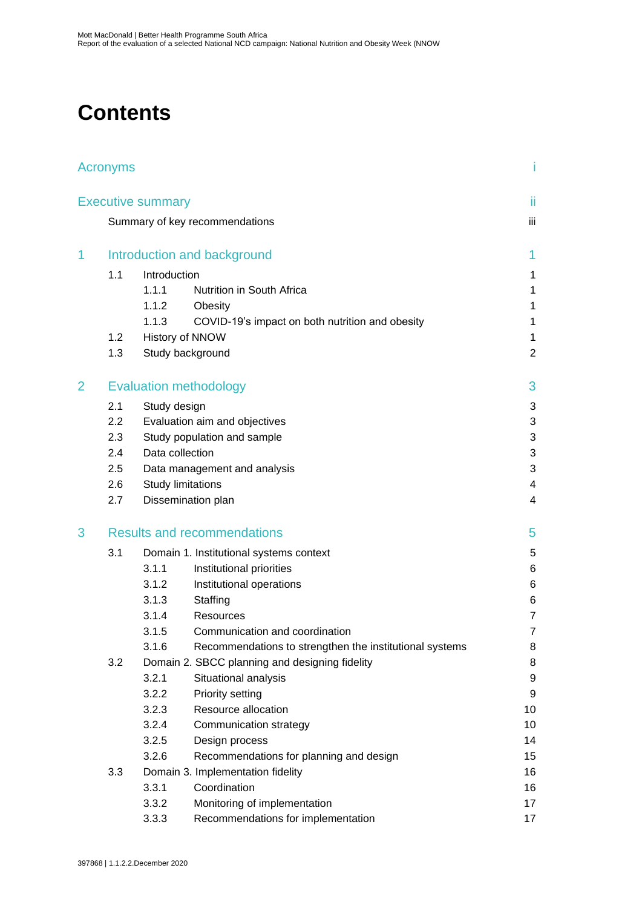# Contents

| | | |
|---|---|---|
| Acronyms | | i |
| Executive summary | | ii |
| | Summary of key recommendations | iii |
| 1 | Introduction and background | 1 |
| 1.1 | Introduction | 1 |
| 1.1.1 | Nutrition in South Africa | 1 |
| 1.1.2 | Obesity | 1 |
| 1.1.3 | COVID-19's impact on both nutrition and obesity | 1 |
| 1.2 | History of NNOW | 1 |
| 1.3 | Study background | 2 |
| 2 | Evaluation methodology | 3 |
| 2.1 | Study design | 3 |
| 2.2 | Evaluation aim and objectives | 3 |
| 2.3 | Study population and sample | 3 |
| 2.4 | Data collection | 3 |
| 2.5 | Data management and analysis | 3 |
| 2.6 | Study limitations | 4 |
| 2.7 | Dissemination plan | 4 |
| 3 | Results and recommendations | 5 |
| 3.1 | Domain 1. Institutional systems context | 5 |
| 3.1.1 | Institutional priorities | 6 |
| 3.1.2 | Institutional operations | 6 |
| 3.1.3 | Staffing | 6 |
| 3.1.4 | Resources | 7 |
| 3.1.5 | Communication and coordination | 7 |
| 3.1.6 | Recommendations to strengthen the institutional systems | 8 |
| 3.2 | Domain 2. SBCC planning and designing fidelity | 8 |
| 3.2.1 | Situational analysis | 9 |
| 3.2.2 | Priority setting | 9 |
| 3.2.3 | Resource allocation | 10 |
| 3.2.4 | Communication strategy | 10 |
| 3.2.5 | Design process | 14 |
| 3.2.6 | Recommendations for planning and design | 15 |
| 3.3 | Domain 3. Implementation fidelity | 16 |
| 3.3.1 | Coordination | 16 |
| 3.3.2 | Monitoring of implementation | 17 |
| 3.3.3 | Recommendations for implementation | 17 |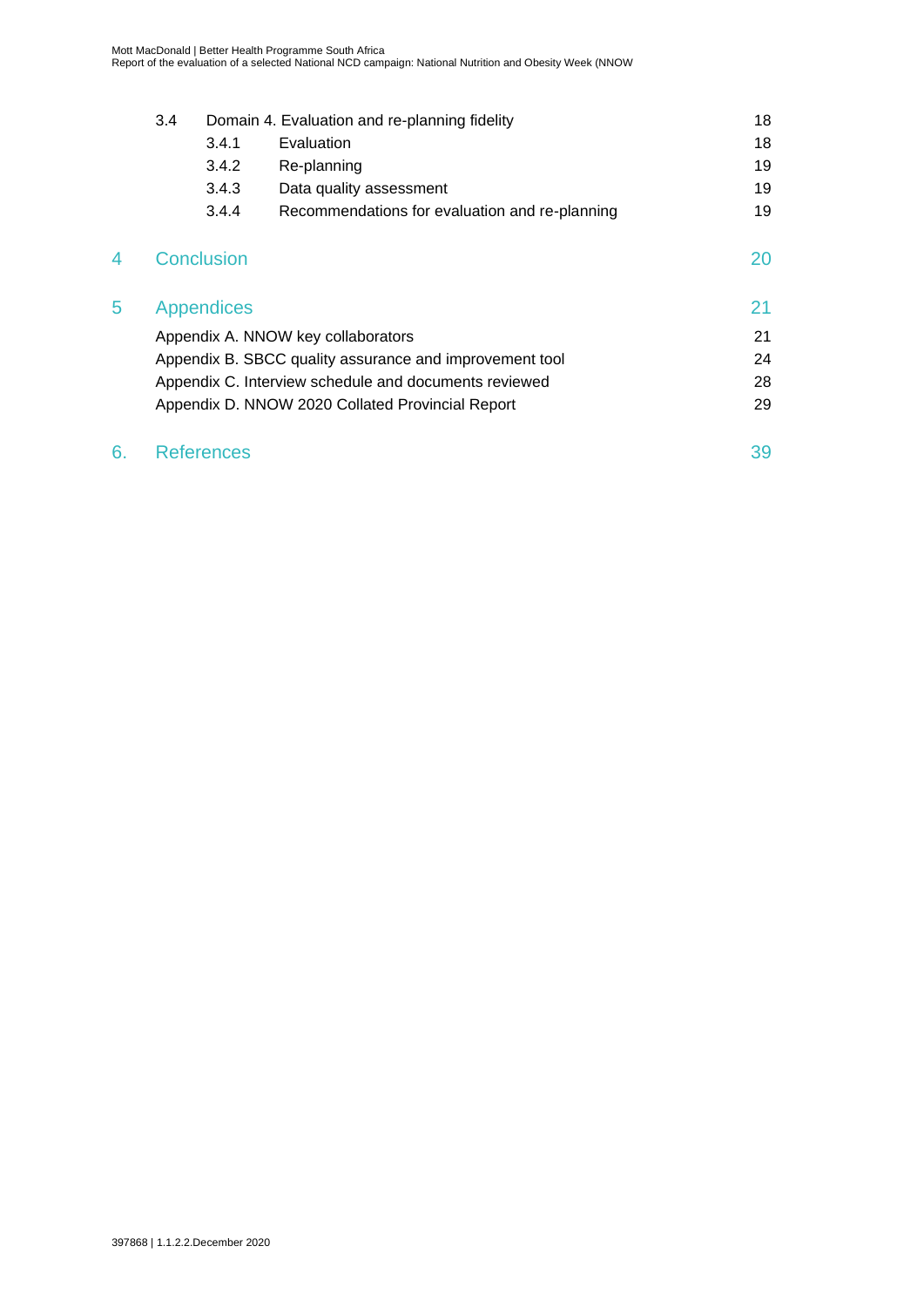| | | | |
|---|---|---|---|
| 3.4 | Domain 4. Evaluation and re-planning fidelity | | 18 |
| | 3.4.1 | Evaluation | 18 |
| | 3.4.2 | Re-planning | 19 |
| | 3.4.3 | Data quality assessment | 19 |
| | 3.4.4 | Recommendations for evaluation and re-planning | 19 |

4 Conclusion 20

5 Appendices 21

Appendix A. NNOW key collaborators 21

Appendix B. SBCC quality assurance and improvement tool 24

Appendix C. Interview schedule and documents reviewed 28

Appendix D. NNOW 2020 Collated Provincial Report 29

6. References 39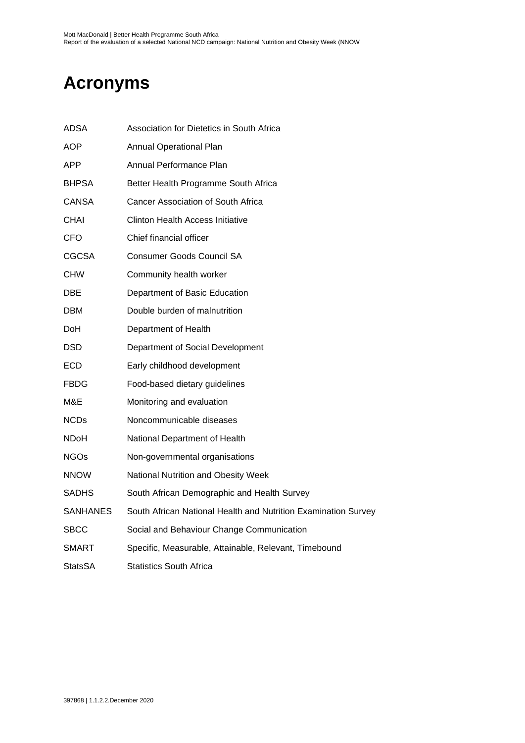# Acronyms

| | |
|---|---|
| ADSA | Association for Dietetics in South Africa |
| AOP | Annual Operational Plan |
| APP | Annual Performance Plan |
| BHPSA | Better Health Programme South Africa |
| CANSA | Cancer Association of South Africa |
| CHAI | Clinton Health Access Initiative |
| CFO | Chief financial officer |
| CGCSA | Consumer Goods Council SA |
| CHW | Community health worker |
| DBE | Department of Basic Education |
| DBM | Double burden of malnutrition |
| DoH | Department of Health |
| DSD | Department of Social Development |
| ECD | Early childhood development |
| FBDG | Food-based dietary guidelines |
| M&E | Monitoring and evaluation |
| NCDs | Noncommunicable diseases |
| NDoH | National Department of Health |
| NGOs | Non-governmental organisations |
| NNOW | National Nutrition and Obesity Week |
| SADHS | South African Demographic and Health Survey |
| SANHANES | South African National Health and Nutrition Examination Survey |
| SBCC | Social and Behaviour Change Communication |
| SMART | Specific, Measurable, Attainable, Relevant, Timebound |
| StatsSA | Statistics South Africa |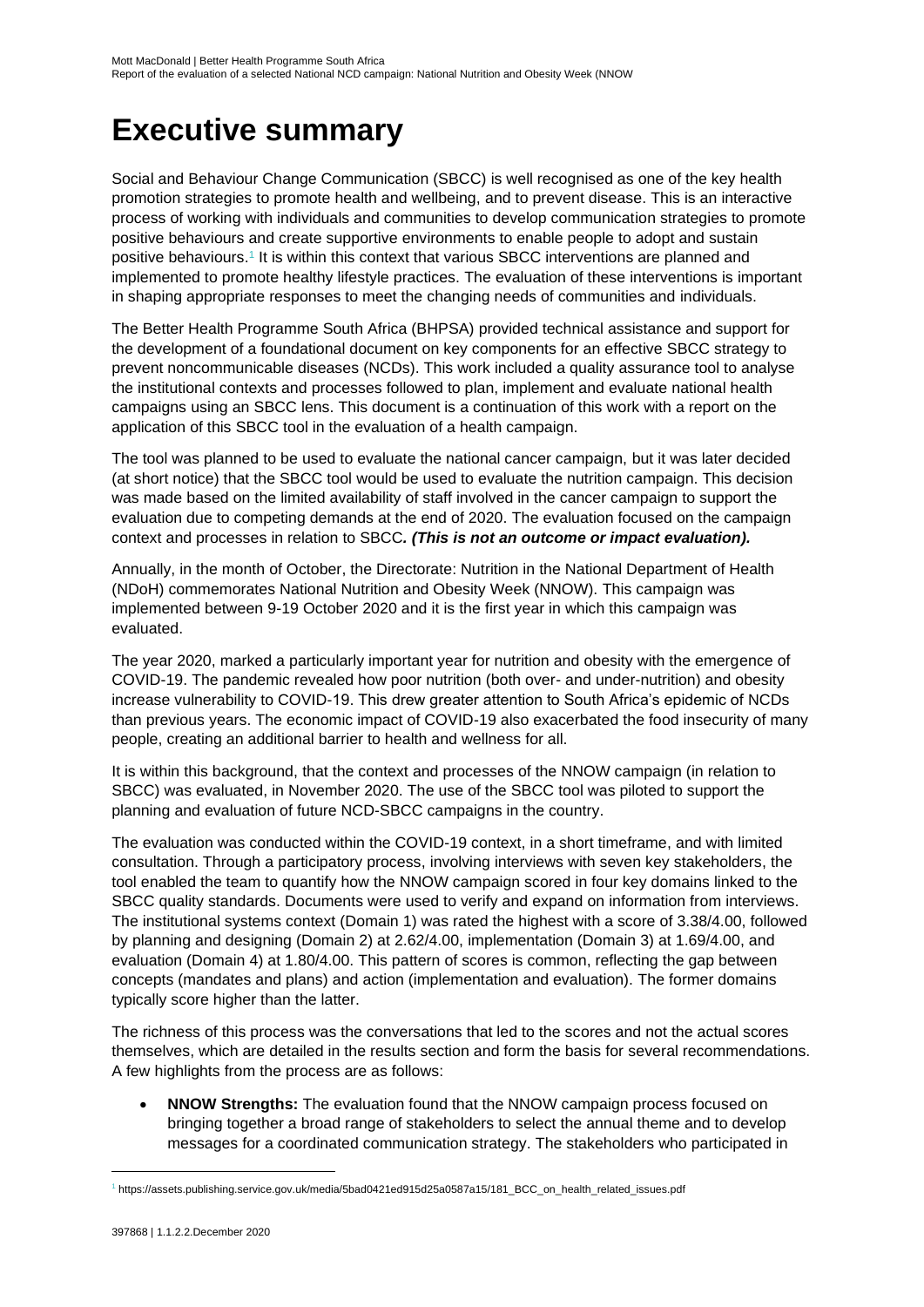# Executive summary

Social and Behaviour Change Communication (SBCC) is well recognised as one of the key health promotion strategies to promote health and wellbeing, and to prevent disease. This is an interactive process of working with individuals and communities to develop communication strategies to promote positive behaviours and create supportive environments to enable people to adopt and sustain positive behaviours.[1] It is within this context that various SBCC interventions are planned and implemented to promote healthy lifestyle practices. The evaluation of these interventions is important in shaping appropriate responses to meet the changing needs of communities and individuals.

The Better Health Programme South Africa (BHPSA) provided technical assistance and support for the development of a foundational document on key components for an effective SBCC strategy to prevent noncommunicable diseases (NCDs). This work included a quality assurance tool to analyse the institutional contexts and processes followed to plan, implement and evaluate national health campaigns using an SBCC lens. This document is a continuation of this work with a report on the application of this SBCC tool in the evaluation of a health campaign.

The tool was planned to be used to evaluate the national cancer campaign, but it was later decided (at short notice) that the SBCC tool would be used to evaluate the nutrition campaign. This decision was made based on the limited availability of staff involved in the cancer campaign to support the evaluation due to competing demands at the end of 2020. The evaluation focused on the campaign context and processes in relation to SBCC***. (This is not an outcome or impact evaluation).***

Annually, in the month of October, the Directorate: Nutrition in the National Department of Health (NDoH) commemorates National Nutrition and Obesity Week (NNOW). This campaign was implemented between 9-19 October 2020 and it is the first year in which this campaign was evaluated.

The year 2020, marked a particularly important year for nutrition and obesity with the emergence of COVID-19. The pandemic revealed how poor nutrition (both over- and under-nutrition) and obesity increase vulnerability to COVID-19. This drew greater attention to South Africa's epidemic of NCDs than previous years. The economic impact of COVID-19 also exacerbated the food insecurity of many people, creating an additional barrier to health and wellness for all.

It is within this background, that the context and processes of the NNOW campaign (in relation to SBCC) was evaluated, in November 2020. The use of the SBCC tool was piloted to support the planning and evaluation of future NCD-SBCC campaigns in the country.

The evaluation was conducted within the COVID-19 context, in a short timeframe, and with limited consultation. Through a participatory process, involving interviews with seven key stakeholders, the tool enabled the team to quantify how the NNOW campaign scored in four key domains linked to the SBCC quality standards. Documents were used to verify and expand on information from interviews. The institutional systems context (Domain 1) was rated the highest with a score of 3.38/4.00, followed by planning and designing (Domain 2) at 2.62/4.00, implementation (Domain 3) at 1.69/4.00, and evaluation (Domain 4) at 1.80/4.00. This pattern of scores is common, reflecting the gap between concepts (mandates and plans) and action (implementation and evaluation). The former domains typically score higher than the latter.

The richness of this process was the conversations that led to the scores and not the actual scores themselves, which are detailed in the results section and form the basis for several recommendations. A few highlights from the process are as follows:

- **NNOW Strengths:** The evaluation found that the NNOW campaign process focused on bringing together a broad range of stakeholders to select the annual theme and to develop messages for a coordinated communication strategy. The stakeholders who participated in

[1] https://assets.publishing.service.gov.uk/media/5bad0421ed915d25a0587a15/181_BCC_on_health_related_issues.pdf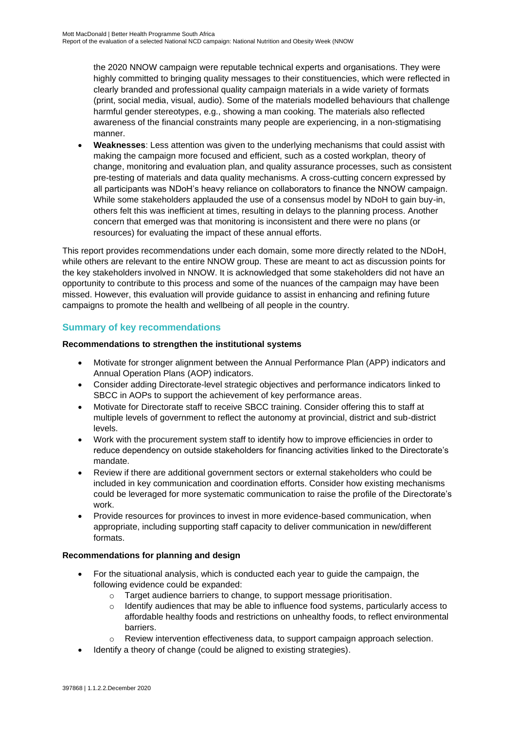the 2020 NNOW campaign were reputable technical experts and organisations. They were highly committed to bringing quality messages to their constituencies, which were reflected in clearly branded and professional quality campaign materials in a wide variety of formats (print, social media, visual, audio). Some of the materials modelled behaviours that challenge harmful gender stereotypes, e.g., showing a man cooking. The materials also reflected awareness of the financial constraints many people are experiencing, in a non-stigmatising manner.

- **Weaknesses**: Less attention was given to the underlying mechanisms that could assist with making the campaign more focused and efficient, such as a costed workplan, theory of change, monitoring and evaluation plan, and quality assurance processes, such as consistent pre-testing of materials and data quality mechanisms. A cross-cutting concern expressed by all participants was NDoH's heavy reliance on collaborators to finance the NNOW campaign. While some stakeholders applauded the use of a consensus model by NDoH to gain buy-in, others felt this was inefficient at times, resulting in delays to the planning process. Another concern that emerged was that monitoring is inconsistent and there were no plans (or resources) for evaluating the impact of these annual efforts.

This report provides recommendations under each domain, some more directly related to the NDoH, while others are relevant to the entire NNOW group. These are meant to act as discussion points for the key stakeholders involved in NNOW. It is acknowledged that some stakeholders did not have an opportunity to contribute to this process and some of the nuances of the campaign may have been missed. However, this evaluation will provide guidance to assist in enhancing and refining future campaigns to promote the health and wellbeing of all people in the country.

## Summary of key recommendations

**Recommendations to strengthen the institutional systems**

- Motivate for stronger alignment between the Annual Performance Plan (APP) indicators and Annual Operation Plans (AOP) indicators.
- Consider adding Directorate-level strategic objectives and performance indicators linked to SBCC in AOPs to support the achievement of key performance areas.
- Motivate for Directorate staff to receive SBCC training. Consider offering this to staff at multiple levels of government to reflect the autonomy at provincial, district and sub-district levels.
- Work with the procurement system staff to identify how to improve efficiencies in order to reduce dependency on outside stakeholders for financing activities linked to the Directorate's mandate.
- Review if there are additional government sectors or external stakeholders who could be included in key communication and coordination efforts. Consider how existing mechanisms could be leveraged for more systematic communication to raise the profile of the Directorate's work.
- Provide resources for provinces to invest in more evidence-based communication, when appropriate, including supporting staff capacity to deliver communication in new/different formats.

**Recommendations for planning and design**

- For the situational analysis, which is conducted each year to guide the campaign, the following evidence could be expanded:
  - Target audience barriers to change, to support message prioritisation.
  - Identify audiences that may be able to influence food systems, particularly access to affordable healthy foods and restrictions on unhealthy foods, to reflect environmental barriers.
  - Review intervention effectiveness data, to support campaign approach selection.
- Identify a theory of change (could be aligned to existing strategies).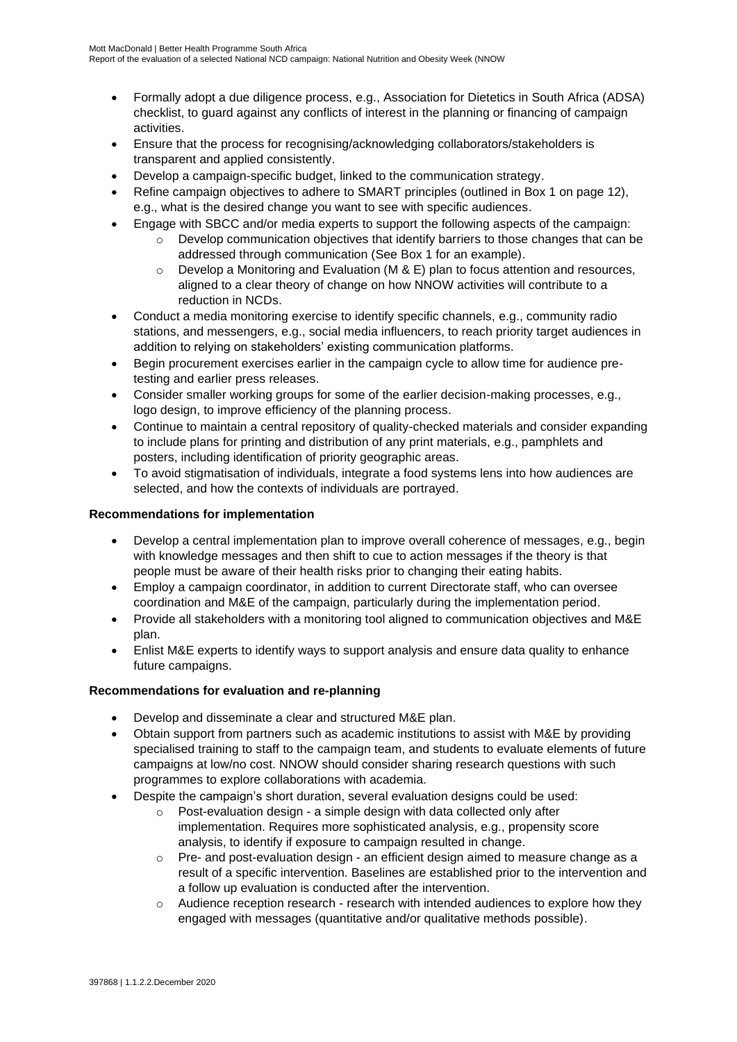- Formally adopt a due diligence process, e.g., Association for Dietetics in South Africa (ADSA) checklist, to guard against any conflicts of interest in the planning or financing of campaign activities.
- Ensure that the process for recognising/acknowledging collaborators/stakeholders is transparent and applied consistently.
- Develop a campaign-specific budget, linked to the communication strategy.
- Refine campaign objectives to adhere to SMART principles (outlined in Box 1 on page 12), e.g., what is the desired change you want to see with specific audiences.
- Engage with SBCC and/or media experts to support the following aspects of the campaign:
  - Develop communication objectives that identify barriers to those changes that can be addressed through communication (See Box 1 for an example).
  - Develop a Monitoring and Evaluation (M & E) plan to focus attention and resources, aligned to a clear theory of change on how NNOW activities will contribute to a reduction in NCDs.
- Conduct a media monitoring exercise to identify specific channels, e.g., community radio stations, and messengers, e.g., social media influencers, to reach priority target audiences in addition to relying on stakeholders' existing communication platforms.
- Begin procurement exercises earlier in the campaign cycle to allow time for audience pre-testing and earlier press releases.
- Consider smaller working groups for some of the earlier decision-making processes, e.g., logo design, to improve efficiency of the planning process.
- Continue to maintain a central repository of quality-checked materials and consider expanding to include plans for printing and distribution of any print materials, e.g., pamphlets and posters, including identification of priority geographic areas.
- To avoid stigmatisation of individuals, integrate a food systems lens into how audiences are selected, and how the contexts of individuals are portrayed.

**Recommendations for implementation**

- Develop a central implementation plan to improve overall coherence of messages, e.g., begin with knowledge messages and then shift to cue to action messages if the theory is that people must be aware of their health risks prior to changing their eating habits.
- Employ a campaign coordinator, in addition to current Directorate staff, who can oversee coordination and M&E of the campaign, particularly during the implementation period.
- Provide all stakeholders with a monitoring tool aligned to communication objectives and M&E plan.
- Enlist M&E experts to identify ways to support analysis and ensure data quality to enhance future campaigns.

**Recommendations for evaluation and re-planning**

- Develop and disseminate a clear and structured M&E plan.
- Obtain support from partners such as academic institutions to assist with M&E by providing specialised training to staff to the campaign team, and students to evaluate elements of future campaigns at low/no cost. NNOW should consider sharing research questions with such programmes to explore collaborations with academia.
- Despite the campaign's short duration, several evaluation designs could be used:
  - Post-evaluation design - a simple design with data collected only after implementation. Requires more sophisticated analysis, e.g., propensity score analysis, to identify if exposure to campaign resulted in change.
  - Pre- and post-evaluation design - an efficient design aimed to measure change as a result of a specific intervention. Baselines are established prior to the intervention and a follow up evaluation is conducted after the intervention.
  - Audience reception research - research with intended audiences to explore how they engaged with messages (quantitative and/or qualitative methods possible).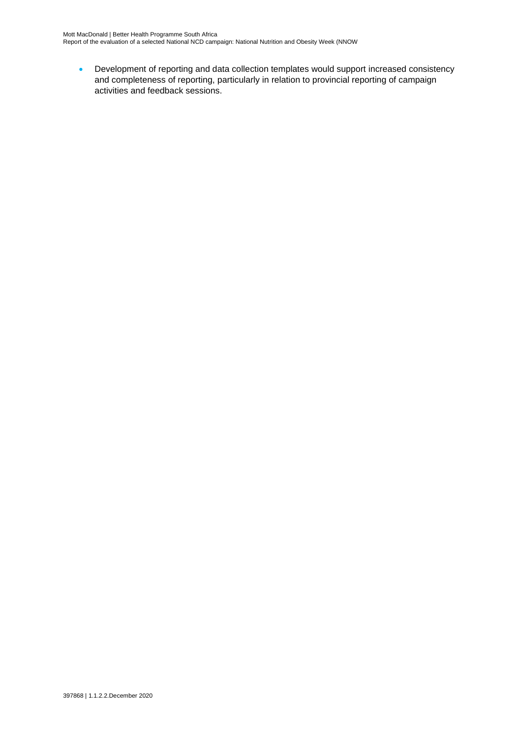- Development of reporting and data collection templates would support increased consistency and completeness of reporting, particularly in relation to provincial reporting of campaign activities and feedback sessions.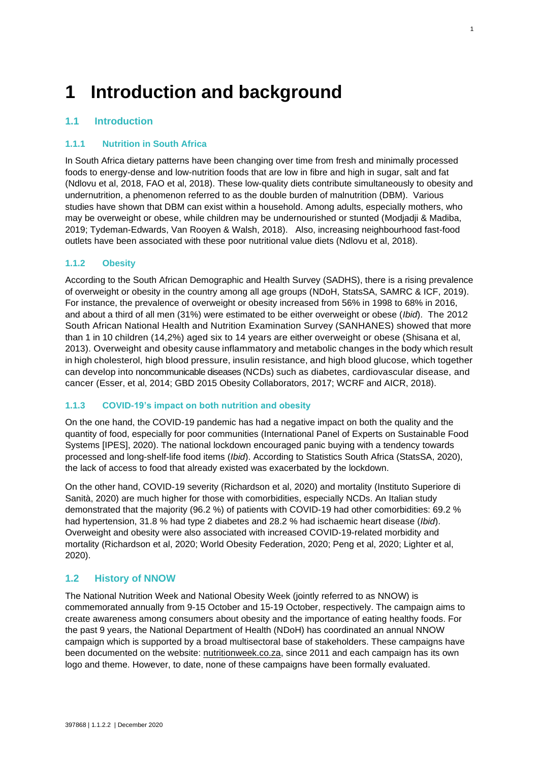# 1 Introduction and background

## 1.1 Introduction

### 1.1.1 Nutrition in South Africa

In South Africa dietary patterns have been changing over time from fresh and minimally processed foods to energy-dense and low-nutrition foods that are low in fibre and high in sugar, salt and fat (Ndlovu et al, 2018, FAO et al, 2018). These low-quality diets contribute simultaneously to obesity and undernutrition, a phenomenon referred to as the double burden of malnutrition (DBM). Various studies have shown that DBM can exist within a household. Among adults, especially mothers, who may be overweight or obese, while children may be undernourished or stunted (Modjadji & Madiba, 2019; Tydeman-Edwards, Van Rooyen & Walsh, 2018). Also, increasing neighbourhood fast-food outlets have been associated with these poor nutritional value diets (Ndlovu et al, 2018).

### 1.1.2 Obesity

According to the South African Demographic and Health Survey (SADHS), there is a rising prevalence of overweight or obesity in the country among all age groups (NDoH, StatsSA, SAMRC & ICF, 2019). For instance, the prevalence of overweight or obesity increased from 56% in 1998 to 68% in 2016, and about a third of all men (31%) were estimated to be either overweight or obese (*Ibid*). The 2012 South African National Health and Nutrition Examination Survey (SANHANES) showed that more than 1 in 10 children (14,2%) aged six to 14 years are either overweight or obese (Shisana et al, 2013). Overweight and obesity cause inflammatory and metabolic changes in the body which result in high cholesterol, high blood pressure, insulin resistance, and high blood glucose, which together can develop into noncommunicable diseases (NCDs) such as diabetes, cardiovascular disease, and cancer (Esser, et al, 2014; GBD 2015 Obesity Collaborators, 2017; WCRF and AICR, 2018).

### 1.1.3 COVID-19's impact on both nutrition and obesity

On the one hand, the COVID-19 pandemic has had a negative impact on both the quality and the quantity of food, especially for poor communities (International Panel of Experts on Sustainable Food Systems [IPES], 2020). The national lockdown encouraged panic buying with a tendency towards processed and long-shelf-life food items (*Ibid*). According to Statistics South Africa (StatsSA, 2020), the lack of access to food that already existed was exacerbated by the lockdown.

On the other hand, COVID-19 severity (Richardson et al, 2020) and mortality (Instituto Superiore di Sanità, 2020) are much higher for those with comorbidities, especially NCDs. An Italian study demonstrated that the majority (96.2 %) of patients with COVID-19 had other comorbidities: 69.2 % had hypertension, 31.8 % had type 2 diabetes and 28.2 % had ischaemic heart disease (*Ibid*). Overweight and obesity were also associated with increased COVID-19-related morbidity and mortality (Richardson et al, 2020; World Obesity Federation, 2020; Peng et al, 2020; Lighter et al, 2020).

## 1.2 History of NNOW

The National Nutrition Week and National Obesity Week (jointly referred to as NNOW) is commemorated annually from 9-15 October and 15-19 October, respectively. The campaign aims to create awareness among consumers about obesity and the importance of eating healthy foods. For the past 9 years, the National Department of Health (NDoH) has coordinated an annual NNOW campaign which is supported by a broad multisectoral base of stakeholders. These campaigns have been documented on the website: nutritionweek.co.za, since 2011 and each campaign has its own logo and theme. However, to date, none of these campaigns have been formally evaluated.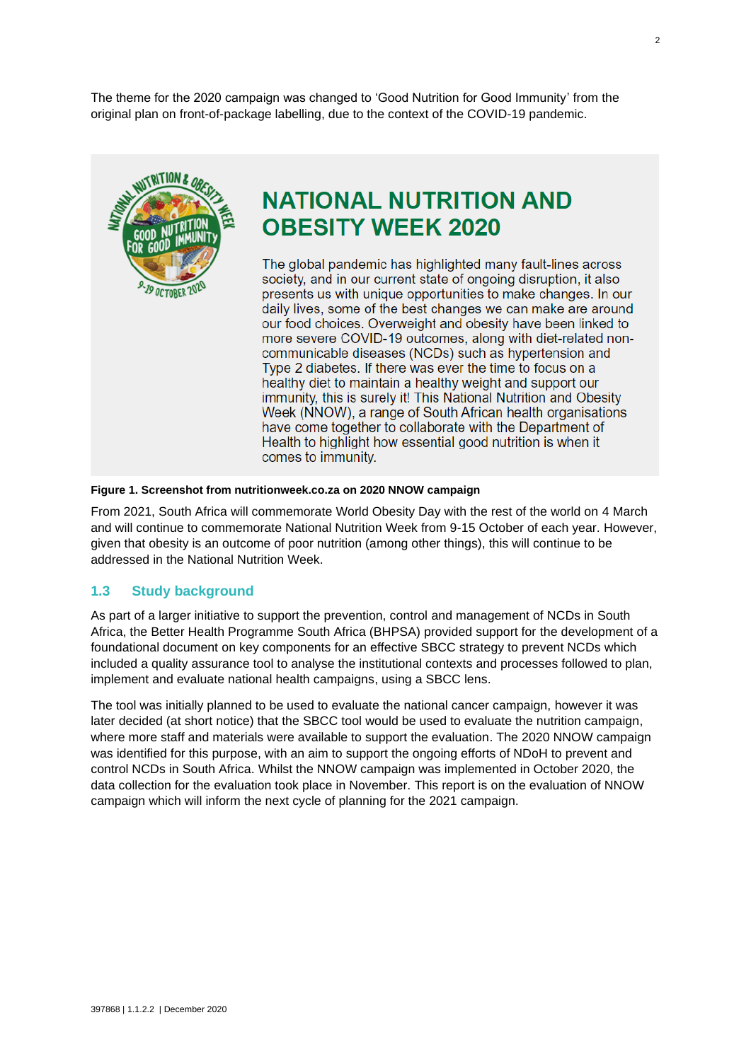The theme for the 2020 campaign was changed to 'Good Nutrition for Good Immunity' from the original plan on front-of-package labelling, due to the context of the COVID-19 pandemic.

**NATIONAL NUTRITION AND OBESITY WEEK 2020**

The global pandemic has highlighted many fault-lines across society, and in our current state of ongoing disruption, it also presents us with unique opportunities to make changes. In our daily lives, some of the best changes we can make are around our food choices. Overweight and obesity have been linked to more severe COVID-19 outcomes, along with diet-related non-communicable diseases (NCDs) such as hypertension and Type 2 diabetes. If there was ever the time to focus on a healthy diet to maintain a healthy weight and support our immunity, this is surely it! This National Nutrition and Obesity Week (NNOW), a range of South African health organisations have come together to collaborate with the Department of Health to highlight how essential good nutrition is when it comes to immunity.

**Figure 1. Screenshot from nutritionweek.co.za on 2020 NNOW campaign**

From 2021, South Africa will commemorate World Obesity Day with the rest of the world on 4 March and will continue to commemorate National Nutrition Week from 9-15 October of each year. However, given that obesity is an outcome of poor nutrition (among other things), this will continue to be addressed in the National Nutrition Week.

## 1.3 Study background

As part of a larger initiative to support the prevention, control and management of NCDs in South Africa, the Better Health Programme South Africa (BHPSA) provided support for the development of a foundational document on key components for an effective SBCC strategy to prevent NCDs which included a quality assurance tool to analyse the institutional contexts and processes followed to plan, implement and evaluate national health campaigns, using a SBCC lens.

The tool was initially planned to be used to evaluate the national cancer campaign, however it was later decided (at short notice) that the SBCC tool would be used to evaluate the nutrition campaign, where more staff and materials were available to support the evaluation. The 2020 NNOW campaign was identified for this purpose, with an aim to support the ongoing efforts of NDoH to prevent and control NCDs in South Africa. Whilst the NNOW campaign was implemented in October 2020, the data collection for the evaluation took place in November. This report is on the evaluation of NNOW campaign which will inform the next cycle of planning for the 2021 campaign.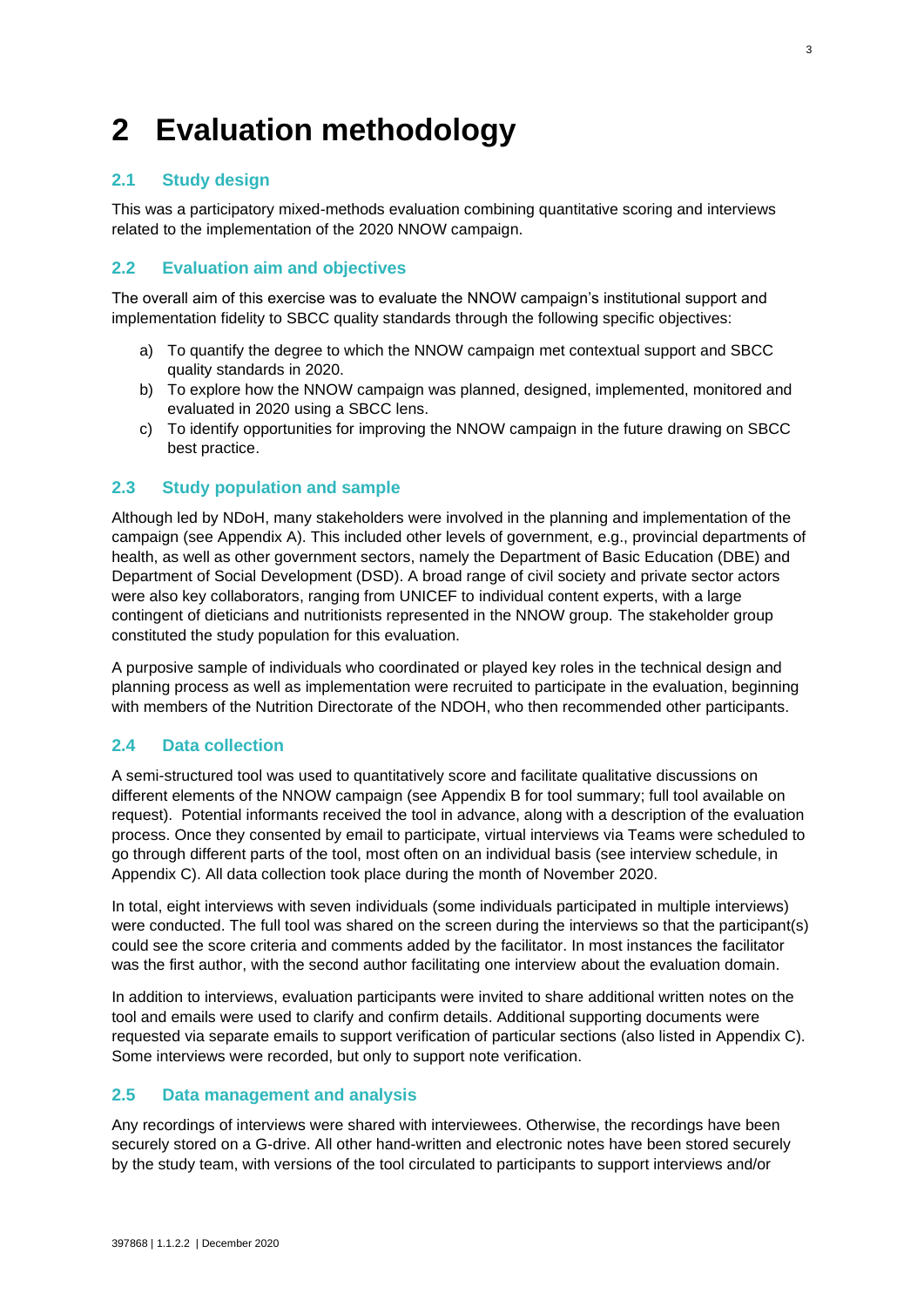# 2 Evaluation methodology

## 2.1 Study design

This was a participatory mixed-methods evaluation combining quantitative scoring and interviews related to the implementation of the 2020 NNOW campaign.

## 2.2 Evaluation aim and objectives

The overall aim of this exercise was to evaluate the NNOW campaign's institutional support and implementation fidelity to SBCC quality standards through the following specific objectives:

a) To quantify the degree to which the NNOW campaign met contextual support and SBCC quality standards in 2020.
b) To explore how the NNOW campaign was planned, designed, implemented, monitored and evaluated in 2020 using a SBCC lens.
c) To identify opportunities for improving the NNOW campaign in the future drawing on SBCC best practice.

## 2.3 Study population and sample

Although led by NDoH, many stakeholders were involved in the planning and implementation of the campaign (see Appendix A). This included other levels of government, e.g., provincial departments of health, as well as other government sectors, namely the Department of Basic Education (DBE) and Department of Social Development (DSD). A broad range of civil society and private sector actors were also key collaborators, ranging from UNICEF to individual content experts, with a large contingent of dieticians and nutritionists represented in the NNOW group. The stakeholder group constituted the study population for this evaluation.

A purposive sample of individuals who coordinated or played key roles in the technical design and planning process as well as implementation were recruited to participate in the evaluation, beginning with members of the Nutrition Directorate of the NDOH, who then recommended other participants.

## 2.4 Data collection

A semi-structured tool was used to quantitatively score and facilitate qualitative discussions on different elements of the NNOW campaign (see Appendix B for tool summary; full tool available on request). Potential informants received the tool in advance, along with a description of the evaluation process. Once they consented by email to participate, virtual interviews via Teams were scheduled to go through different parts of the tool, most often on an individual basis (see interview schedule, in Appendix C). All data collection took place during the month of November 2020.

In total, eight interviews with seven individuals (some individuals participated in multiple interviews) were conducted. The full tool was shared on the screen during the interviews so that the participant(s) could see the score criteria and comments added by the facilitator. In most instances the facilitator was the first author, with the second author facilitating one interview about the evaluation domain.

In addition to interviews, evaluation participants were invited to share additional written notes on the tool and emails were used to clarify and confirm details. Additional supporting documents were requested via separate emails to support verification of particular sections (also listed in Appendix C). Some interviews were recorded, but only to support note verification.

## 2.5 Data management and analysis

Any recordings of interviews were shared with interviewees. Otherwise, the recordings have been securely stored on a G-drive. All other hand-written and electronic notes have been stored securely by the study team, with versions of the tool circulated to participants to support interviews and/or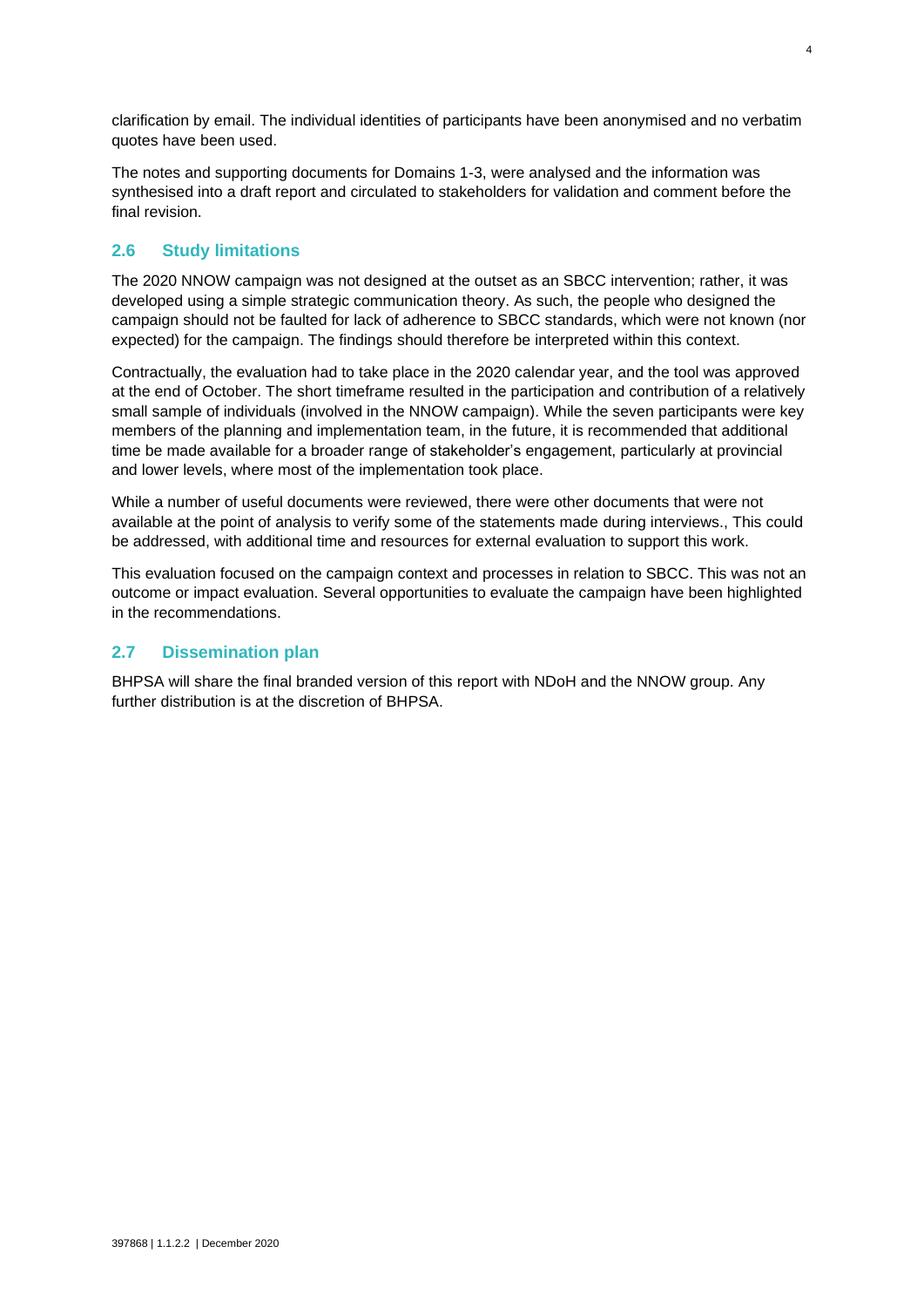clarification by email. The individual identities of participants have been anonymised and no verbatim quotes have been used.

The notes and supporting documents for Domains 1-3, were analysed and the information was synthesised into a draft report and circulated to stakeholders for validation and comment before the final revision.

## 2.6 Study limitations

The 2020 NNOW campaign was not designed at the outset as an SBCC intervention; rather, it was developed using a simple strategic communication theory. As such, the people who designed the campaign should not be faulted for lack of adherence to SBCC standards, which were not known (nor expected) for the campaign. The findings should therefore be interpreted within this context.

Contractually, the evaluation had to take place in the 2020 calendar year, and the tool was approved at the end of October. The short timeframe resulted in the participation and contribution of a relatively small sample of individuals (involved in the NNOW campaign). While the seven participants were key members of the planning and implementation team, in the future, it is recommended that additional time be made available for a broader range of stakeholder's engagement, particularly at provincial and lower levels, where most of the implementation took place.

While a number of useful documents were reviewed, there were other documents that were not available at the point of analysis to verify some of the statements made during interviews., This could be addressed, with additional time and resources for external evaluation to support this work.

This evaluation focused on the campaign context and processes in relation to SBCC. This was not an outcome or impact evaluation. Several opportunities to evaluate the campaign have been highlighted in the recommendations.

## 2.7 Dissemination plan

BHPSA will share the final branded version of this report with NDoH and the NNOW group. Any further distribution is at the discretion of BHPSA.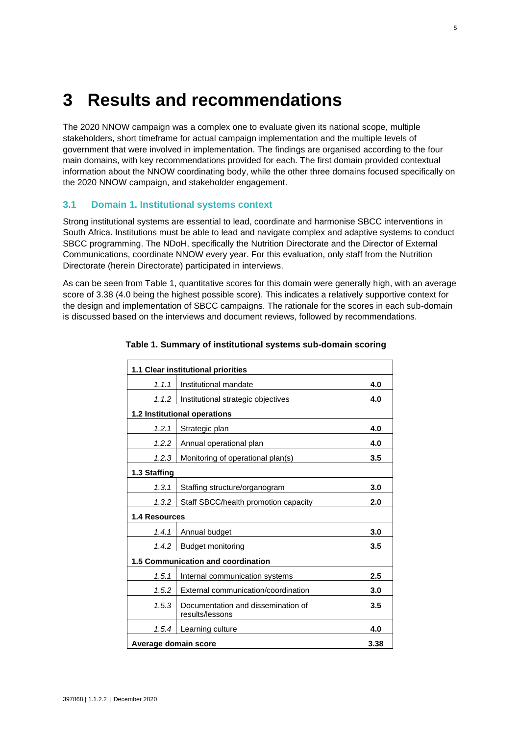# 3 Results and recommendations

The 2020 NNOW campaign was a complex one to evaluate given its national scope, multiple stakeholders, short timeframe for actual campaign implementation and the multiple levels of government that were involved in implementation. The findings are organised according to the four main domains, with key recommendations provided for each. The first domain provided contextual information about the NNOW coordinating body, while the other three domains focused specifically on the 2020 NNOW campaign, and stakeholder engagement.

## 3.1 Domain 1. Institutional systems context

Strong institutional systems are essential to lead, coordinate and harmonise SBCC interventions in South Africa. Institutions must be able to lead and navigate complex and adaptive systems to conduct SBCC programming. The NDoH, specifically the Nutrition Directorate and the Director of External Communications, coordinate NNOW every year. For this evaluation, only staff from the Nutrition Directorate (herein Directorate) participated in interviews.

As can be seen from Table 1, quantitative scores for this domain were generally high, with an average score of 3.38 (4.0 being the highest possible score). This indicates a relatively supportive context for the design and implementation of SBCC campaigns. The rationale for the scores in each sub-domain is discussed based on the interviews and document reviews, followed by recommendations.

**Table 1. Summary of institutional systems sub-domain scoring**

| | | |
|---|---|---|
| **1.1 Clear institutional priorities** | | |
| *1.1.1* | Institutional mandate | **4.0** |
| *1.1.2* | Institutional strategic objectives | **4.0** |
| **1.2 Institutional operations** | | |
| *1.2.1* | Strategic plan | **4.0** |
| *1.2.2* | Annual operational plan | **4.0** |
| *1.2.3* | Monitoring of operational plan(s) | **3.5** |
| **1.3 Staffing** | | |
| *1.3.1* | Staffing structure/organogram | **3.0** |
| *1.3.2* | Staff SBCC/health promotion capacity | **2.0** |
| **1.4 Resources** | | |
| *1.4.1* | Annual budget | **3.0** |
| *1.4.2* | Budget monitoring | **3.5** |
| **1.5 Communication and coordination** | | |
| *1.5.1* | Internal communication systems | **2.5** |
| *1.5.2* | External communication/coordination | **3.0** |
| *1.5.3* | Documentation and dissemination of results/lessons | **3.5** |
| *1.5.4* | Learning culture | **4.0** |
| **Average domain score** | | **3.38** |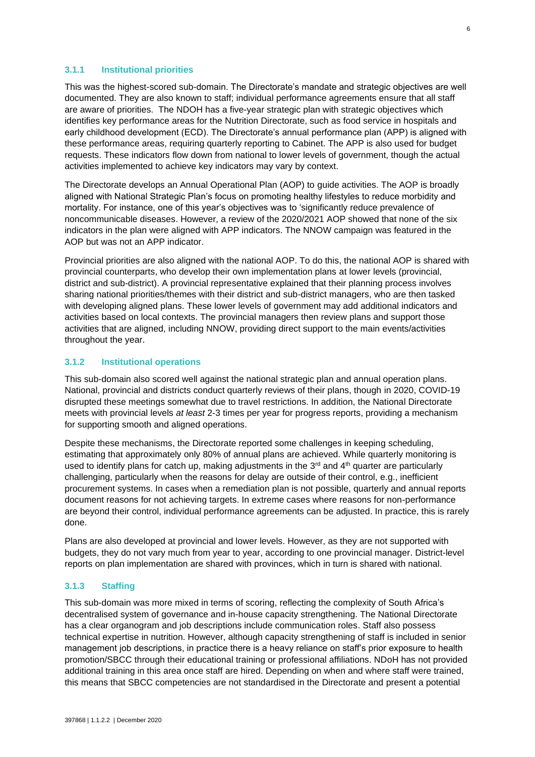### 3.1.1 Institutional priorities

This was the highest-scored sub-domain. The Directorate's mandate and strategic objectives are well documented. They are also known to staff; individual performance agreements ensure that all staff are aware of priorities. The NDOH has a five-year strategic plan with strategic objectives which identifies key performance areas for the Nutrition Directorate, such as food service in hospitals and early childhood development (ECD). The Directorate's annual performance plan (APP) is aligned with these performance areas, requiring quarterly reporting to Cabinet. The APP is also used for budget requests. These indicators flow down from national to lower levels of government, though the actual activities implemented to achieve key indicators may vary by context.

The Directorate develops an Annual Operational Plan (AOP) to guide activities. The AOP is broadly aligned with National Strategic Plan's focus on promoting healthy lifestyles to reduce morbidity and mortality. For instance, one of this year's objectives was to 'significantly reduce prevalence of noncommunicable diseases. However, a review of the 2020/2021 AOP showed that none of the six indicators in the plan were aligned with APP indicators. The NNOW campaign was featured in the AOP but was not an APP indicator.

Provincial priorities are also aligned with the national AOP. To do this, the national AOP is shared with provincial counterparts, who develop their own implementation plans at lower levels (provincial, district and sub-district). A provincial representative explained that their planning process involves sharing national priorities/themes with their district and sub-district managers, who are then tasked with developing aligned plans. These lower levels of government may add additional indicators and activities based on local contexts. The provincial managers then review plans and support those activities that are aligned, including NNOW, providing direct support to the main events/activities throughout the year.

### 3.1.2 Institutional operations

This sub-domain also scored well against the national strategic plan and annual operation plans. National, provincial and districts conduct quarterly reviews of their plans, though in 2020, COVID-19 disrupted these meetings somewhat due to travel restrictions. In addition, the National Directorate meets with provincial levels *at least* 2-3 times per year for progress reports, providing a mechanism for supporting smooth and aligned operations.

Despite these mechanisms, the Directorate reported some challenges in keeping scheduling, estimating that approximately only 80% of annual plans are achieved. While quarterly monitoring is used to identify plans for catch up, making adjustments in the 3rd and 4th quarter are particularly challenging, particularly when the reasons for delay are outside of their control, e.g., inefficient procurement systems. In cases when a remediation plan is not possible, quarterly and annual reports document reasons for not achieving targets. In extreme cases where reasons for non-performance are beyond their control, individual performance agreements can be adjusted. In practice, this is rarely done.

Plans are also developed at provincial and lower levels. However, as they are not supported with budgets, they do not vary much from year to year, according to one provincial manager. District-level reports on plan implementation are shared with provinces, which in turn is shared with national.

### 3.1.3 Staffing

This sub-domain was more mixed in terms of scoring, reflecting the complexity of South Africa's decentralised system of governance and in-house capacity strengthening. The National Directorate has a clear organogram and job descriptions include communication roles. Staff also possess technical expertise in nutrition. However, although capacity strengthening of staff is included in senior management job descriptions, in practice there is a heavy reliance on staff's prior exposure to health promotion/SBCC through their educational training or professional affiliations. NDoH has not provided additional training in this area once staff are hired. Depending on when and where staff were trained, this means that SBCC competencies are not standardised in the Directorate and present a potential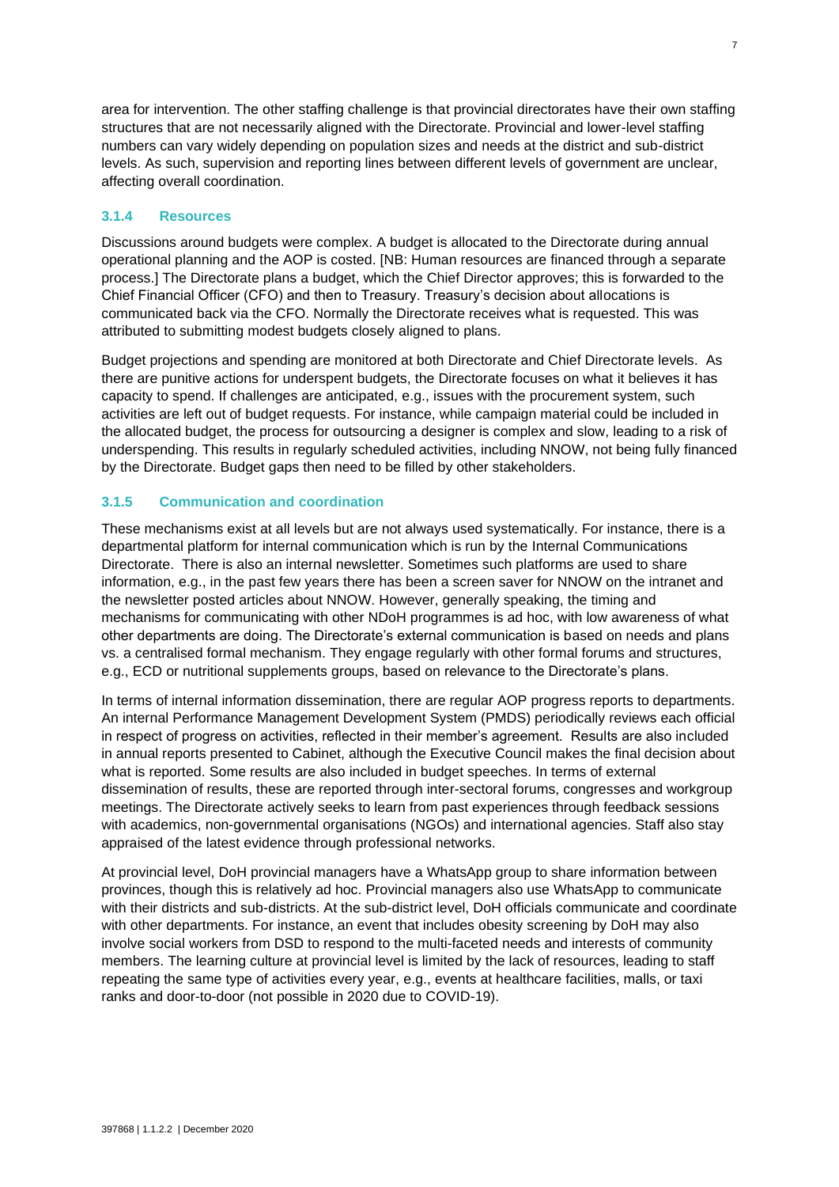area for intervention. The other staffing challenge is that provincial directorates have their own staffing structures that are not necessarily aligned with the Directorate. Provincial and lower-level staffing numbers can vary widely depending on population sizes and needs at the district and sub-district levels. As such, supervision and reporting lines between different levels of government are unclear, affecting overall coordination.

### 3.1.4 Resources

Discussions around budgets were complex. A budget is allocated to the Directorate during annual operational planning and the AOP is costed. [NB: Human resources are financed through a separate process.] The Directorate plans a budget, which the Chief Director approves; this is forwarded to the Chief Financial Officer (CFO) and then to Treasury. Treasury's decision about allocations is communicated back via the CFO. Normally the Directorate receives what is requested. This was attributed to submitting modest budgets closely aligned to plans.

Budget projections and spending are monitored at both Directorate and Chief Directorate levels. As there are punitive actions for underspent budgets, the Directorate focuses on what it believes it has capacity to spend. If challenges are anticipated, e.g., issues with the procurement system, such activities are left out of budget requests. For instance, while campaign material could be included in the allocated budget, the process for outsourcing a designer is complex and slow, leading to a risk of underspending. This results in regularly scheduled activities, including NNOW, not being fully financed by the Directorate. Budget gaps then need to be filled by other stakeholders.

### 3.1.5 Communication and coordination

These mechanisms exist at all levels but are not always used systematically. For instance, there is a departmental platform for internal communication which is run by the Internal Communications Directorate. There is also an internal newsletter. Sometimes such platforms are used to share information, e.g., in the past few years there has been a screen saver for NNOW on the intranet and the newsletter posted articles about NNOW. However, generally speaking, the timing and mechanisms for communicating with other NDoH programmes is ad hoc, with low awareness of what other departments are doing. The Directorate's external communication is based on needs and plans vs. a centralised formal mechanism. They engage regularly with other formal forums and structures, e.g., ECD or nutritional supplements groups, based on relevance to the Directorate's plans.

In terms of internal information dissemination, there are regular AOP progress reports to departments. An internal Performance Management Development System (PMDS) periodically reviews each official in respect of progress on activities, reflected in their member's agreement. Results are also included in annual reports presented to Cabinet, although the Executive Council makes the final decision about what is reported. Some results are also included in budget speeches. In terms of external dissemination of results, these are reported through inter-sectoral forums, congresses and workgroup meetings. The Directorate actively seeks to learn from past experiences through feedback sessions with academics, non-governmental organisations (NGOs) and international agencies. Staff also stay appraised of the latest evidence through professional networks.

At provincial level, DoH provincial managers have a WhatsApp group to share information between provinces, though this is relatively ad hoc. Provincial managers also use WhatsApp to communicate with their districts and sub-districts. At the sub-district level, DoH officials communicate and coordinate with other departments. For instance, an event that includes obesity screening by DoH may also involve social workers from DSD to respond to the multi-faceted needs and interests of community members. The learning culture at provincial level is limited by the lack of resources, leading to staff repeating the same type of activities every year, e.g., events at healthcare facilities, malls, or taxi ranks and door-to-door (not possible in 2020 due to COVID-19).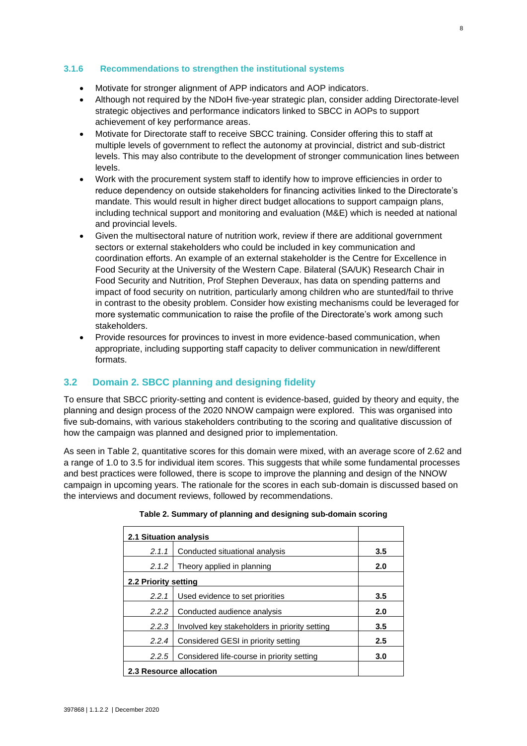### 3.1.6 Recommendations to strengthen the institutional systems

- Motivate for stronger alignment of APP indicators and AOP indicators.
- Although not required by the NDoH five-year strategic plan, consider adding Directorate-level strategic objectives and performance indicators linked to SBCC in AOPs to support achievement of key performance areas.
- Motivate for Directorate staff to receive SBCC training. Consider offering this to staff at multiple levels of government to reflect the autonomy at provincial, district and sub-district levels. This may also contribute to the development of stronger communication lines between levels.
- Work with the procurement system staff to identify how to improve efficiencies in order to reduce dependency on outside stakeholders for financing activities linked to the Directorate's mandate. This would result in higher direct budget allocations to support campaign plans, including technical support and monitoring and evaluation (M&E) which is needed at national and provincial levels.
- Given the multisectoral nature of nutrition work, review if there are additional government sectors or external stakeholders who could be included in key communication and coordination efforts. An example of an external stakeholder is the Centre for Excellence in Food Security at the University of the Western Cape. Bilateral (SA/UK) Research Chair in Food Security and Nutrition, Prof Stephen Deveraux, has data on spending patterns and impact of food security on nutrition, particularly among children who are stunted/fail to thrive in contrast to the obesity problem. Consider how existing mechanisms could be leveraged for more systematic communication to raise the profile of the Directorate's work among such stakeholders.
- Provide resources for provinces to invest in more evidence-based communication, when appropriate, including supporting staff capacity to deliver communication in new/different formats.

## 3.2 Domain 2. SBCC planning and designing fidelity

To ensure that SBCC priority-setting and content is evidence-based, guided by theory and equity, the planning and design process of the 2020 NNOW campaign were explored. This was organised into five sub-domains, with various stakeholders contributing to the scoring and qualitative discussion of how the campaign was planned and designed prior to implementation.

As seen in Table 2, quantitative scores for this domain were mixed, with an average score of 2.62 and a range of 1.0 to 3.5 for individual item scores. This suggests that while some fundamental processes and best practices were followed, there is scope to improve the planning and design of the NNOW campaign in upcoming years. The rationale for the scores in each sub-domain is discussed based on the interviews and document reviews, followed by recommendations.

**Table 2. Summary of planning and designing sub-domain scoring**

| **2.1 Situation analysis** | | |
|---|---|---|
| *2.1.1* | Conducted situational analysis | **3.5** |
| *2.1.2* | Theory applied in planning | **2.0** |
| **2.2 Priority setting** | | |
| *2.2.1* | Used evidence to set priorities | **3.5** |
| *2.2.2* | Conducted audience analysis | **2.0** |
| *2.2.3* | Involved key stakeholders in priority setting | **3.5** |
| *2.2.4* | Considered GESI in priority setting | **2.5** |
| *2.2.5* | Considered life-course in priority setting | **3.0** |
| **2.3 Resource allocation** | | |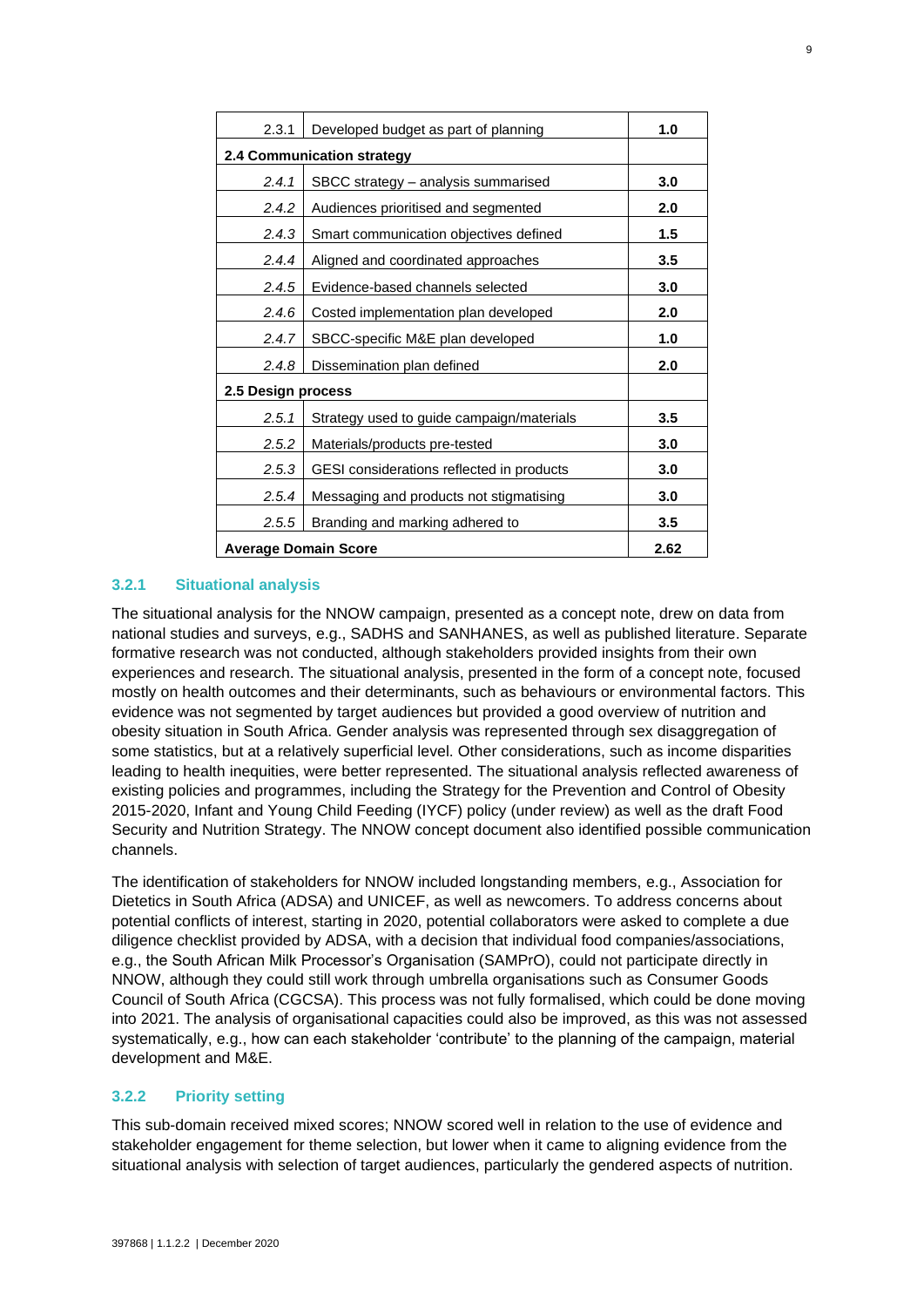| | | |
|---|---|---|
| 2.3.1 | Developed budget as part of planning | **1.0** |
| **2.4 Communication strategy** | | |
| *2.4.1* | SBCC strategy – analysis summarised | **3.0** |
| *2.4.2* | Audiences prioritised and segmented | **2.0** |
| *2.4.3* | Smart communication objectives defined | **1.5** |
| *2.4.4* | Aligned and coordinated approaches | **3.5** |
| *2.4.5* | Evidence-based channels selected | **3.0** |
| *2.4.6* | Costed implementation plan developed | **2.0** |
| *2.4.7* | SBCC-specific M&E plan developed | **1.0** |
| *2.4.8* | Dissemination plan defined | **2.0** |
| **2.5 Design process** | | |
| *2.5.1* | Strategy used to guide campaign/materials | **3.5** |
| *2.5.2* | Materials/products pre-tested | **3.0** |
| *2.5.3* | GESI considerations reflected in products | **3.0** |
| *2.5.4* | Messaging and products not stigmatising | **3.0** |
| *2.5.5* | Branding and marking adhered to | **3.5** |
| **Average Domain Score** | | **2.62** |

### 3.2.1 Situational analysis

The situational analysis for the NNOW campaign, presented as a concept note, drew on data from national studies and surveys, e.g., SADHS and SANHANES, as well as published literature. Separate formative research was not conducted, although stakeholders provided insights from their own experiences and research. The situational analysis, presented in the form of a concept note, focused mostly on health outcomes and their determinants, such as behaviours or environmental factors. This evidence was not segmented by target audiences but provided a good overview of nutrition and obesity situation in South Africa. Gender analysis was represented through sex disaggregation of some statistics, but at a relatively superficial level. Other considerations, such as income disparities leading to health inequities, were better represented. The situational analysis reflected awareness of existing policies and programmes, including the Strategy for the Prevention and Control of Obesity 2015-2020, Infant and Young Child Feeding (IYCF) policy (under review) as well as the draft Food Security and Nutrition Strategy. The NNOW concept document also identified possible communication channels.

The identification of stakeholders for NNOW included longstanding members, e.g., Association for Dietetics in South Africa (ADSA) and UNICEF, as well as newcomers. To address concerns about potential conflicts of interest, starting in 2020, potential collaborators were asked to complete a due diligence checklist provided by ADSA, with a decision that individual food companies/associations, e.g., the South African Milk Processor's Organisation (SAMPrO), could not participate directly in NNOW, although they could still work through umbrella organisations such as Consumer Goods Council of South Africa (CGCSA). This process was not fully formalised, which could be done moving into 2021. The analysis of organisational capacities could also be improved, as this was not assessed systematically, e.g., how can each stakeholder 'contribute' to the planning of the campaign, material development and M&E.

### 3.2.2 Priority setting

This sub-domain received mixed scores; NNOW scored well in relation to the use of evidence and stakeholder engagement for theme selection, but lower when it came to aligning evidence from the situational analysis with selection of target audiences, particularly the gendered aspects of nutrition.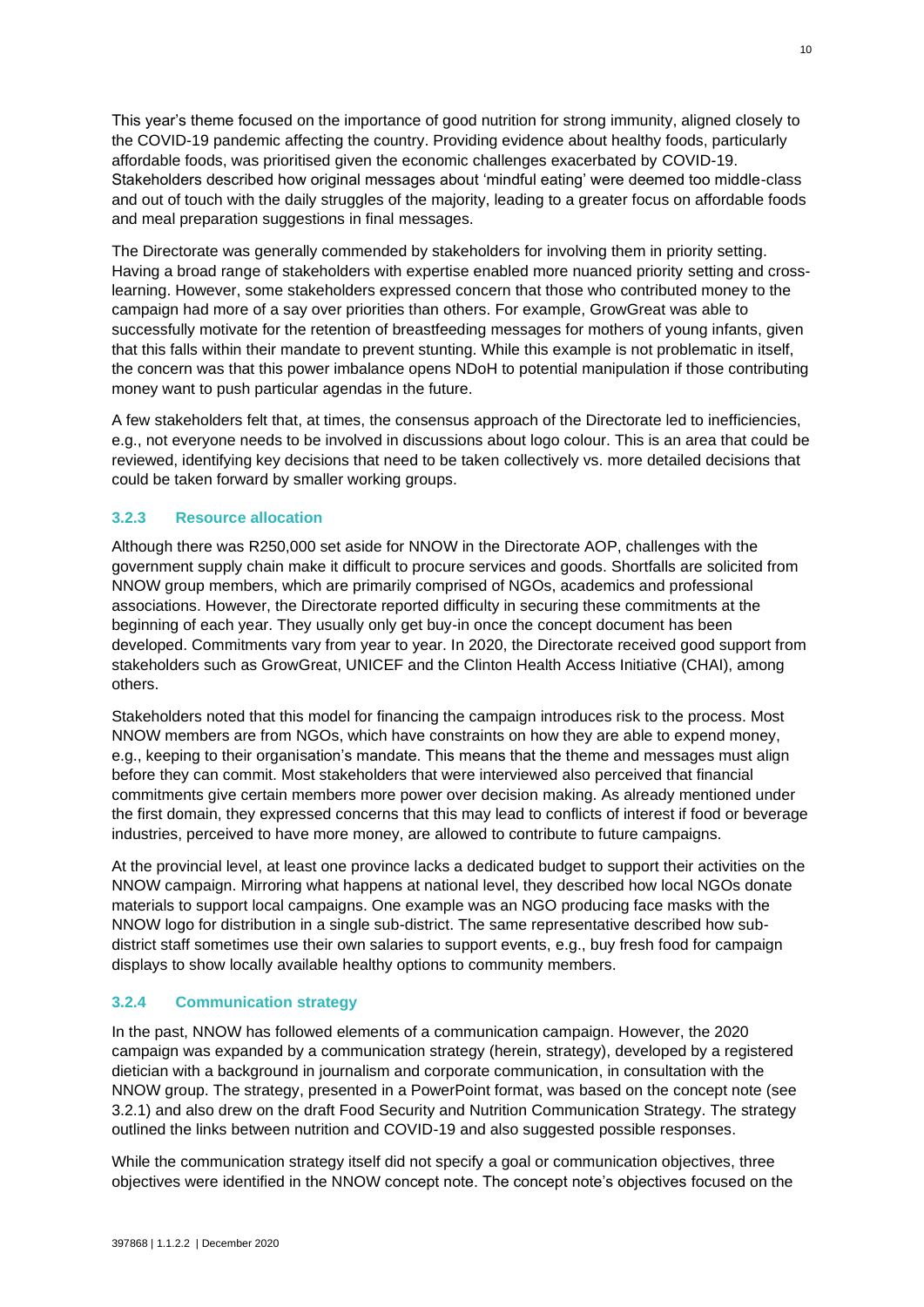This year's theme focused on the importance of good nutrition for strong immunity, aligned closely to the COVID-19 pandemic affecting the country. Providing evidence about healthy foods, particularly affordable foods, was prioritised given the economic challenges exacerbated by COVID-19. Stakeholders described how original messages about 'mindful eating' were deemed too middle-class and out of touch with the daily struggles of the majority, leading to a greater focus on affordable foods and meal preparation suggestions in final messages.

The Directorate was generally commended by stakeholders for involving them in priority setting. Having a broad range of stakeholders with expertise enabled more nuanced priority setting and cross-learning. However, some stakeholders expressed concern that those who contributed money to the campaign had more of a say over priorities than others. For example, GrowGreat was able to successfully motivate for the retention of breastfeeding messages for mothers of young infants, given that this falls within their mandate to prevent stunting. While this example is not problematic in itself, the concern was that this power imbalance opens NDoH to potential manipulation if those contributing money want to push particular agendas in the future.

A few stakeholders felt that, at times, the consensus approach of the Directorate led to inefficiencies, e.g., not everyone needs to be involved in discussions about logo colour. This is an area that could be reviewed, identifying key decisions that need to be taken collectively vs. more detailed decisions that could be taken forward by smaller working groups.

### 3.2.3 Resource allocation

Although there was R250,000 set aside for NNOW in the Directorate AOP, challenges with the government supply chain make it difficult to procure services and goods. Shortfalls are solicited from NNOW group members, which are primarily comprised of NGOs, academics and professional associations. However, the Directorate reported difficulty in securing these commitments at the beginning of each year. They usually only get buy-in once the concept document has been developed. Commitments vary from year to year. In 2020, the Directorate received good support from stakeholders such as GrowGreat, UNICEF and the Clinton Health Access Initiative (CHAI), among others.

Stakeholders noted that this model for financing the campaign introduces risk to the process. Most NNOW members are from NGOs, which have constraints on how they are able to expend money, e.g., keeping to their organisation's mandate. This means that the theme and messages must align before they can commit. Most stakeholders that were interviewed also perceived that financial commitments give certain members more power over decision making. As already mentioned under the first domain, they expressed concerns that this may lead to conflicts of interest if food or beverage industries, perceived to have more money, are allowed to contribute to future campaigns.

At the provincial level, at least one province lacks a dedicated budget to support their activities on the NNOW campaign. Mirroring what happens at national level, they described how local NGOs donate materials to support local campaigns. One example was an NGO producing face masks with the NNOW logo for distribution in a single sub-district. The same representative described how sub-district staff sometimes use their own salaries to support events, e.g., buy fresh food for campaign displays to show locally available healthy options to community members.

### 3.2.4 Communication strategy

In the past, NNOW has followed elements of a communication campaign. However, the 2020 campaign was expanded by a communication strategy (herein, strategy), developed by a registered dietician with a background in journalism and corporate communication, in consultation with the NNOW group. The strategy, presented in a PowerPoint format, was based on the concept note (see 3.2.1) and also drew on the draft Food Security and Nutrition Communication Strategy. The strategy outlined the links between nutrition and COVID-19 and also suggested possible responses.

While the communication strategy itself did not specify a goal or communication objectives, three objectives were identified in the NNOW concept note. The concept note's objectives focused on the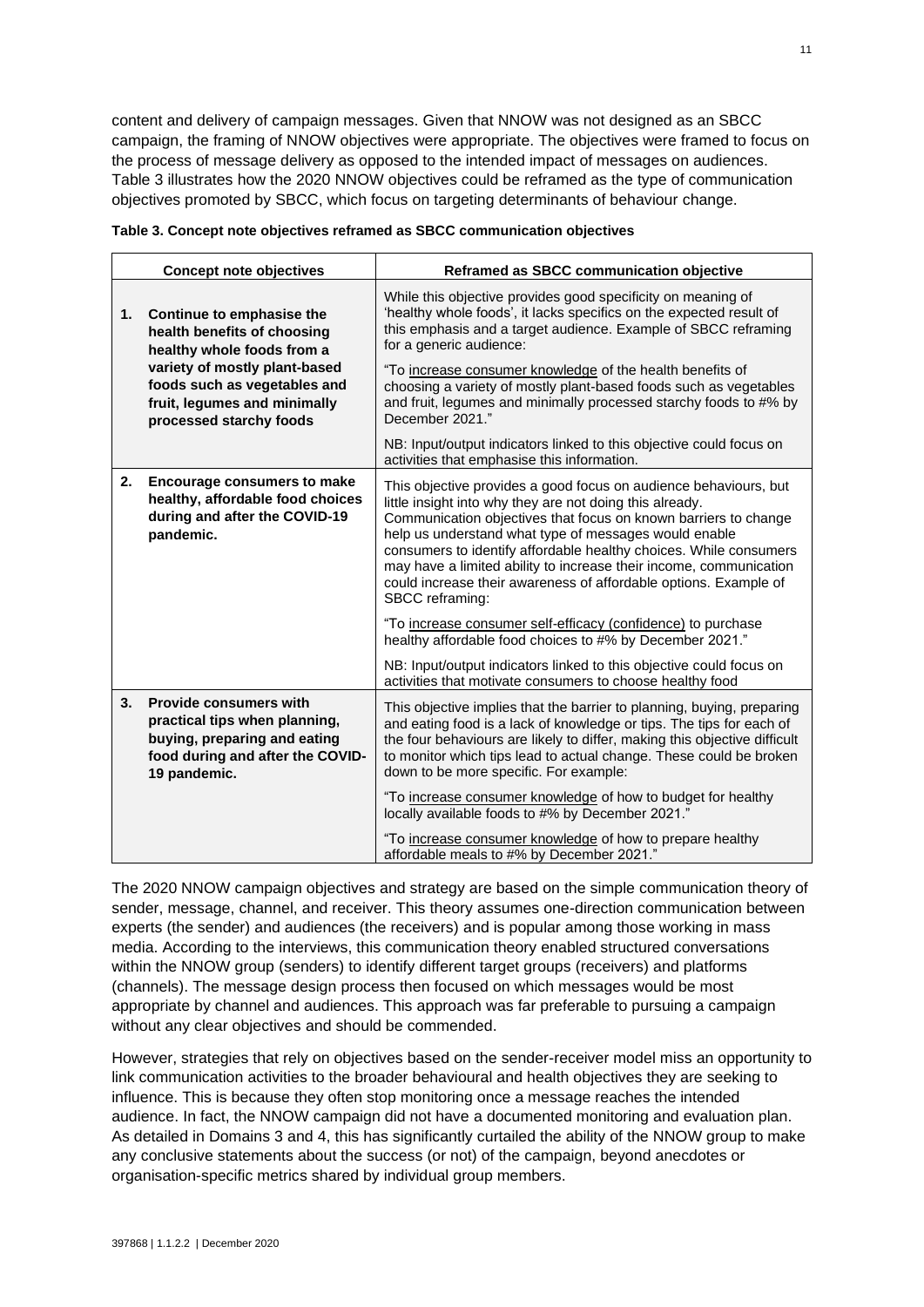content and delivery of campaign messages. Given that NNOW was not designed as an SBCC campaign, the framing of NNOW objectives were appropriate. The objectives were framed to focus on the process of message delivery as opposed to the intended impact of messages on audiences. Table 3 illustrates how the 2020 NNOW objectives could be reframed as the type of communication objectives promoted by SBCC, which focus on targeting determinants of behaviour change.

**Table 3. Concept note objectives reframed as SBCC communication objectives**

| Concept note objectives | Reframed as SBCC communication objective |
|---|---|
| **1. Continue to emphasise the health benefits of choosing healthy whole foods from a variety of mostly plant-based foods such as vegetables and fruit, legumes and minimally processed starchy foods** | While this objective provides good specificity on meaning of 'healthy whole foods', it lacks specifics on the expected result of this emphasis and a target audience. Example of SBCC reframing for a generic audience:<br><br>"To increase consumer knowledge of the health benefits of choosing a variety of mostly plant-based foods such as vegetables and fruit, legumes and minimally processed starchy foods to #% by December 2021."<br><br>NB: Input/output indicators linked to this objective could focus on activities that emphasise this information. |
| **2. Encourage consumers to make healthy, affordable food choices during and after the COVID-19 pandemic.** | This objective provides a good focus on audience behaviours, but little insight into why they are not doing this already. Communication objectives that focus on known barriers to change help us understand what type of messages would enable consumers to identify affordable healthy choices. While consumers may have a limited ability to increase their income, communication could increase their awareness of affordable options. Example of SBCC reframing:<br><br>"To increase consumer self-efficacy (confidence) to purchase healthy affordable food choices to #% by December 2021."<br><br>NB: Input/output indicators linked to this objective could focus on activities that motivate consumers to choose healthy food |
| **3. Provide consumers with practical tips when planning, buying, preparing and eating food during and after the COVID-19 pandemic.** | This objective implies that the barrier to planning, buying, preparing and eating food is a lack of knowledge or tips. The tips for each of the four behaviours are likely to differ, making this objective difficult to monitor which tips lead to actual change. These could be broken down to be more specific. For example:<br><br>"To increase consumer knowledge of how to budget for healthy locally available foods to #% by December 2021."<br><br>"To increase consumer knowledge of how to prepare healthy affordable meals to #% by December 2021." |

The 2020 NNOW campaign objectives and strategy are based on the simple communication theory of sender, message, channel, and receiver. This theory assumes one-direction communication between experts (the sender) and audiences (the receivers) and is popular among those working in mass media. According to the interviews, this communication theory enabled structured conversations within the NNOW group (senders) to identify different target groups (receivers) and platforms (channels). The message design process then focused on which messages would be most appropriate by channel and audiences. This approach was far preferable to pursuing a campaign without any clear objectives and should be commended.

However, strategies that rely on objectives based on the sender-receiver model miss an opportunity to link communication activities to the broader behavioural and health objectives they are seeking to influence. This is because they often stop monitoring once a message reaches the intended audience. In fact, the NNOW campaign did not have a documented monitoring and evaluation plan. As detailed in Domains 3 and 4, this has significantly curtailed the ability of the NNOW group to make any conclusive statements about the success (or not) of the campaign, beyond anecdotes or organisation-specific metrics shared by individual group members.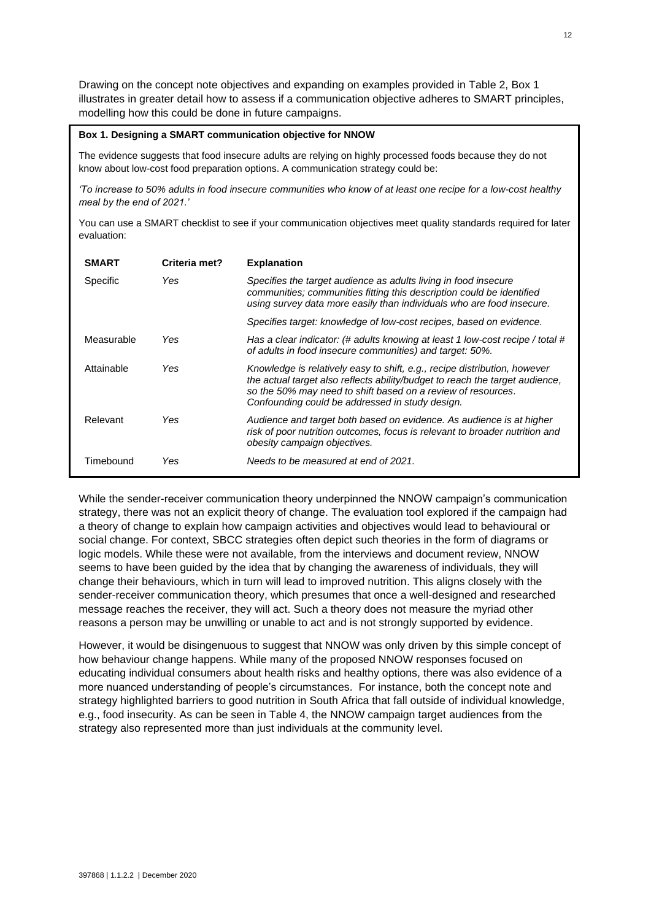Drawing on the concept note objectives and expanding on examples provided in Table 2, Box 1 illustrates in greater detail how to assess if a communication objective adheres to SMART principles, modelling how this could be done in future campaigns.

**Box 1. Designing a SMART communication objective for NNOW**

The evidence suggests that food insecure adults are relying on highly processed foods because they do not know about low-cost food preparation options. A communication strategy could be:

*'To increase to 50% adults in food insecure communities who know of at least one recipe for a low-cost healthy meal by the end of 2021.'*

You can use a SMART checklist to see if your communication objectives meet quality standards required for later evaluation:

| SMART | Criteria met? | Explanation |
|---|---|---|
| Specific | *Yes* | *Specifies the target audience as adults living in food insecure communities; communities fitting this description could be identified using survey data more easily than individuals who are food insecure.*<br><br>*Specifies target: knowledge of low-cost recipes, based on evidence.* |
| Measurable | *Yes* | *Has a clear indicator: (# adults knowing at least 1 low-cost recipe / total # of adults in food insecure communities) and target: 50%.* |
| Attainable | *Yes* | *Knowledge is relatively easy to shift, e.g., recipe distribution, however the actual target also reflects ability/budget to reach the target audience, so the 50% may need to shift based on a review of resources. Confounding could be addressed in study design.* |
| Relevant | *Yes* | *Audience and target both based on evidence. As audience is at higher risk of poor nutrition outcomes, focus is relevant to broader nutrition and obesity campaign objectives.* |
| Timebound | *Yes* | *Needs to be measured at end of 2021.* |

While the sender-receiver communication theory underpinned the NNOW campaign's communication strategy, there was not an explicit theory of change. The evaluation tool explored if the campaign had a theory of change to explain how campaign activities and objectives would lead to behavioural or social change. For context, SBCC strategies often depict such theories in the form of diagrams or logic models. While these were not available, from the interviews and document review, NNOW seems to have been guided by the idea that by changing the awareness of individuals, they will change their behaviours, which in turn will lead to improved nutrition. This aligns closely with the sender-receiver communication theory, which presumes that once a well-designed and researched message reaches the receiver, they will act. Such a theory does not measure the myriad other reasons a person may be unwilling or unable to act and is not strongly supported by evidence.

However, it would be disingenuous to suggest that NNOW was only driven by this simple concept of how behaviour change happens. While many of the proposed NNOW responses focused on educating individual consumers about health risks and healthy options, there was also evidence of a more nuanced understanding of people's circumstances. For instance, both the concept note and strategy highlighted barriers to good nutrition in South Africa that fall outside of individual knowledge, e.g., food insecurity. As can be seen in Table 4, the NNOW campaign target audiences from the strategy also represented more than just individuals at the community level.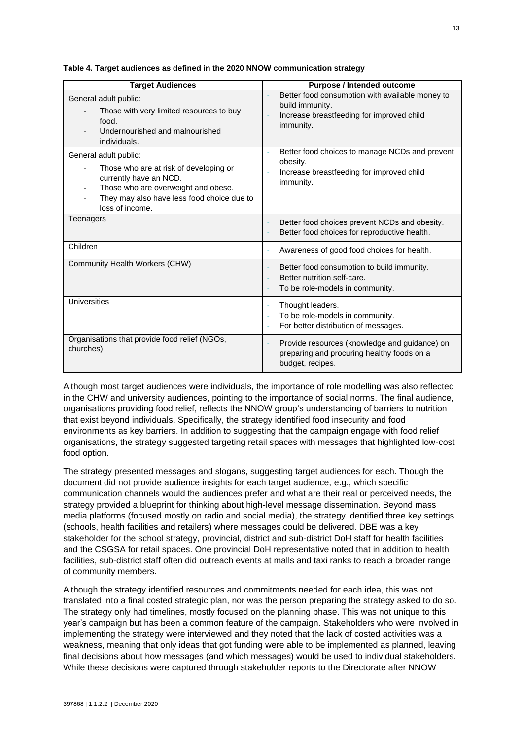**Table 4. Target audiences as defined in the 2020 NNOW communication strategy**

| Target Audiences | Purpose / Intended outcome |
|---|---|
| General adult public:<br>- Those with very limited resources to buy food.<br>- Undernourished and malnourished individuals. | - Better food consumption with available money to build immunity.<br>- Increase breastfeeding for improved child immunity. |
| General adult public:<br>- Those who are at risk of developing or currently have an NCD.<br>- Those who are overweight and obese.<br>- They may also have less food choice due to loss of income. | - Better food choices to manage NCDs and prevent obesity.<br>- Increase breastfeeding for improved child immunity. |
| Teenagers | - Better food choices prevent NCDs and obesity.<br>- Better food choices for reproductive health. |
| Children | - Awareness of good food choices for health. |
| Community Health Workers (CHW) | - Better food consumption to build immunity.<br>- Better nutrition self-care.<br>- To be role-models in community. |
| Universities | - Thought leaders.<br>- To be role-models in community.<br>- For better distribution of messages. |
| Organisations that provide food relief (NGOs, churches) | - Provide resources (knowledge and guidance) on preparing and procuring healthy foods on a budget, recipes. |

Although most target audiences were individuals, the importance of role modelling was also reflected in the CHW and university audiences, pointing to the importance of social norms. The final audience, organisations providing food relief, reflects the NNOW group's understanding of barriers to nutrition that exist beyond individuals. Specifically, the strategy identified food insecurity and food environments as key barriers. In addition to suggesting that the campaign engage with food relief organisations, the strategy suggested targeting retail spaces with messages that highlighted low-cost food option.

The strategy presented messages and slogans, suggesting target audiences for each. Though the document did not provide audience insights for each target audience, e.g., which specific communication channels would the audiences prefer and what are their real or perceived needs, the strategy provided a blueprint for thinking about high-level message dissemination. Beyond mass media platforms (focused mostly on radio and social media), the strategy identified three key settings (schools, health facilities and retailers) where messages could be delivered. DBE was a key stakeholder for the school strategy, provincial, district and sub-district DoH staff for health facilities and the CSGSA for retail spaces. One provincial DoH representative noted that in addition to health facilities, sub-district staff often did outreach events at malls and taxi ranks to reach a broader range of community members.

Although the strategy identified resources and commitments needed for each idea, this was not translated into a final costed strategic plan, nor was the person preparing the strategy asked to do so. The strategy only had timelines, mostly focused on the planning phase. This was not unique to this year's campaign but has been a common feature of the campaign. Stakeholders who were involved in implementing the strategy were interviewed and they noted that the lack of costed activities was a weakness, meaning that only ideas that got funding were able to be implemented as planned, leaving final decisions about how messages (and which messages) would be used to individual stakeholders. While these decisions were captured through stakeholder reports to the Directorate after NNOW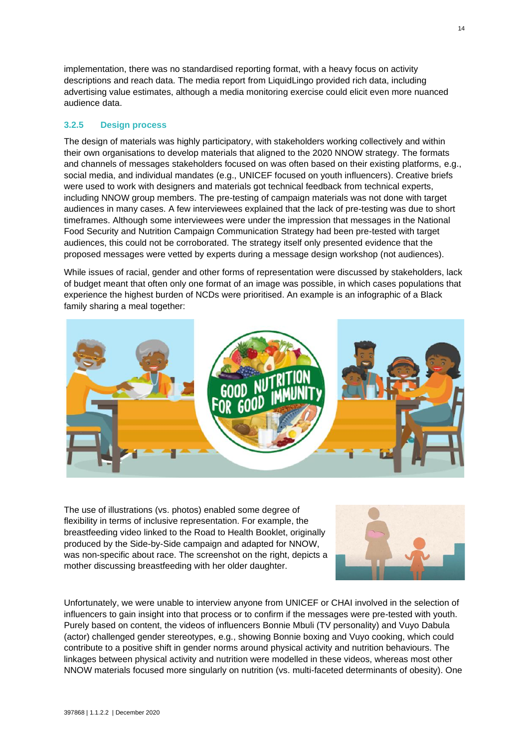implementation, there was no standardised reporting format, with a heavy focus on activity descriptions and reach data. The media report from LiquidLingo provided rich data, including advertising value estimates, although a media monitoring exercise could elicit even more nuanced audience data.

### 3.2.5 Design process

The design of materials was highly participatory, with stakeholders working collectively and within their own organisations to develop materials that aligned to the 2020 NNOW strategy. The formats and channels of messages stakeholders focused on was often based on their existing platforms, e.g., social media, and individual mandates (e.g., UNICEF focused on youth influencers). Creative briefs were used to work with designers and materials got technical feedback from technical experts, including NNOW group members. The pre-testing of campaign materials was not done with target audiences in many cases. A few interviewees explained that the lack of pre-testing was due to short timeframes. Although some interviewees were under the impression that messages in the National Food Security and Nutrition Campaign Communication Strategy had been pre-tested with target audiences, this could not be corroborated. The strategy itself only presented evidence that the proposed messages were vetted by experts during a message design workshop (not audiences).

While issues of racial, gender and other forms of representation were discussed by stakeholders, lack of budget meant that often only one format of an image was possible, in which cases populations that experience the highest burden of NCDs were prioritised. An example is an infographic of a Black family sharing a meal together:

The use of illustrations (vs. photos) enabled some degree of flexibility in terms of inclusive representation. For example, the breastfeeding video linked to the Road to Health Booklet, originally produced by the Side-by-Side campaign and adapted for NNOW, was non-specific about race. The screenshot on the right, depicts a mother discussing breastfeeding with her older daughter.

Unfortunately, we were unable to interview anyone from UNICEF or CHAI involved in the selection of influencers to gain insight into that process or to confirm if the messages were pre-tested with youth. Purely based on content, the videos of influencers Bonnie Mbuli (TV personality) and Vuyo Dabula (actor) challenged gender stereotypes, e.g., showing Bonnie boxing and Vuyo cooking, which could contribute to a positive shift in gender norms around physical activity and nutrition behaviours. The linkages between physical activity and nutrition were modelled in these videos, whereas most other NNOW materials focused more singularly on nutrition (vs. multi-faceted determinants of obesity). One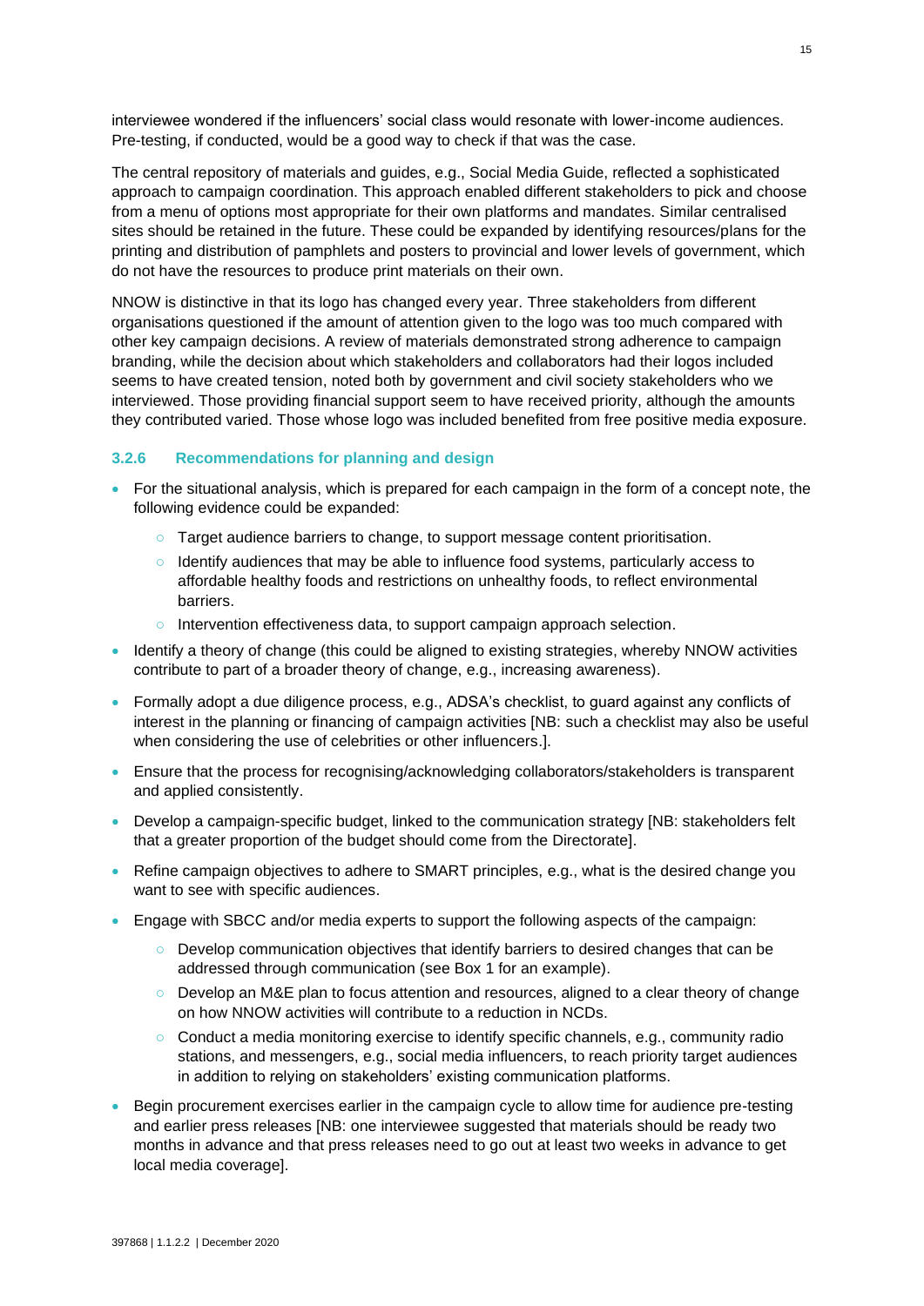interviewee wondered if the influencers' social class would resonate with lower-income audiences. Pre-testing, if conducted, would be a good way to check if that was the case.

The central repository of materials and guides, e.g., Social Media Guide, reflected a sophisticated approach to campaign coordination. This approach enabled different stakeholders to pick and choose from a menu of options most appropriate for their own platforms and mandates. Similar centralised sites should be retained in the future. These could be expanded by identifying resources/plans for the printing and distribution of pamphlets and posters to provincial and lower levels of government, which do not have the resources to produce print materials on their own.

NNOW is distinctive in that its logo has changed every year. Three stakeholders from different organisations questioned if the amount of attention given to the logo was too much compared with other key campaign decisions. A review of materials demonstrated strong adherence to campaign branding, while the decision about which stakeholders and collaborators had their logos included seems to have created tension, noted both by government and civil society stakeholders who we interviewed. Those providing financial support seem to have received priority, although the amounts they contributed varied. Those whose logo was included benefited from free positive media exposure.

### 3.2.6 Recommendations for planning and design

- For the situational analysis, which is prepared for each campaign in the form of a concept note, the following evidence could be expanded:
  - Target audience barriers to change, to support message content prioritisation.
  - Identify audiences that may be able to influence food systems, particularly access to affordable healthy foods and restrictions on unhealthy foods, to reflect environmental barriers.
  - Intervention effectiveness data, to support campaign approach selection.
- Identify a theory of change (this could be aligned to existing strategies, whereby NNOW activities contribute to part of a broader theory of change, e.g., increasing awareness).
- Formally adopt a due diligence process, e.g., ADSA's checklist, to guard against any conflicts of interest in the planning or financing of campaign activities [NB: such a checklist may also be useful when considering the use of celebrities or other influencers.].
- Ensure that the process for recognising/acknowledging collaborators/stakeholders is transparent and applied consistently.
- Develop a campaign-specific budget, linked to the communication strategy [NB: stakeholders felt that a greater proportion of the budget should come from the Directorate].
- Refine campaign objectives to adhere to SMART principles, e.g., what is the desired change you want to see with specific audiences.
- Engage with SBCC and/or media experts to support the following aspects of the campaign:
  - Develop communication objectives that identify barriers to desired changes that can be addressed through communication (see Box 1 for an example).
  - Develop an M&E plan to focus attention and resources, aligned to a clear theory of change on how NNOW activities will contribute to a reduction in NCDs.
  - Conduct a media monitoring exercise to identify specific channels, e.g., community radio stations, and messengers, e.g., social media influencers, to reach priority target audiences in addition to relying on stakeholders' existing communication platforms.
- Begin procurement exercises earlier in the campaign cycle to allow time for audience pre-testing and earlier press releases [NB: one interviewee suggested that materials should be ready two months in advance and that press releases need to go out at least two weeks in advance to get local media coverage].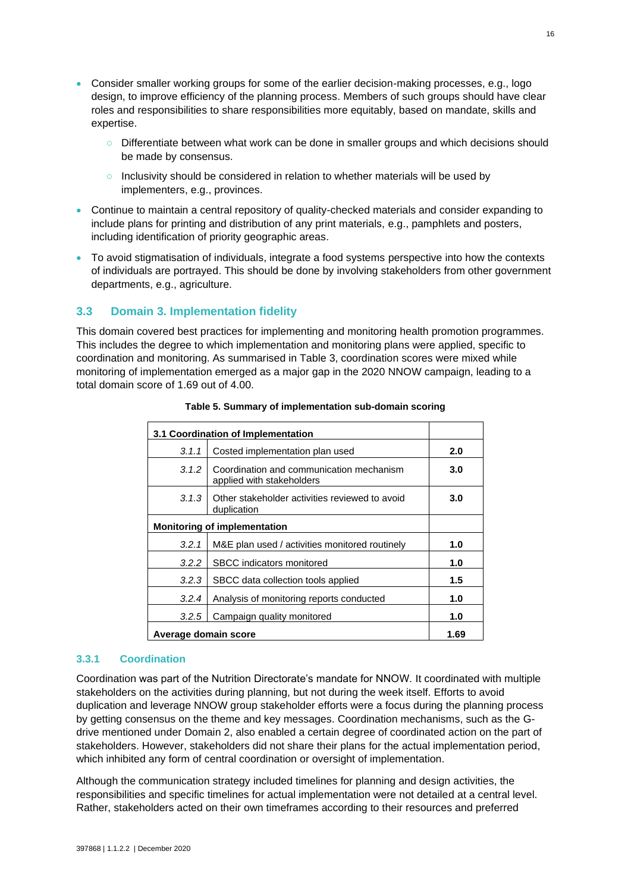- Consider smaller working groups for some of the earlier decision-making processes, e.g., logo design, to improve efficiency of the planning process. Members of such groups should have clear roles and responsibilities to share responsibilities more equitably, based on mandate, skills and expertise.
  - Differentiate between what work can be done in smaller groups and which decisions should be made by consensus.
  - Inclusivity should be considered in relation to whether materials will be used by implementers, e.g., provinces.
- Continue to maintain a central repository of quality-checked materials and consider expanding to include plans for printing and distribution of any print materials, e.g., pamphlets and posters, including identification of priority geographic areas.
- To avoid stigmatisation of individuals, integrate a food systems perspective into how the contexts of individuals are portrayed. This should be done by involving stakeholders from other government departments, e.g., agriculture.

## 3.3 Domain 3. Implementation fidelity

This domain covered best practices for implementing and monitoring health promotion programmes. This includes the degree to which implementation and monitoring plans were applied, specific to coordination and monitoring. As summarised in Table 3, coordination scores were mixed while monitoring of implementation emerged as a major gap in the 2020 NNOW campaign, leading to a total domain score of 1.69 out of 4.00.

**Table 5. Summary of implementation sub-domain scoring**

| **3.1 Coordination of Implementation** | | |
|---|---|---|
| *3.1.1* | Costed implementation plan used | **2.0** |
| *3.1.2* | Coordination and communication mechanism applied with stakeholders | **3.0** |
| *3.1.3* | Other stakeholder activities reviewed to avoid duplication | **3.0** |
| **Monitoring of implementation** | | |
| *3.2.1* | M&E plan used / activities monitored routinely | **1.0** |
| *3.2.2* | SBCC indicators monitored | **1.0** |
| *3.2.3* | SBCC data collection tools applied | **1.5** |
| *3.2.4* | Analysis of monitoring reports conducted | **1.0** |
| *3.2.5* | Campaign quality monitored | **1.0** |
| **Average domain score** | | **1.69** |

### 3.3.1 Coordination

Coordination was part of the Nutrition Directorate's mandate for NNOW. It coordinated with multiple stakeholders on the activities during planning, but not during the week itself. Efforts to avoid duplication and leverage NNOW group stakeholder efforts were a focus during the planning process by getting consensus on the theme and key messages. Coordination mechanisms, such as the G-drive mentioned under Domain 2, also enabled a certain degree of coordinated action on the part of stakeholders. However, stakeholders did not share their plans for the actual implementation period, which inhibited any form of central coordination or oversight of implementation.

Although the communication strategy included timelines for planning and design activities, the responsibilities and specific timelines for actual implementation were not detailed at a central level. Rather, stakeholders acted on their own timeframes according to their resources and preferred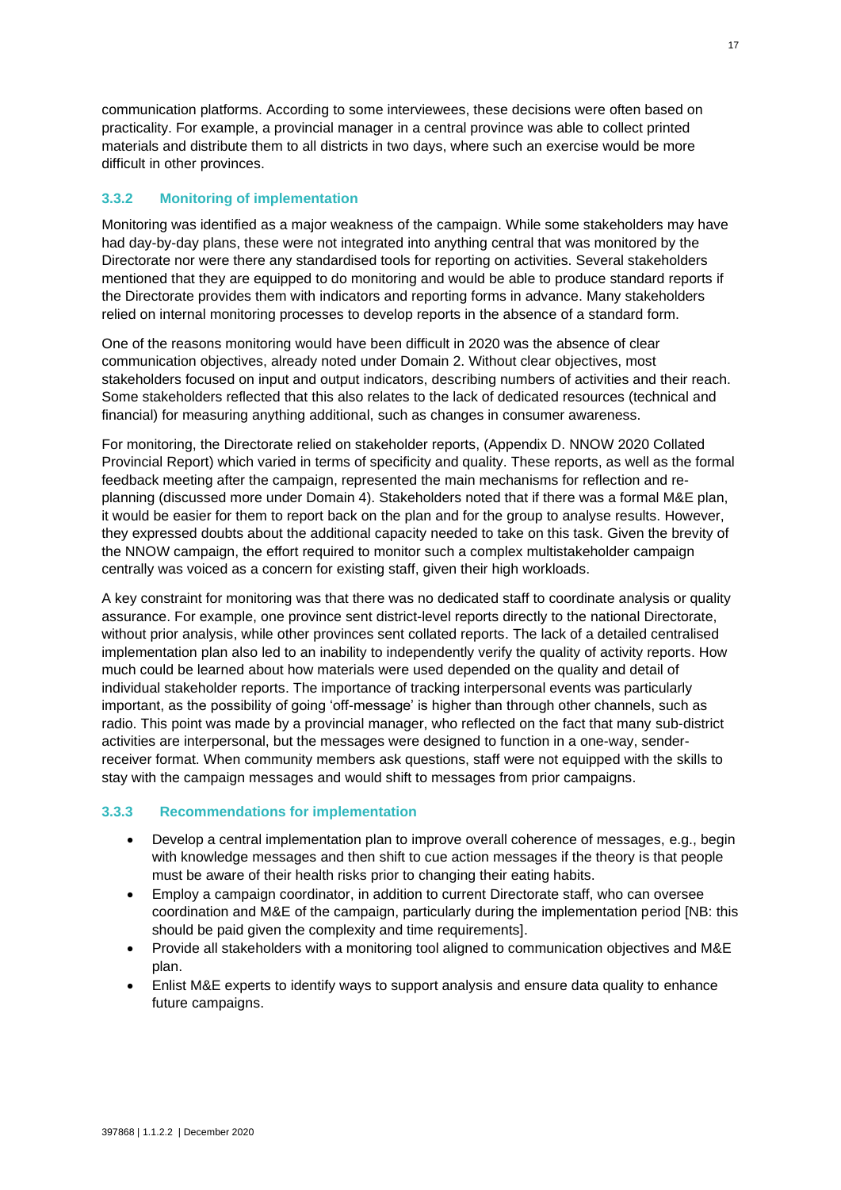communication platforms. According to some interviewees, these decisions were often based on practicality. For example, a provincial manager in a central province was able to collect printed materials and distribute them to all districts in two days, where such an exercise would be more difficult in other provinces.

### 3.3.2 Monitoring of implementation

Monitoring was identified as a major weakness of the campaign. While some stakeholders may have had day-by-day plans, these were not integrated into anything central that was monitored by the Directorate nor were there any standardised tools for reporting on activities. Several stakeholders mentioned that they are equipped to do monitoring and would be able to produce standard reports if the Directorate provides them with indicators and reporting forms in advance. Many stakeholders relied on internal monitoring processes to develop reports in the absence of a standard form.

One of the reasons monitoring would have been difficult in 2020 was the absence of clear communication objectives, already noted under Domain 2. Without clear objectives, most stakeholders focused on input and output indicators, describing numbers of activities and their reach. Some stakeholders reflected that this also relates to the lack of dedicated resources (technical and financial) for measuring anything additional, such as changes in consumer awareness.

For monitoring, the Directorate relied on stakeholder reports, (Appendix D. NNOW 2020 Collated Provincial Report) which varied in terms of specificity and quality. These reports, as well as the formal feedback meeting after the campaign, represented the main mechanisms for reflection and re-planning (discussed more under Domain 4). Stakeholders noted that if there was a formal M&E plan, it would be easier for them to report back on the plan and for the group to analyse results. However, they expressed doubts about the additional capacity needed to take on this task. Given the brevity of the NNOW campaign, the effort required to monitor such a complex multistakeholder campaign centrally was voiced as a concern for existing staff, given their high workloads.

A key constraint for monitoring was that there was no dedicated staff to coordinate analysis or quality assurance. For example, one province sent district-level reports directly to the national Directorate, without prior analysis, while other provinces sent collated reports. The lack of a detailed centralised implementation plan also led to an inability to independently verify the quality of activity reports. How much could be learned about how materials were used depended on the quality and detail of individual stakeholder reports. The importance of tracking interpersonal events was particularly important, as the possibility of going 'off-message' is higher than through other channels, such as radio. This point was made by a provincial manager, who reflected on the fact that many sub-district activities are interpersonal, but the messages were designed to function in a one-way, sender-receiver format. When community members ask questions, staff were not equipped with the skills to stay with the campaign messages and would shift to messages from prior campaigns.

### 3.3.3 Recommendations for implementation

- Develop a central implementation plan to improve overall coherence of messages, e.g., begin with knowledge messages and then shift to cue action messages if the theory is that people must be aware of their health risks prior to changing their eating habits.
- Employ a campaign coordinator, in addition to current Directorate staff, who can oversee coordination and M&E of the campaign, particularly during the implementation period [NB: this should be paid given the complexity and time requirements].
- Provide all stakeholders with a monitoring tool aligned to communication objectives and M&E plan.
- Enlist M&E experts to identify ways to support analysis and ensure data quality to enhance future campaigns.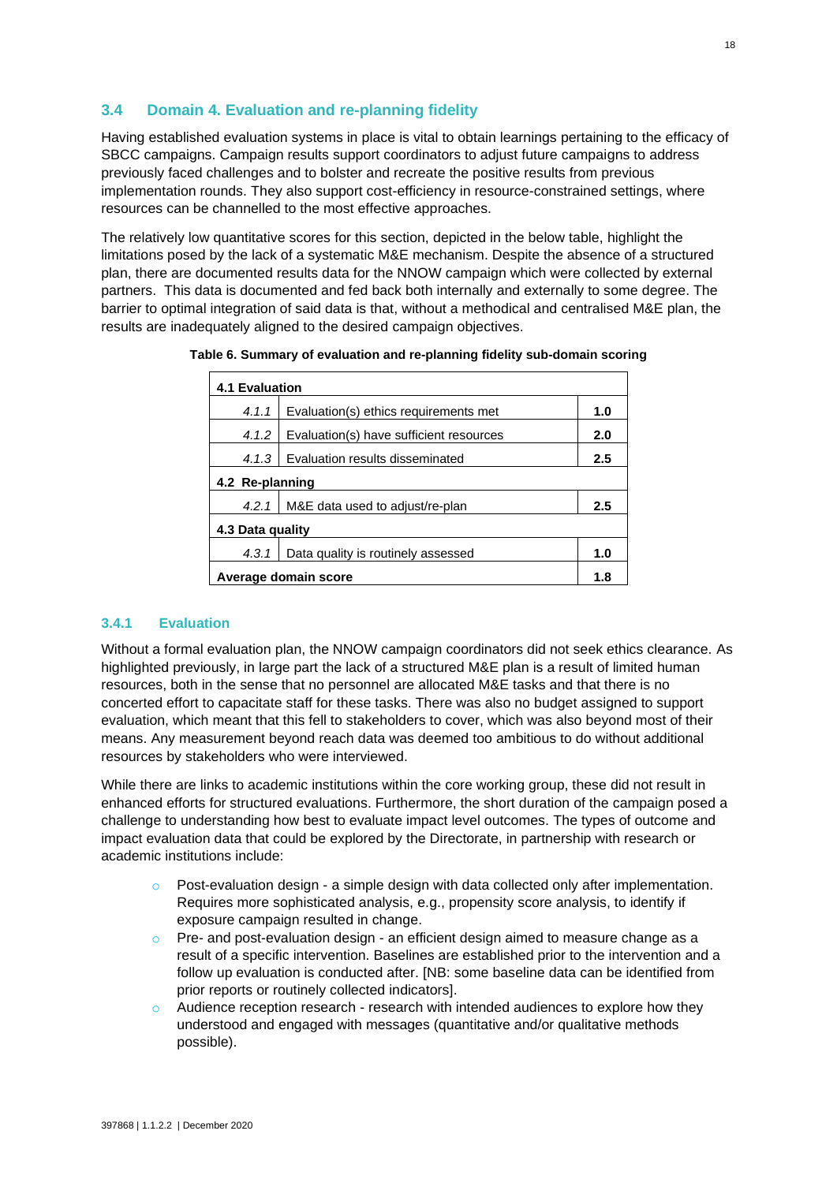## 3.4 Domain 4. Evaluation and re-planning fidelity

Having established evaluation systems in place is vital to obtain learnings pertaining to the efficacy of SBCC campaigns. Campaign results support coordinators to adjust future campaigns to address previously faced challenges and to bolster and recreate the positive results from previous implementation rounds. They also support cost-efficiency in resource-constrained settings, where resources can be channelled to the most effective approaches.

The relatively low quantitative scores for this section, depicted in the below table, highlight the limitations posed by the lack of a systematic M&E mechanism. Despite the absence of a structured plan, there are documented results data for the NNOW campaign which were collected by external partners. This data is documented and fed back both internally and externally to some degree. The barrier to optimal integration of said data is that, without a methodical and centralised M&E plan, the results are inadequately aligned to the desired campaign objectives.

**Table 6. Summary of evaluation and re-planning fidelity sub-domain scoring**

| **4.1 Evaluation** | | |
|---|---|---|
| *4.1.1* | Evaluation(s) ethics requirements met | **1.0** |
| *4.1.2* | Evaluation(s) have sufficient resources | **2.0** |
| *4.1.3* | Evaluation results disseminated | **2.5** |
| **4.2 Re-planning** | | |
| *4.2.1* | M&E data used to adjust/re-plan | **2.5** |
| **4.3 Data quality** | | |
| *4.3.1* | Data quality is routinely assessed | **1.0** |
| **Average domain score** | | **1.8** |

### 3.4.1 Evaluation

Without a formal evaluation plan, the NNOW campaign coordinators did not seek ethics clearance. As highlighted previously, in large part the lack of a structured M&E plan is a result of limited human resources, both in the sense that no personnel are allocated M&E tasks and that there is no concerted effort to capacitate staff for these tasks. There was also no budget assigned to support evaluation, which meant that this fell to stakeholders to cover, which was also beyond most of their means. Any measurement beyond reach data was deemed too ambitious to do without additional resources by stakeholders who were interviewed.

While there are links to academic institutions within the core working group, these did not result in enhanced efforts for structured evaluations. Furthermore, the short duration of the campaign posed a challenge to understanding how best to evaluate impact level outcomes. The types of outcome and impact evaluation data that could be explored by the Directorate, in partnership with research or academic institutions include:

- Post-evaluation design - a simple design with data collected only after implementation. Requires more sophisticated analysis, e.g., propensity score analysis, to identify if exposure campaign resulted in change.
- Pre- and post-evaluation design - an efficient design aimed to measure change as a result of a specific intervention. Baselines are established prior to the intervention and a follow up evaluation is conducted after. [NB: some baseline data can be identified from prior reports or routinely collected indicators].
- Audience reception research - research with intended audiences to explore how they understood and engaged with messages (quantitative and/or qualitative methods possible).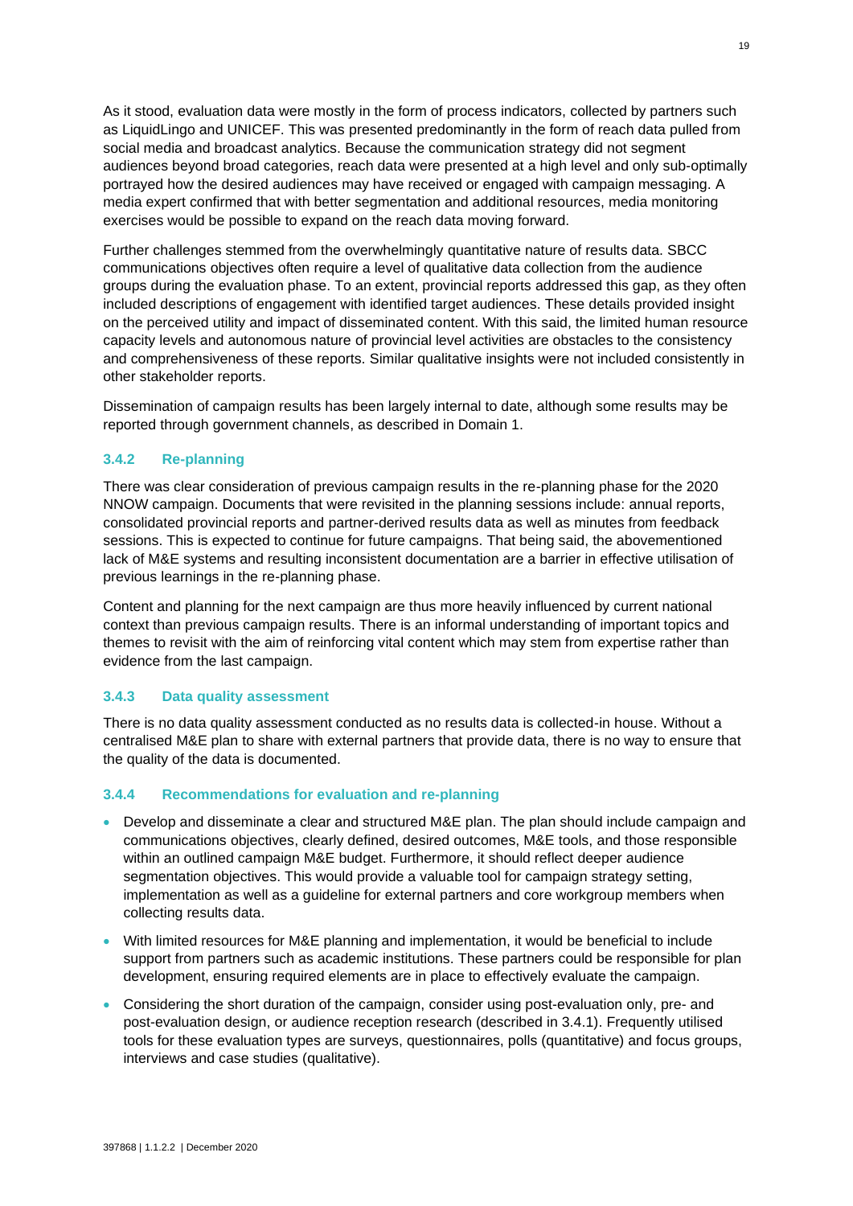As it stood, evaluation data were mostly in the form of process indicators, collected by partners such as LiquidLingo and UNICEF. This was presented predominantly in the form of reach data pulled from social media and broadcast analytics. Because the communication strategy did not segment audiences beyond broad categories, reach data were presented at a high level and only sub-optimally portrayed how the desired audiences may have received or engaged with campaign messaging. A media expert confirmed that with better segmentation and additional resources, media monitoring exercises would be possible to expand on the reach data moving forward.

Further challenges stemmed from the overwhelmingly quantitative nature of results data. SBCC communications objectives often require a level of qualitative data collection from the audience groups during the evaluation phase. To an extent, provincial reports addressed this gap, as they often included descriptions of engagement with identified target audiences. These details provided insight on the perceived utility and impact of disseminated content. With this said, the limited human resource capacity levels and autonomous nature of provincial level activities are obstacles to the consistency and comprehensiveness of these reports. Similar qualitative insights were not included consistently in other stakeholder reports.

Dissemination of campaign results has been largely internal to date, although some results may be reported through government channels, as described in Domain 1.

### 3.4.2 Re-planning

There was clear consideration of previous campaign results in the re-planning phase for the 2020 NNOW campaign. Documents that were revisited in the planning sessions include: annual reports, consolidated provincial reports and partner-derived results data as well as minutes from feedback sessions. This is expected to continue for future campaigns. That being said, the abovementioned lack of M&E systems and resulting inconsistent documentation are a barrier in effective utilisation of previous learnings in the re-planning phase.

Content and planning for the next campaign are thus more heavily influenced by current national context than previous campaign results. There is an informal understanding of important topics and themes to revisit with the aim of reinforcing vital content which may stem from expertise rather than evidence from the last campaign.

### 3.4.3 Data quality assessment

There is no data quality assessment conducted as no results data is collected-in house. Without a centralised M&E plan to share with external partners that provide data, there is no way to ensure that the quality of the data is documented.

### 3.4.4 Recommendations for evaluation and re-planning

- Develop and disseminate a clear and structured M&E plan. The plan should include campaign and communications objectives, clearly defined, desired outcomes, M&E tools, and those responsible within an outlined campaign M&E budget. Furthermore, it should reflect deeper audience segmentation objectives. This would provide a valuable tool for campaign strategy setting, implementation as well as a guideline for external partners and core workgroup members when collecting results data.
- With limited resources for M&E planning and implementation, it would be beneficial to include support from partners such as academic institutions. These partners could be responsible for plan development, ensuring required elements are in place to effectively evaluate the campaign.
- Considering the short duration of the campaign, consider using post-evaluation only, pre- and post-evaluation design, or audience reception research (described in 3.4.1). Frequently utilised tools for these evaluation types are surveys, questionnaires, polls (quantitative) and focus groups, interviews and case studies (qualitative).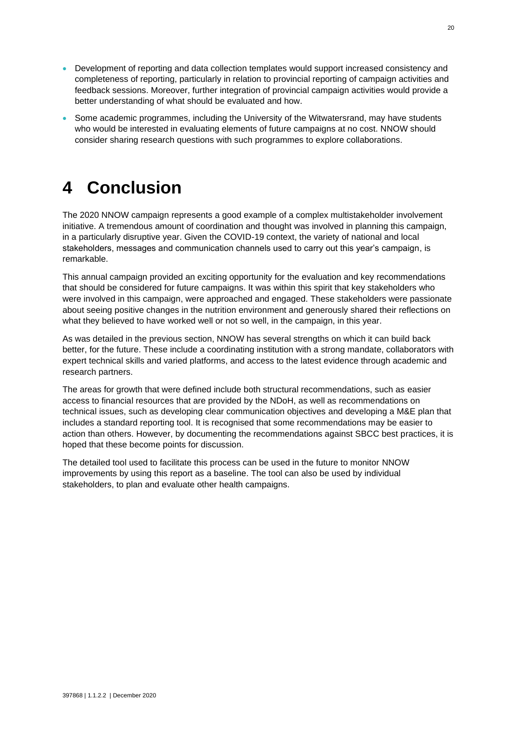- Development of reporting and data collection templates would support increased consistency and completeness of reporting, particularly in relation to provincial reporting of campaign activities and feedback sessions. Moreover, further integration of provincial campaign activities would provide a better understanding of what should be evaluated and how.
- Some academic programmes, including the University of the Witwatersrand, may have students who would be interested in evaluating elements of future campaigns at no cost. NNOW should consider sharing research questions with such programmes to explore collaborations.

# 4 Conclusion

The 2020 NNOW campaign represents a good example of a complex multistakeholder involvement initiative. A tremendous amount of coordination and thought was involved in planning this campaign, in a particularly disruptive year. Given the COVID-19 context, the variety of national and local stakeholders, messages and communication channels used to carry out this year's campaign, is remarkable.

This annual campaign provided an exciting opportunity for the evaluation and key recommendations that should be considered for future campaigns. It was within this spirit that key stakeholders who were involved in this campaign, were approached and engaged. These stakeholders were passionate about seeing positive changes in the nutrition environment and generously shared their reflections on what they believed to have worked well or not so well, in the campaign, in this year.

As was detailed in the previous section, NNOW has several strengths on which it can build back better, for the future. These include a coordinating institution with a strong mandate, collaborators with expert technical skills and varied platforms, and access to the latest evidence through academic and research partners.

The areas for growth that were defined include both structural recommendations, such as easier access to financial resources that are provided by the NDoH, as well as recommendations on technical issues, such as developing clear communication objectives and developing a M&E plan that includes a standard reporting tool. It is recognised that some recommendations may be easier to action than others. However, by documenting the recommendations against SBCC best practices, it is hoped that these become points for discussion.

The detailed tool used to facilitate this process can be used in the future to monitor NNOW improvements by using this report as a baseline. The tool can also be used by individual stakeholders, to plan and evaluate other health campaigns.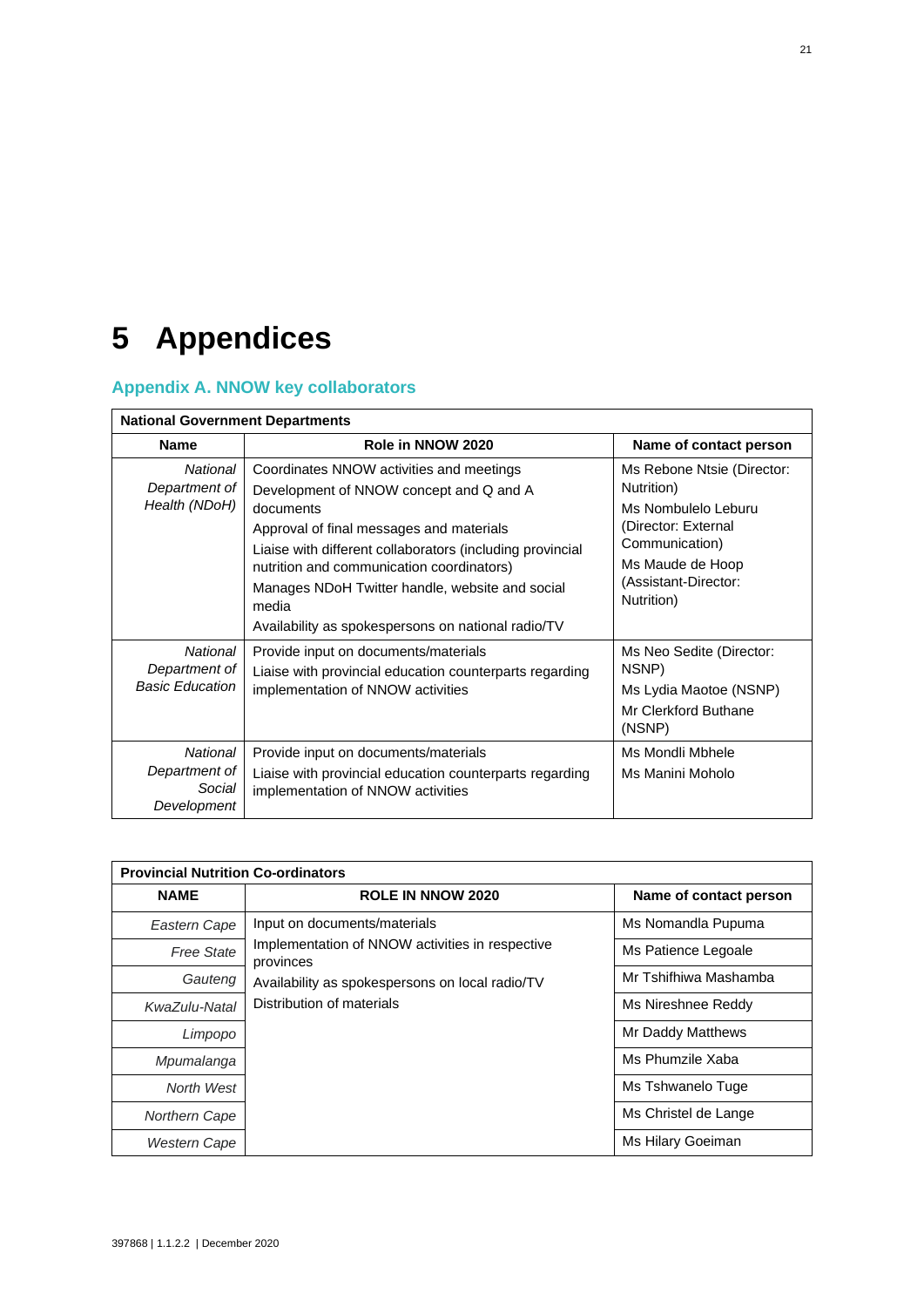# 5 Appendices

## Appendix A. NNOW key collaborators

| National Government Departments | | |
|---|---|---|
| **Name** | **Role in NNOW 2020** | **Name of contact person** |
| *National Department of Health (NDoH)* | Coordinates NNOW activities and meetings<br>Development of NNOW concept and Q and A documents<br>Approval of final messages and materials<br>Liaise with different collaborators (including provincial nutrition and communication coordinators)<br>Manages NDoH Twitter handle, website and social media<br>Availability as spokespersons on national radio/TV | Ms Rebone Ntsie (Director: Nutrition)<br>Ms Nombulelo Leburu (Director: External Communication)<br>Ms Maude de Hoop (Assistant-Director: Nutrition) |
| *National Department of Basic Education* | Provide input on documents/materials<br>Liaise with provincial education counterparts regarding implementation of NNOW activities | Ms Neo Sedite (Director: NSNP)<br>Ms Lydia Maotoe (NSNP)<br>Mr Clerkford Buthane (NSNP) |
| *National Department of Social Development* | Provide input on documents/materials<br>Liaise with provincial education counterparts regarding implementation of NNOW activities | Ms Mondli Mbhele<br>Ms Manini Moholo |

| Provincial Nutrition Co-ordinators | | |
|---|---|---|
| **NAME** | **ROLE IN NNOW 2020** | **Name of contact person** |
| *Eastern Cape* | Input on documents/materials<br>Implementation of NNOW activities in respective provinces<br>Availability as spokespersons on local radio/TV<br>Distribution of materials | Ms Nomandla Pupuma |
| *Free State* | | Ms Patience Legoale |
| *Gauteng* | | Mr Tshifhiwa Mashamba |
| *KwaZulu-Natal* | | Ms Nireshnee Reddy |
| *Limpopo* | | Mr Daddy Matthews |
| *Mpumalanga* | | Ms Phumzile Xaba |
| *North West* | | Ms Tshwanelo Tuge |
| *Northern Cape* | | Ms Christel de Lange |
| *Western Cape* | | Ms Hilary Goeiman |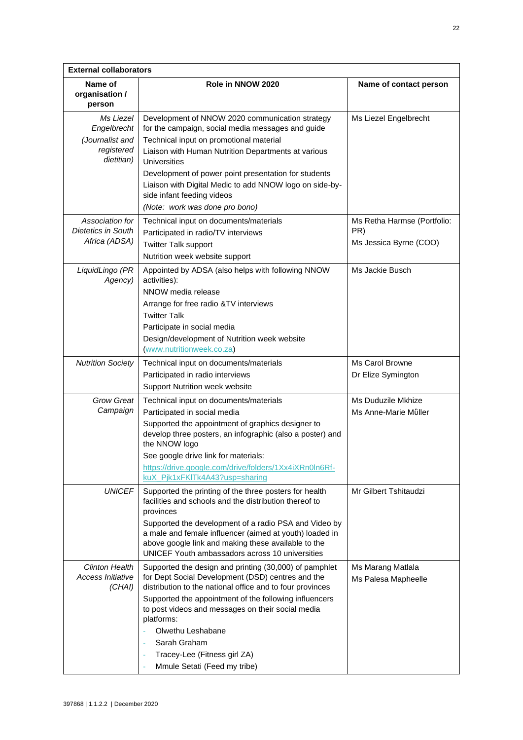| External collaborators | | |
|---|---|---|
| **Name of organisation / person** | **Role in NNOW 2020** | **Name of contact person** |
| *Ms Liezel Engelbrecht (Journalist and registered dietitian)* | Development of NNOW 2020 communication strategy for the campaign, social media messages and guide<br>Technical input on promotional material<br>Liaison with Human Nutrition Departments at various Universities<br>Development of power point presentation for students<br>Liaison with Digital Medic to add NNOW logo on side-by-side infant feeding videos<br>*(Note: work was done pro bono)* | Ms Liezel Engelbrecht |
| *Association for Dietetics in South Africa (ADSA)* | Technical input on documents/materials<br>Participated in radio/TV interviews<br>Twitter Talk support<br>Nutrition week website support | Ms Retha Harmse (Portfolio: PR)<br>Ms Jessica Byrne (COO) |
| *LiquidLingo (PR Agency)* | Appointed by ADSA (also helps with following NNOW activities):<br>NNOW media release<br>Arrange for free radio &TV interviews<br>Twitter Talk<br>Participate in social media<br>Design/development of Nutrition week website (www.nutritionweek.co.za) | Ms Jackie Busch |
| *Nutrition Society* | Technical input on documents/materials<br>Participated in radio interviews<br>Support Nutrition week website | Ms Carol Browne<br>Dr Elize Symington |
| *Grow Great Campaign* | Technical input on documents/materials<br>Participated in social media<br>Supported the appointment of graphics designer to develop three posters, an infographic (also a poster) and the NNOW logo<br>See google drive link for materials:<br>https://drive.google.com/drive/folders/1Xx4iXRn0ln6Rf-kuX_Pjk1xFKlTk4A43?usp=sharing | Ms Duduzile Mkhize<br>Ms Anne-Marie Mȕller |
| *UNICEF* | Supported the printing of the three posters for health facilities and schools and the distribution thereof to provinces<br>Supported the development of a radio PSA and Video by a male and female influencer (aimed at youth) loaded in above google link and making these available to the UNICEF Youth ambassadors across 10 universities | Mr Gilbert Tshitaudzi |
| *Clinton Health Access Initiative (CHAI)* | Supported the design and printing (30,000) of pamphlet for Dept Social Development (DSD) centres and the distribution to the national office and to four provinces<br>Supported the appointment of the following influencers to post videos and messages on their social media platforms:<br>- Olwethu Leshabane<br>- Sarah Graham<br>- Tracey-Lee (Fitness girl ZA)<br>- Mmule Setati (Feed my tribe) | Ms Marang Matlala<br>Ms Palesa Mapheelle |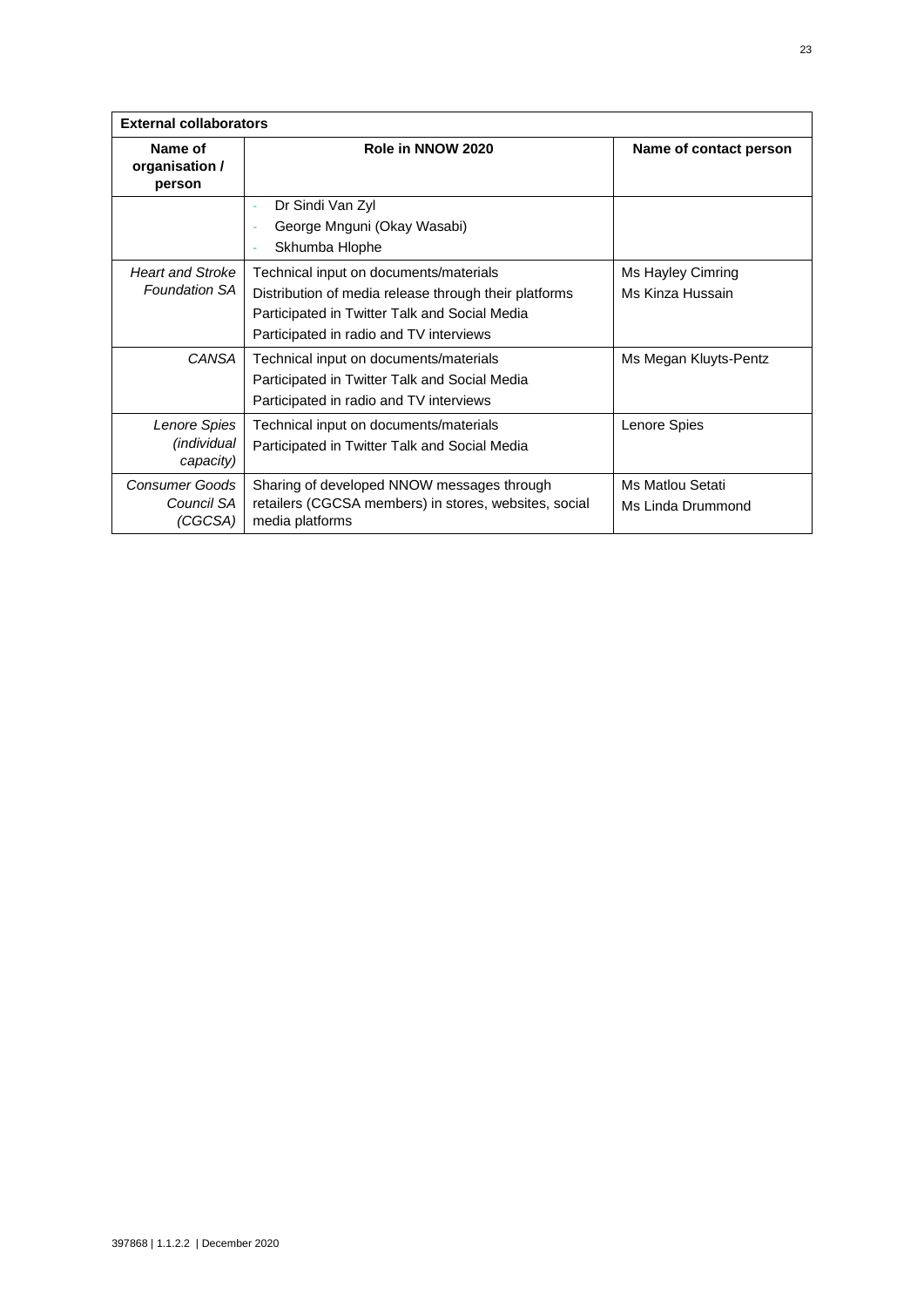| **External collaborators** | | |
|---|---|---|
| **Name of organisation / person** | **Role in NNOW 2020** | **Name of contact person** |
| | - Dr Sindi Van Zyl<br>- George Mnguni (Okay Wasabi)<br>- Skhumba Hlophe | |
| *Heart and Stroke Foundation SA* | Technical input on documents/materials<br>Distribution of media release through their platforms<br>Participated in Twitter Talk and Social Media<br>Participated in radio and TV interviews | Ms Hayley Cimring<br>Ms Kinza Hussain |
| *CANSA* | Technical input on documents/materials<br>Participated in Twitter Talk and Social Media<br>Participated in radio and TV interviews | Ms Megan Kluyts-Pentz |
| *Lenore Spies (individual capacity)* | Technical input on documents/materials<br>Participated in Twitter Talk and Social Media | Lenore Spies |
| *Consumer Goods Council SA (CGCSA)* | Sharing of developed NNOW messages through retailers (CGCSA members) in stores, websites, social media platforms | Ms Matlou Setati<br>Ms Linda Drummond |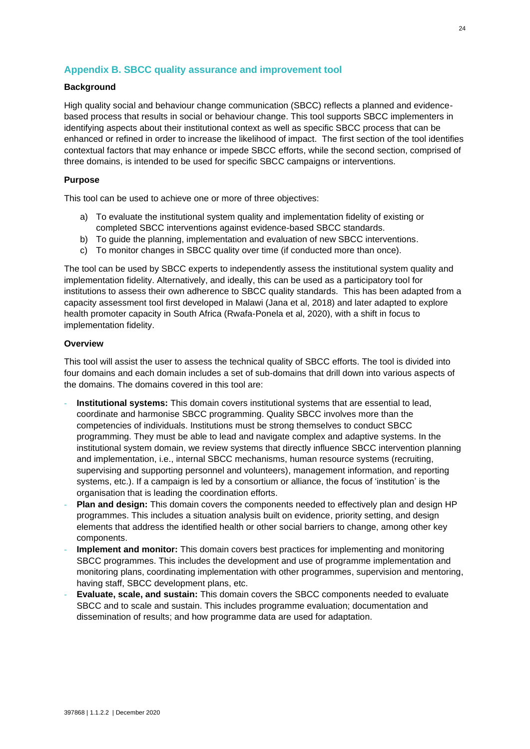## Appendix B. SBCC quality assurance and improvement tool

**Background**

High quality social and behaviour change communication (SBCC) reflects a planned and evidence-based process that results in social or behaviour change. This tool supports SBCC implementers in identifying aspects about their institutional context as well as specific SBCC process that can be enhanced or refined in order to increase the likelihood of impact. The first section of the tool identifies contextual factors that may enhance or impede SBCC efforts, while the second section, comprised of three domains, is intended to be used for specific SBCC campaigns or interventions.

**Purpose**

This tool can be used to achieve one or more of three objectives:

a) To evaluate the institutional system quality and implementation fidelity of existing or completed SBCC interventions against evidence-based SBCC standards.
b) To guide the planning, implementation and evaluation of new SBCC interventions.
c) To monitor changes in SBCC quality over time (if conducted more than once).

The tool can be used by SBCC experts to independently assess the institutional system quality and implementation fidelity. Alternatively, and ideally, this can be used as a participatory tool for institutions to assess their own adherence to SBCC quality standards. This has been adapted from a capacity assessment tool first developed in Malawi (Jana et al, 2018) and later adapted to explore health promoter capacity in South Africa (Rwafa-Ponela et al, 2020), with a shift in focus to implementation fidelity.

**Overview**

This tool will assist the user to assess the technical quality of SBCC efforts. The tool is divided into four domains and each domain includes a set of sub-domains that drill down into various aspects of the domains. The domains covered in this tool are:

- **Institutional systems:** This domain covers institutional systems that are essential to lead, coordinate and harmonise SBCC programming. Quality SBCC involves more than the competencies of individuals. Institutions must be strong themselves to conduct SBCC programming. They must be able to lead and navigate complex and adaptive systems. In the institutional system domain, we review systems that directly influence SBCC intervention planning and implementation, i.e., internal SBCC mechanisms, human resource systems (recruiting, supervising and supporting personnel and volunteers), management information, and reporting systems, etc.). If a campaign is led by a consortium or alliance, the focus of 'institution' is the organisation that is leading the coordination efforts.
- **Plan and design:** This domain covers the components needed to effectively plan and design HP programmes. This includes a situation analysis built on evidence, priority setting, and design elements that address the identified health or other social barriers to change, among other key components.
- **Implement and monitor:** This domain covers best practices for implementing and monitoring SBCC programmes. This includes the development and use of programme implementation and monitoring plans, coordinating implementation with other programmes, supervision and mentoring, having staff, SBCC development plans, etc.
- **Evaluate, scale, and sustain:** This domain covers the SBCC components needed to evaluate SBCC and to scale and sustain. This includes programme evaluation; documentation and dissemination of results; and how programme data are used for adaptation.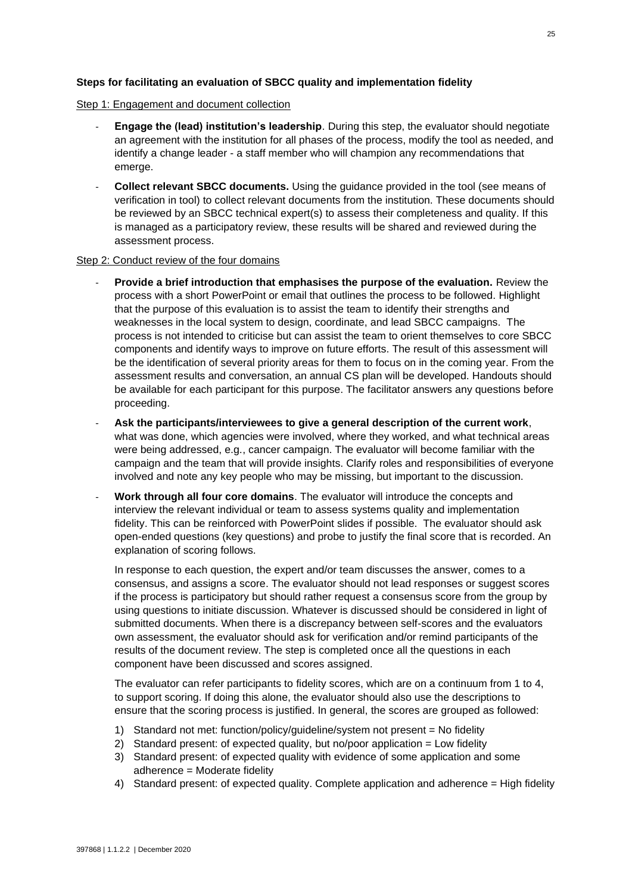**Steps for facilitating an evaluation of SBCC quality and implementation fidelity**

Step 1: Engagement and document collection

- **Engage the (lead) institution's leadership**. During this step, the evaluator should negotiate an agreement with the institution for all phases of the process, modify the tool as needed, and identify a change leader - a staff member who will champion any recommendations that emerge.
- **Collect relevant SBCC documents.** Using the guidance provided in the tool (see means of verification in tool) to collect relevant documents from the institution. These documents should be reviewed by an SBCC technical expert(s) to assess their completeness and quality. If this is managed as a participatory review, these results will be shared and reviewed during the assessment process.

Step 2: Conduct review of the four domains

- **Provide a brief introduction that emphasises the purpose of the evaluation.** Review the process with a short PowerPoint or email that outlines the process to be followed. Highlight that the purpose of this evaluation is to assist the team to identify their strengths and weaknesses in the local system to design, coordinate, and lead SBCC campaigns. The process is not intended to criticise but can assist the team to orient themselves to core SBCC components and identify ways to improve on future efforts. The result of this assessment will be the identification of several priority areas for them to focus on in the coming year. From the assessment results and conversation, an annual CS plan will be developed. Handouts should be available for each participant for this purpose. The facilitator answers any questions before proceeding.
- **Ask the participants/interviewees to give a general description of the current work**, what was done, which agencies were involved, where they worked, and what technical areas were being addressed, e.g., cancer campaign. The evaluator will become familiar with the campaign and the team that will provide insights. Clarify roles and responsibilities of everyone involved and note any key people who may be missing, but important to the discussion.
- **Work through all four core domains**. The evaluator will introduce the concepts and interview the relevant individual or team to assess systems quality and implementation fidelity. This can be reinforced with PowerPoint slides if possible. The evaluator should ask open-ended questions (key questions) and probe to justify the final score that is recorded. An explanation of scoring follows.

  In response to each question, the expert and/or team discusses the answer, comes to a consensus, and assigns a score. The evaluator should not lead responses or suggest scores if the process is participatory but should rather request a consensus score from the group by using questions to initiate discussion. Whatever is discussed should be considered in light of submitted documents. When there is a discrepancy between self-scores and the evaluators own assessment, the evaluator should ask for verification and/or remind participants of the results of the document review. The step is completed once all the questions in each component have been discussed and scores assigned.

  The evaluator can refer participants to fidelity scores, which are on a continuum from 1 to 4, to support scoring. If doing this alone, the evaluator should also use the descriptions to ensure that the scoring process is justified. In general, the scores are grouped as followed:

  1) Standard not met: function/policy/guideline/system not present = No fidelity
  2) Standard present: of expected quality, but no/poor application = Low fidelity
  3) Standard present: of expected quality with evidence of some application and some adherence = Moderate fidelity
  4) Standard present: of expected quality. Complete application and adherence = High fidelity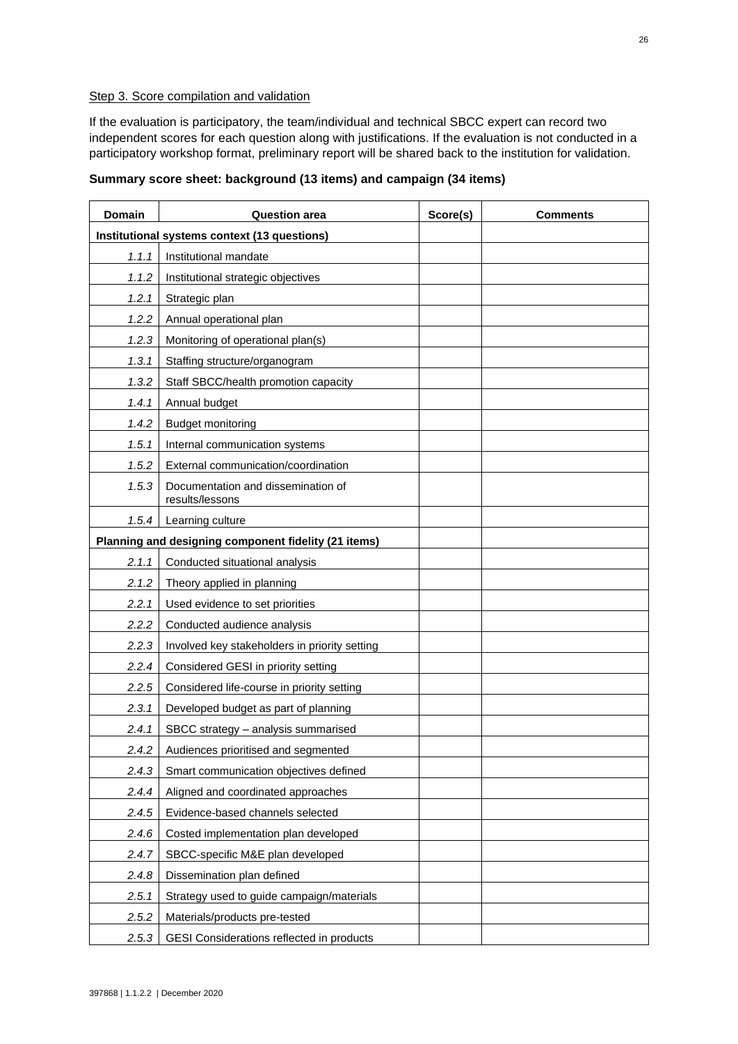Step 3. Score compilation and validation

If the evaluation is participatory, the team/individual and technical SBCC expert can record two independent scores for each question along with justifications. If the evaluation is not conducted in a participatory workshop format, preliminary report will be shared back to the institution for validation.

**Summary score sheet: background (13 items) and campaign (34 items)**

| Domain | Question area | Score(s) | Comments |
|---|---|---|---|
| **Institutional systems context (13 questions)** | | | |
| *1.1.1* | Institutional mandate | | |
| *1.1.2* | Institutional strategic objectives | | |
| *1.2.1* | Strategic plan | | |
| *1.2.2* | Annual operational plan | | |
| *1.2.3* | Monitoring of operational plan(s) | | |
| *1.3.1* | Staffing structure/organogram | | |
| *1.3.2* | Staff SBCC/health promotion capacity | | |
| *1.4.1* | Annual budget | | |
| *1.4.2* | Budget monitoring | | |
| *1.5.1* | Internal communication systems | | |
| *1.5.2* | External communication/coordination | | |
| *1.5.3* | Documentation and dissemination of results/lessons | | |
| *1.5.4* | Learning culture | | |
| **Planning and designing component fidelity (21 items)** | | | |
| *2.1.1* | Conducted situational analysis | | |
| *2.1.2* | Theory applied in planning | | |
| *2.2.1* | Used evidence to set priorities | | |
| *2.2.2* | Conducted audience analysis | | |
| *2.2.3* | Involved key stakeholders in priority setting | | |
| *2.2.4* | Considered GESI in priority setting | | |
| *2.2.5* | Considered life-course in priority setting | | |
| *2.3.1* | Developed budget as part of planning | | |
| *2.4.1* | SBCC strategy – analysis summarised | | |
| *2.4.2* | Audiences prioritised and segmented | | |
| *2.4.3* | Smart communication objectives defined | | |
| *2.4.4* | Aligned and coordinated approaches | | |
| *2.4.5* | Evidence-based channels selected | | |
| *2.4.6* | Costed implementation plan developed | | |
| *2.4.7* | SBCC-specific M&E plan developed | | |
| *2.4.8* | Dissemination plan defined | | |
| *2.5.1* | Strategy used to guide campaign/materials | | |
| *2.5.2* | Materials/products pre-tested | | |
| *2.5.3* | GESI Considerations reflected in products | | |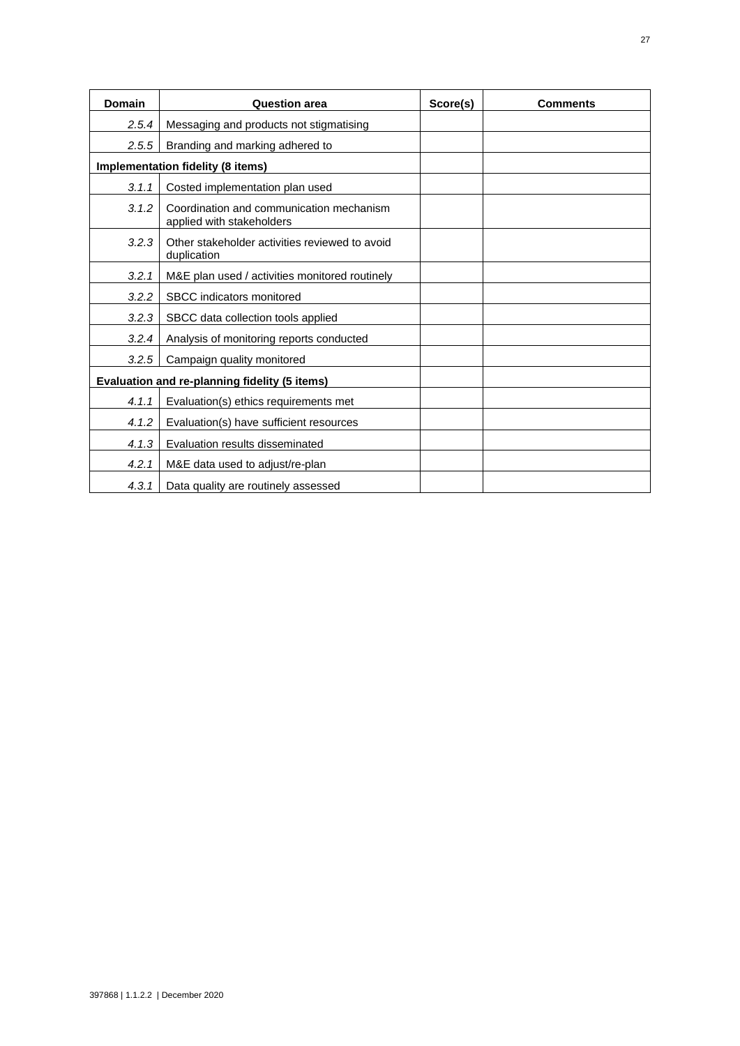| Domain | Question area | Score(s) | Comments |
|---|---|---|---|
| *2.5.4* | Messaging and products not stigmatising | | |
| *2.5.5* | Branding and marking adhered to | | |
| **Implementation fidelity (8 items)** | | | |
| *3.1.1* | Costed implementation plan used | | |
| *3.1.2* | Coordination and communication mechanism applied with stakeholders | | |
| *3.2.3* | Other stakeholder activities reviewed to avoid duplication | | |
| *3.2.1* | M&E plan used / activities monitored routinely | | |
| *3.2.2* | SBCC indicators monitored | | |
| *3.2.3* | SBCC data collection tools applied | | |
| *3.2.4* | Analysis of monitoring reports conducted | | |
| *3.2.5* | Campaign quality monitored | | |
| **Evaluation and re-planning fidelity (5 items)** | | | |
| *4.1.1* | Evaluation(s) ethics requirements met | | |
| *4.1.2* | Evaluation(s) have sufficient resources | | |
| *4.1.3* | Evaluation results disseminated | | |
| *4.2.1* | M&E data used to adjust/re-plan | | |
| *4.3.1* | Data quality are routinely assessed | | |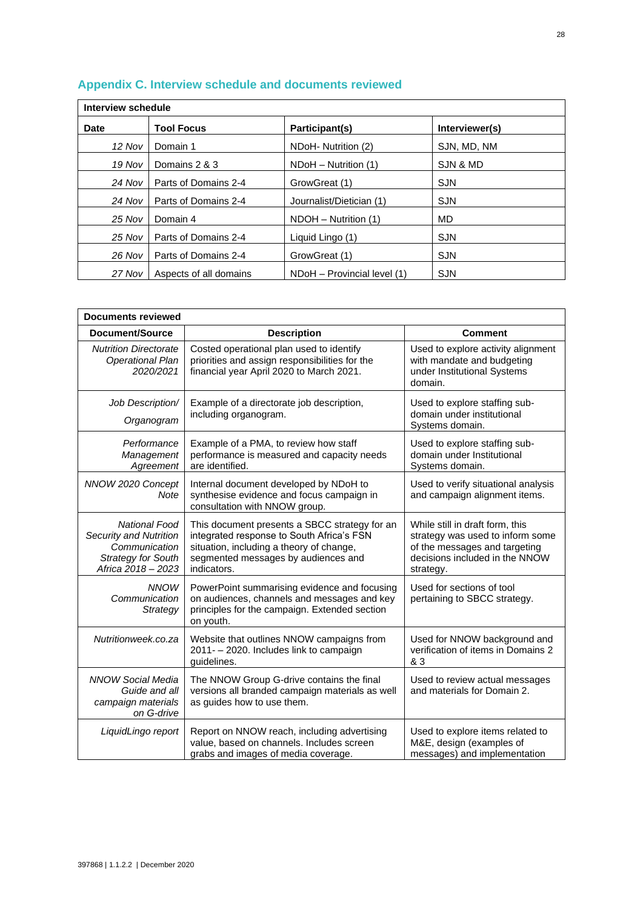## Appendix C. Interview schedule and documents reviewed

| Interview schedule | | | |
|---|---|---|---|
| **Date** | **Tool Focus** | **Participant(s)** | **Interviewer(s)** |
| *12 Nov* | Domain 1 | NDoH- Nutrition (2) | SJN, MD, NM |
| *19 Nov* | Domains 2 & 3 | NDoH – Nutrition (1) | SJN & MD |
| *24 Nov* | Parts of Domains 2-4 | GrowGreat (1) | SJN |
| *24 Nov* | Parts of Domains 2-4 | Journalist/Dietician (1) | SJN |
| *25 Nov* | Domain 4 | NDOH – Nutrition (1) | MD |
| *25 Nov* | Parts of Domains 2-4 | Liquid Lingo (1) | SJN |
| *26 Nov* | Parts of Domains 2-4 | GrowGreat (1) | SJN |
| *27 Nov* | Aspects of all domains | NDoH – Provincial level (1) | SJN |

| Documents reviewed | | |
|---|---|---|
| **Document/Source** | **Description** | **Comment** |
| *Nutrition Directorate Operational Plan 2020/2021* | Costed operational plan used to identify priorities and assign responsibilities for the financial year April 2020 to March 2021. | Used to explore activity alignment with mandate and budgeting under Institutional Systems domain. |
| *Job Description/ Organogram* | Example of a directorate job description, including organogram. | Used to explore staffing sub-domain under institutional Systems domain. |
| *Performance Management Agreement* | Example of a PMA, to review how staff performance is measured and capacity needs are identified. | Used to explore staffing sub-domain under Institutional Systems domain. |
| *NNOW 2020 Concept Note* | Internal document developed by NDoH to synthesise evidence and focus campaign in consultation with NNOW group. | Used to verify situational analysis and campaign alignment items. |
| *National Food Security and Nutrition Communication Strategy for South Africa 2018 – 2023* | This document presents a SBCC strategy for an integrated response to South Africa's FSN situation, including a theory of change, segmented messages by audiences and indicators. | While still in draft form, this strategy was used to inform some of the messages and targeting decisions included in the NNOW strategy. |
| *NNOW Communication Strategy* | PowerPoint summarising evidence and focusing on audiences, channels and messages and key principles for the campaign. Extended section on youth. | Used for sections of tool pertaining to SBCC strategy. |
| *Nutritionweek.co.za* | Website that outlines NNOW campaigns from 2011- – 2020. Includes link to campaign guidelines. | Used for NNOW background and verification of items in Domains 2 & 3 |
| *NNOW Social Media Guide and all campaign materials on G-drive* | The NNOW Group G-drive contains the final versions all branded campaign materials as well as guides how to use them. | Used to review actual messages and materials for Domain 2. |
| *LiquidLingo report* | Report on NNOW reach, including advertising value, based on channels. Includes screen grabs and images of media coverage. | Used to explore items related to M&E, design (examples of messages) and implementation |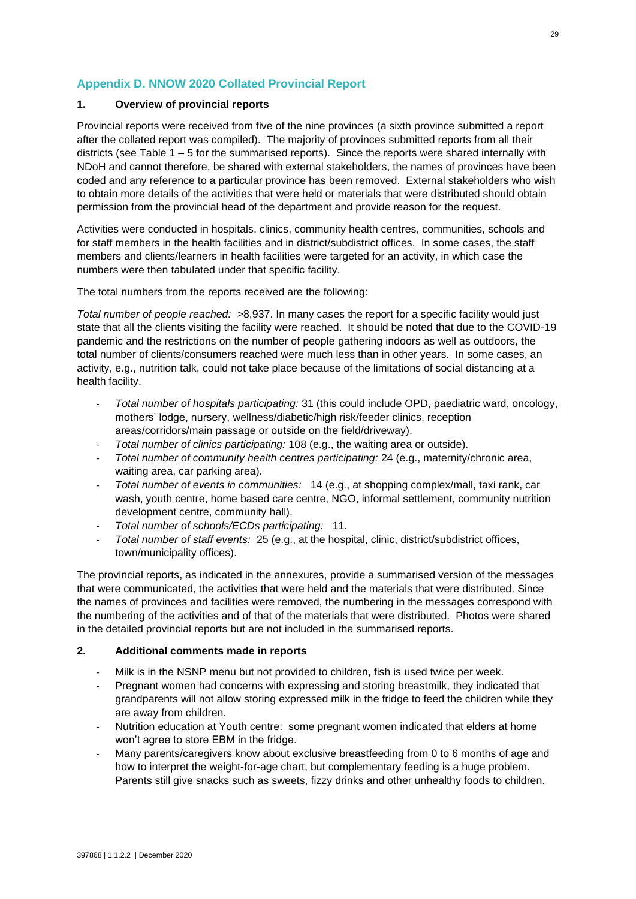## Appendix D. NNOW 2020 Collated Provincial Report

### 1. Overview of provincial reports

Provincial reports were received from five of the nine provinces (a sixth province submitted a report after the collated report was compiled). The majority of provinces submitted reports from all their districts (see Table 1 – 5 for the summarised reports). Since the reports were shared internally with NDoH and cannot therefore, be shared with external stakeholders, the names of provinces have been coded and any reference to a particular province has been removed. External stakeholders who wish to obtain more details of the activities that were held or materials that were distributed should obtain permission from the provincial head of the department and provide reason for the request.

Activities were conducted in hospitals, clinics, community health centres, communities, schools and for staff members in the health facilities and in district/subdistrict offices. In some cases, the staff members and clients/learners in health facilities were targeted for an activity, in which case the numbers were then tabulated under that specific facility.

The total numbers from the reports received are the following:

*Total number of people reached:* >8,937. In many cases the report for a specific facility would just state that all the clients visiting the facility were reached. It should be noted that due to the COVID-19 pandemic and the restrictions on the number of people gathering indoors as well as outdoors, the total number of clients/consumers reached were much less than in other years. In some cases, an activity, e.g., nutrition talk, could not take place because of the limitations of social distancing at a health facility.

- *Total number of hospitals participating:* 31 (this could include OPD, paediatric ward, oncology, mothers' lodge, nursery, wellness/diabetic/high risk/feeder clinics, reception areas/corridors/main passage or outside on the field/driveway).
- *Total number of clinics participating:* 108 (e.g., the waiting area or outside).
- *Total number of community health centres participating:* 24 (e.g., maternity/chronic area, waiting area, car parking area).
- *Total number of events in communities:* 14 (e.g., at shopping complex/mall, taxi rank, car wash, youth centre, home based care centre, NGO, informal settlement, community nutrition development centre, community hall).
- *Total number of schools/ECDs participating:* 11.
- *Total number of staff events:* 25 (e.g., at the hospital, clinic, district/subdistrict offices, town/municipality offices).

The provincial reports, as indicated in the annexures, provide a summarised version of the messages that were communicated, the activities that were held and the materials that were distributed. Since the names of provinces and facilities were removed, the numbering in the messages correspond with the numbering of the activities and of that of the materials that were distributed. Photos were shared in the detailed provincial reports but are not included in the summarised reports.

### 2. Additional comments made in reports

- Milk is in the NSNP menu but not provided to children, fish is used twice per week.
- Pregnant women had concerns with expressing and storing breastmilk, they indicated that grandparents will not allow storing expressed milk in the fridge to feed the children while they are away from children.
- Nutrition education at Youth centre: some pregnant women indicated that elders at home won't agree to store EBM in the fridge.
- Many parents/caregivers know about exclusive breastfeeding from 0 to 6 months of age and how to interpret the weight-for-age chart, but complementary feeding is a huge problem. Parents still give snacks such as sweets, fizzy drinks and other unhealthy foods to children.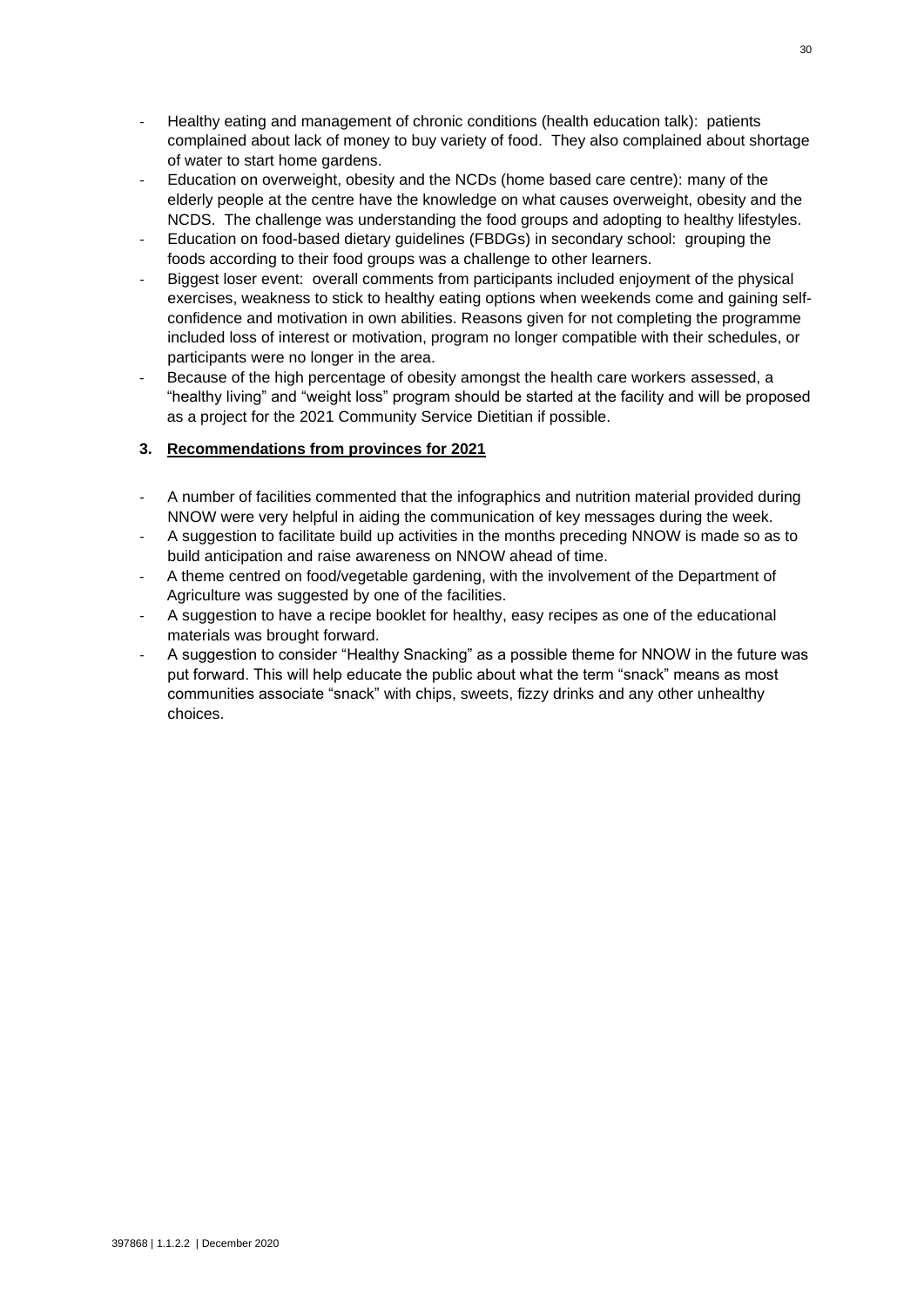- Healthy eating and management of chronic conditions (health education talk): patients complained about lack of money to buy variety of food. They also complained about shortage of water to start home gardens.
- Education on overweight, obesity and the NCDs (home based care centre): many of the elderly people at the centre have the knowledge on what causes overweight, obesity and the NCDS. The challenge was understanding the food groups and adopting to healthy lifestyles.
- Education on food-based dietary guidelines (FBDGs) in secondary school: grouping the foods according to their food groups was a challenge to other learners.
- Biggest loser event: overall comments from participants included enjoyment of the physical exercises, weakness to stick to healthy eating options when weekends come and gaining self-confidence and motivation in own abilities. Reasons given for not completing the programme included loss of interest or motivation, program no longer compatible with their schedules, or participants were no longer in the area.
- Because of the high percentage of obesity amongst the health care workers assessed, a "healthy living" and "weight loss" program should be started at the facility and will be proposed as a project for the 2021 Community Service Dietitian if possible.

### 3. Recommendations from provinces for 2021

- A number of facilities commented that the infographics and nutrition material provided during NNOW were very helpful in aiding the communication of key messages during the week.
- A suggestion to facilitate build up activities in the months preceding NNOW is made so as to build anticipation and raise awareness on NNOW ahead of time.
- A theme centred on food/vegetable gardening, with the involvement of the Department of Agriculture was suggested by one of the facilities.
- A suggestion to have a recipe booklet for healthy, easy recipes as one of the educational materials was brought forward.
- A suggestion to consider "Healthy Snacking" as a possible theme for NNOW in the future was put forward. This will help educate the public about what the term "snack" means as most communities associate "snack" with chips, sweets, fizzy drinks and any other unhealthy choices.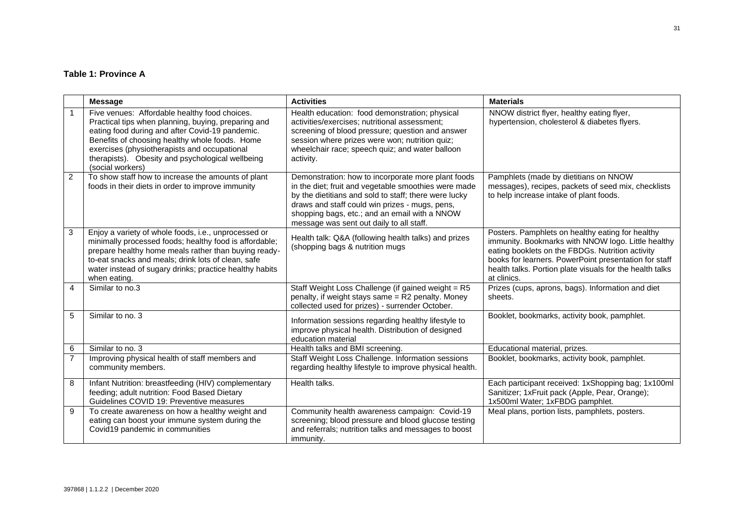**Table 1: Province A**

| | Message | Activities | Materials |
|---|---|---|---|
| 1 | Five venues: Affordable healthy food choices. Practical tips when planning, buying, preparing and eating food during and after Covid-19 pandemic. Benefits of choosing healthy whole foods. Home exercises (physiotherapists and occupational therapists). Obesity and psychological wellbeing (social workers) | Health education: food demonstration; physical activities/exercises; nutritional assessment; screening of blood pressure; question and answer session where prizes were won; nutrition quiz; wheelchair race; speech quiz; and water balloon activity. | NNOW district flyer, healthy eating flyer, hypertension, cholesterol & diabetes flyers. |
| 2 | To show staff how to increase the amounts of plant foods in their diets in order to improve immunity | Demonstration: how to incorporate more plant foods in the diet; fruit and vegetable smoothies were made by the dietitians and sold to staff; there were lucky draws and staff could win prizes - mugs, pens, shopping bags, etc.; and an email with a NNOW message was sent out daily to all staff. | Pamphlets (made by dietitians on NNOW messages), recipes, packets of seed mix, checklists to help increase intake of plant foods. |
| 3 | Enjoy a variety of whole foods, i.e., unprocessed or minimally processed foods; healthy food is affordable; prepare healthy home meals rather than buying ready-to-eat snacks and meals; drink lots of clean, safe water instead of sugary drinks; practice healthy habits when eating. | Health talk: Q&A (following health talks) and prizes (shopping bags & nutrition mugs | Posters. Pamphlets on healthy eating for healthy immunity. Bookmarks with NNOW logo. Little healthy eating booklets on the FBDGs. Nutrition activity books for learners. PowerPoint presentation for staff health talks. Portion plate visuals for the health talks at clinics. |
| 4 | Similar to no.3 | Staff Weight Loss Challenge (if gained weight = R5 penalty, if weight stays same = R2 penalty. Money collected used for prizes) - surrender October. | Prizes (cups, aprons, bags). Information and diet sheets. |
| 5 | Similar to no. 3 | Information sessions regarding healthy lifestyle to improve physical health. Distribution of designed education material | Booklet, bookmarks, activity book, pamphlet. |
| 6 | Similar to no. 3 | Health talks and BMI screening. | Educational material, prizes. |
| 7 | Improving physical health of staff members and community members. | Staff Weight Loss Challenge. Information sessions regarding healthy lifestyle to improve physical health. | Booklet, bookmarks, activity book, pamphlet. |
| 8 | Infant Nutrition: breastfeeding (HIV) complementary feeding; adult nutrition: Food Based Dietary Guidelines COVID 19: Preventive measures | Health talks. | Each participant received: 1xShopping bag; 1x100ml Sanitizer; 1xFruit pack (Apple, Pear, Orange); 1x500ml Water; 1xFBDG pamphlet. |
| 9 | To create awareness on how a healthy weight and eating can boost your immune system during the Covid19 pandemic in communities | Community health awareness campaign: Covid-19 screening; blood pressure and blood glucose testing and referrals; nutrition talks and messages to boost immunity. | Meal plans, portion lists, pamphlets, posters. |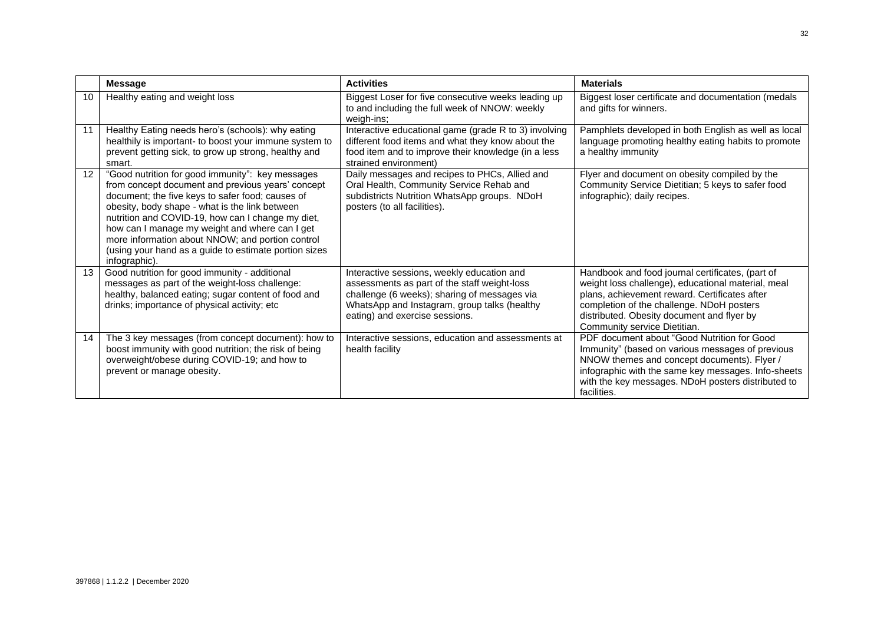| | Message | Activities | Materials |
|---|---|---|---|
| 10 | Healthy eating and weight loss | Biggest Loser for five consecutive weeks leading up to and including the full week of NNOW: weekly weigh-ins; | Biggest loser certificate and documentation (medals and gifts for winners. |
| 11 | Healthy Eating needs hero's (schools): why eating healthily is important- to boost your immune system to prevent getting sick, to grow up strong, healthy and smart. | Interactive educational game (grade R to 3) involving different food items and what they know about the food item and to improve their knowledge (in a less strained environment) | Pamphlets developed in both English as well as local language promoting healthy eating habits to promote a healthy immunity |
| 12 | "Good nutrition for good immunity": key messages from concept document and previous years' concept document; the five keys to safer food; causes of obesity, body shape - what is the link between nutrition and COVID-19, how can I change my diet, how can I manage my weight and where can I get more information about NNOW; and portion control (using your hand as a guide to estimate portion sizes infographic). | Daily messages and recipes to PHCs, Allied and Oral Health, Community Service Rehab and subdistricts Nutrition WhatsApp groups. NDoH posters (to all facilities). | Flyer and document on obesity compiled by the Community Service Dietitian; 5 keys to safer food infographic); daily recipes. |
| 13 | Good nutrition for good immunity - additional messages as part of the weight-loss challenge: healthy, balanced eating; sugar content of food and drinks; importance of physical activity; etc | Interactive sessions, weekly education and assessments as part of the staff weight-loss challenge (6 weeks); sharing of messages via WhatsApp and Instagram, group talks (healthy eating) and exercise sessions. | Handbook and food journal certificates, (part of weight loss challenge), educational material, meal plans, achievement reward. Certificates after completion of the challenge. NDoH posters distributed. Obesity document and flyer by Community service Dietitian. |
| 14 | The 3 key messages (from concept document): how to boost immunity with good nutrition; the risk of being overweight/obese during COVID-19; and how to prevent or manage obesity. | Interactive sessions, education and assessments at health facility | PDF document about "Good Nutrition for Good Immunity" (based on various messages of previous NNOW themes and concept documents). Flyer / infographic with the same key messages. Info-sheets with the key messages. NDoH posters distributed to facilities. |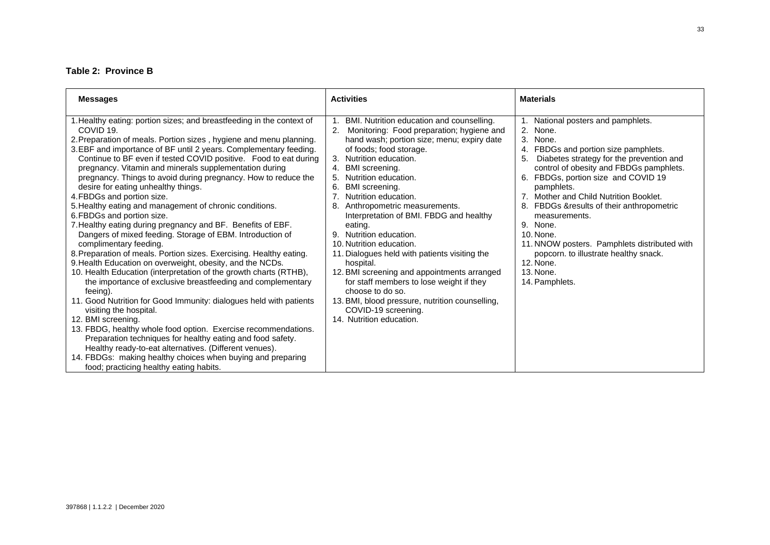**Table 2: Province B**

| Messages | Activities | Materials |
|---|---|---|
| 1. Healthy eating: portion sizes; and breastfeeding in the context of COVID 19.<br>2. Preparation of meals. Portion sizes , hygiene and menu planning.<br>3. EBF and importance of BF until 2 years. Complementary feeding. Continue to BF even if tested COVID positive. Food to eat during pregnancy. Vitamin and minerals supplementation during pregnancy. Things to avoid during pregnancy. How to reduce the desire for eating unhealthy things.<br>4. FBDGs and portion size.<br>5. Healthy eating and management of chronic conditions.<br>6. FBDGs and portion size.<br>7. Healthy eating during pregnancy and BF. Benefits of EBF. Dangers of mixed feeding. Storage of EBM. Introduction of complimentary feeding.<br>8. Preparation of meals. Portion sizes. Exercising. Healthy eating.<br>9. Health Education on overweight, obesity, and the NCDs.<br>10. Health Education (interpretation of the growth charts (RTHB), the importance of exclusive breastfeeding and complementary feeing).<br>11. Good Nutrition for Good Immunity: dialogues held with patients visiting the hospital.<br>12. BMI screening.<br>13. FBDG, healthy whole food option. Exercise recommendations. Preparation techniques for healthy eating and food safety. Healthy ready-to-eat alternatives. (Different venues).<br>14. FBDGs: making healthy choices when buying and preparing food; practicing healthy eating habits. | 1. BMI. Nutrition education and counselling.<br>2. Monitoring: Food preparation; hygiene and hand wash; portion size; menu; expiry date of foods; food storage.<br>3. Nutrition education.<br>4. BMI screening.<br>5. Nutrition education.<br>6. BMI screening.<br>7. Nutrition education.<br>8. Anthropometric measurements. Interpretation of BMI. FBDG and healthy eating.<br>9. Nutrition education.<br>10. Nutrition education.<br>11. Dialogues held with patients visiting the hospital.<br>12. BMI screening and appointments arranged for staff members to lose weight if they choose to do so.<br>13. BMI, blood pressure, nutrition counselling, COVID-19 screening.<br>14. Nutrition education. | 1. National posters and pamphlets.<br>2. None.<br>3. None.<br>4. FBDGs and portion size pamphlets.<br>5. Diabetes strategy for the prevention and control of obesity and FBDGs pamphlets.<br>6. FBDGs, portion size and COVID 19 pamphlets.<br>7. Mother and Child Nutrition Booklet.<br>8. FBDGs &results of their anthropometric measurements.<br>9. None.<br>10. None.<br>11. NNOW posters. Pamphlets distributed with popcorn. to illustrate healthy snack.<br>12. None.<br>13. None.<br>14. Pamphlets. |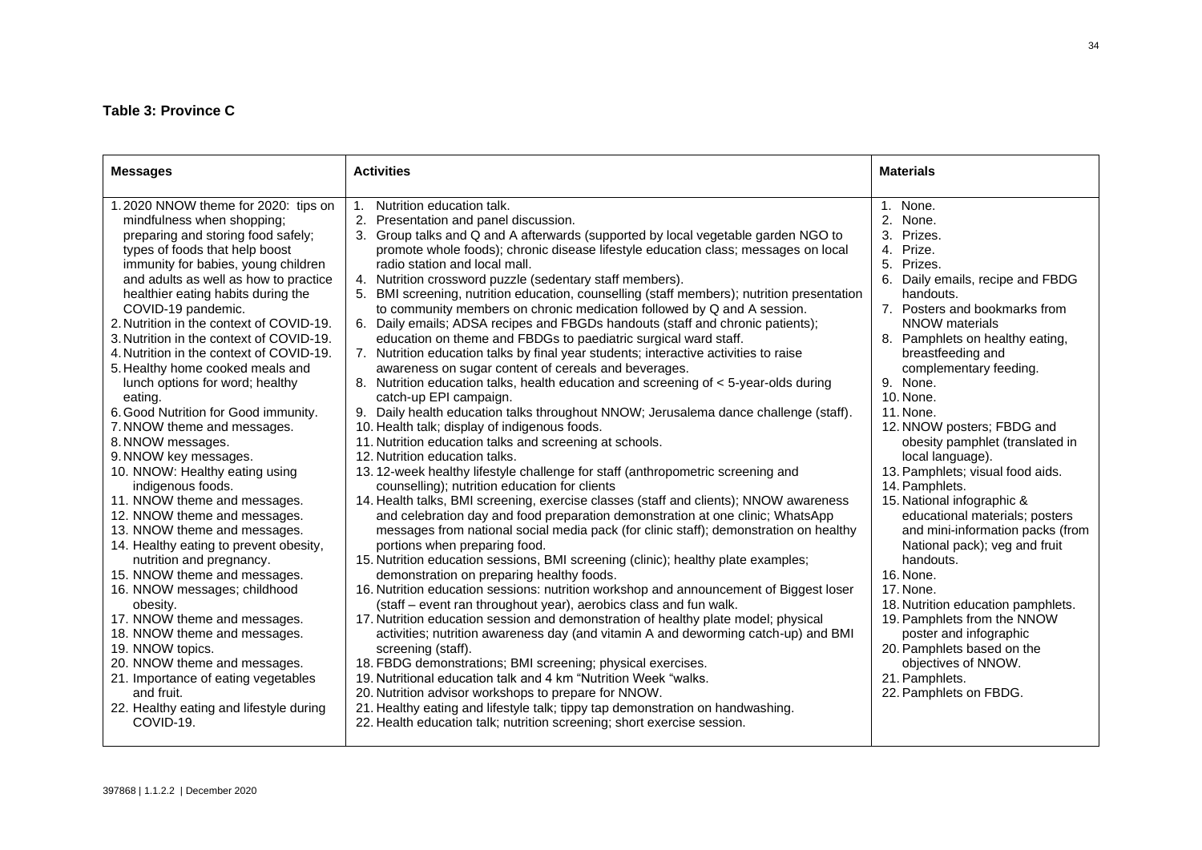**Table 3: Province C**

| Messages | Activities | Materials |
|---|---|---|
| 1. 2020 NNOW theme for 2020: tips on mindfulness when shopping; preparing and storing food safely; types of foods that help boost immunity for babies, young children and adults as well as how to practice healthier eating habits during the COVID-19 pandemic. | 1. Nutrition education talk. | 1. None. |
| 2. Nutrition in the context of COVID-19. | 2. Presentation and panel discussion. | 2. None. |
| 3. Nutrition in the context of COVID-19. | 3. Group talks and Q and A afterwards (supported by local vegetable garden NGO to promote whole foods); chronic disease lifestyle education class; messages on local radio station and local mall. | 3. Prizes. |
| 4. Nutrition in the context of COVID-19. | 4. Nutrition crossword puzzle (sedentary staff members). | 4. Prize. |
| 5. Healthy home cooked meals and lunch options for word; healthy eating. | 5. BMI screening, nutrition education, counselling (staff members); nutrition presentation to community members on chronic medication followed by Q and A session. | 5. Prizes. |
| 6. Good Nutrition for Good immunity. | 6. Daily emails; ADSA recipes and FBGDs handouts (staff and chronic patients); education on theme and FBDGs to paediatric surgical ward staff. | 6. Daily emails, recipe and FBDG handouts. |
| 7. NNOW theme and messages. | 7. Nutrition education talks by final year students; interactive activities to raise awareness on sugar content of cereals and beverages. | 7. Posters and bookmarks from NNOW materials |
| 8. NNOW messages. | 8. Nutrition education talks, health education and screening of < 5-year-olds during catch-up EPI campaign. | 8. Pamphlets on healthy eating, breastfeeding and complementary feeding. |
| 9. NNOW key messages. | 9. Daily health education talks throughout NNOW; Jerusalema dance challenge (staff). | 9. None. |
| 10. NNOW: Healthy eating using indigenous foods. | 10. Health talk; display of indigenous foods. | 10. None. |
| 11. NNOW theme and messages. | 11. Nutrition education talks and screening at schools. | 11. None. |
| 12. NNOW theme and messages. | 12. Nutrition education talks. | 12. NNOW posters; FBDG and obesity pamphlet (translated in local language). |
| 13. NNOW theme and messages. | 13. 12-week healthy lifestyle challenge for staff (anthropometric screening and counselling); nutrition education for clients | 13. Pamphlets; visual food aids. |
| 14. Healthy eating to prevent obesity, nutrition and pregnancy. | 14. Health talks, BMI screening, exercise classes (staff and clients); NNOW awareness and celebration day and food preparation demonstration at one clinic; WhatsApp messages from national social media pack (for clinic staff); demonstration on healthy portions when preparing food. | 14. Pamphlets. |
| 15. NNOW theme and messages. | 15. Nutrition education sessions, BMI screening (clinic); healthy plate examples; demonstration on preparing healthy foods. | 15. National infographic & educational materials; posters and mini-information packs (from National pack); veg and fruit handouts. |
| 16. NNOW messages; childhood obesity. | 16. Nutrition education sessions: nutrition workshop and announcement of Biggest loser (staff – event ran throughout year), aerobics class and fun walk. | 16. None. |
| 17. NNOW theme and messages. | 17. Nutrition education session and demonstration of healthy plate model; physical activities; nutrition awareness day (and vitamin A and deworming catch-up) and BMI screening (staff). | 17. None. |
| 18. NNOW theme and messages. | 18. FBDG demonstrations; BMI screening; physical exercises. | 18. Nutrition education pamphlets. |
| 19. NNOW topics. | 19. Nutritional education talk and 4 km "Nutrition Week "walks. | 19. Pamphlets from the NNOW poster and infographic |
| 20. NNOW theme and messages. | 20. Nutrition advisor workshops to prepare for NNOW. | 20. Pamphlets based on the objectives of NNOW. |
| 21. Importance of eating vegetables and fruit. | 21. Healthy eating and lifestyle talk; tippy tap demonstration on handwashing. | 21. Pamphlets. |
| 22. Healthy eating and lifestyle during COVID-19. | 22. Health education talk; nutrition screening; short exercise session. | 22. Pamphlets on FBDG. |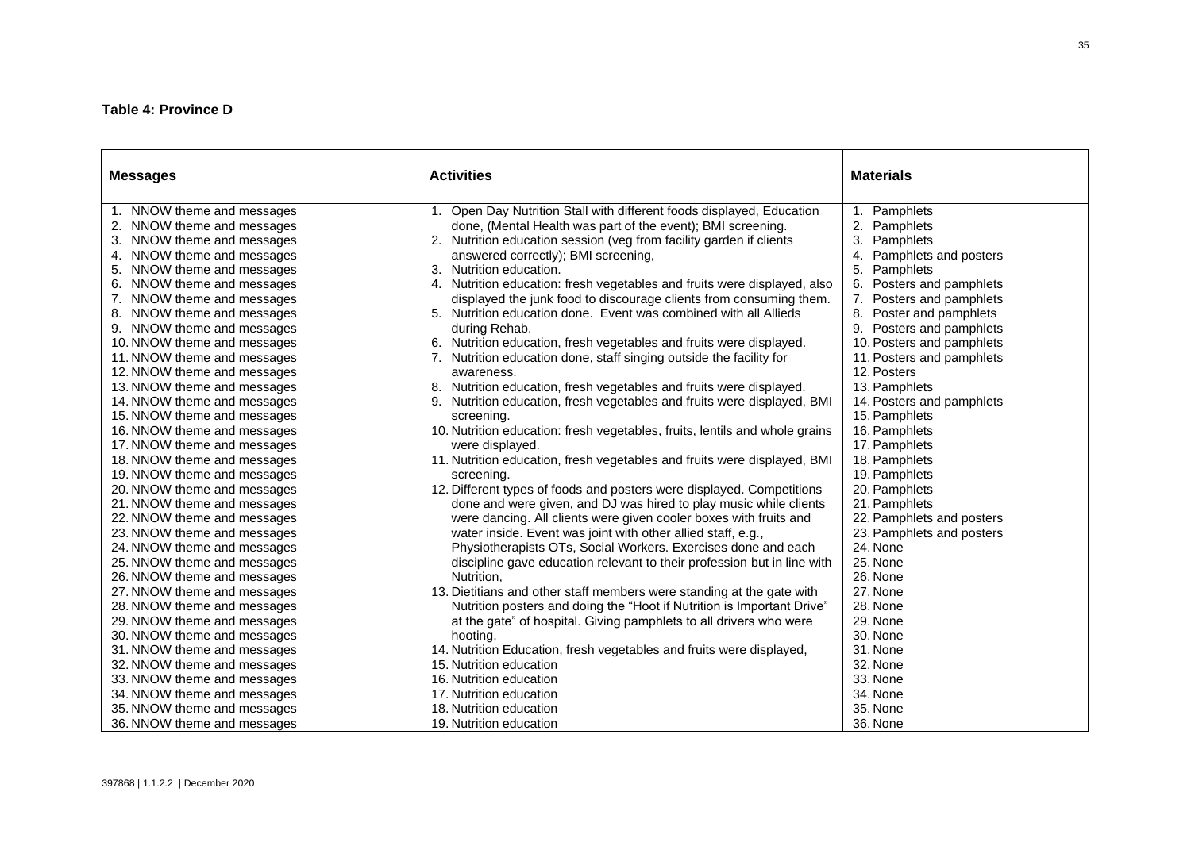**Table 4: Province D**

| Messages | Activities | Materials |
|---|---|---|
| 1. NNOW theme and messages | 1. Open Day Nutrition Stall with different foods displayed, Education done, (Mental Health was part of the event); BMI screening. | 1. Pamphlets |
| 2. NNOW theme and messages | 2. Nutrition education session (veg from facility garden if clients answered correctly); BMI screening, | 2. Pamphlets |
| 3. NNOW theme and messages | 3. Nutrition education. | 3. Pamphlets |
| 4. NNOW theme and messages | 4. Nutrition education: fresh vegetables and fruits were displayed, also displayed the junk food to discourage clients from consuming them. | 4. Pamphlets and posters |
| 5. NNOW theme and messages | 5. Nutrition education done. Event was combined with all Allieds during Rehab. | 5. Pamphlets |
| 6. NNOW theme and messages | 6. Nutrition education, fresh vegetables and fruits were displayed. | 6. Posters and pamphlets |
| 7. NNOW theme and messages | 7. Nutrition education done, staff singing outside the facility for awareness. | 7. Posters and pamphlets |
| 8. NNOW theme and messages | 8. Nutrition education, fresh vegetables and fruits were displayed. | 8. Poster and pamphlets |
| 9. NNOW theme and messages | 9. Nutrition education, fresh vegetables and fruits were displayed, BMI screening. | 9. Posters and pamphlets |
| 10. NNOW theme and messages | 10. Nutrition education: fresh vegetables, fruits, lentils and whole grains were displayed. | 10. Posters and pamphlets |
| 11. NNOW theme and messages | 11. Nutrition education, fresh vegetables and fruits were displayed, BMI screening. | 11. Posters and pamphlets |
| 12. NNOW theme and messages | 12. Different types of foods and posters were displayed. Competitions done and were given, and DJ was hired to play music while clients were dancing. All clients were given cooler boxes with fruits and water inside. Event was joint with other allied staff, e.g., Physiotherapists OTs, Social Workers. Exercises done and each discipline gave education relevant to their profession but in line with Nutrition, | 12. Posters |
| 13. NNOW theme and messages | 13. Dietitians and other staff members were standing at the gate with Nutrition posters and doing the "Hoot if Nutrition is Important Drive" at the gate" of hospital. Giving pamphlets to all drivers who were hooting, | 13. Pamphlets |
| 14. NNOW theme and messages | 14. Nutrition Education, fresh vegetables and fruits were displayed, | 14. Posters and pamphlets |
| 15. NNOW theme and messages | 15. Nutrition education | 15. Pamphlets |
| 16. NNOW theme and messages | 16. Nutrition education | 16. Pamphlets |
| 17. NNOW theme and messages | 17. Nutrition education | 17. Pamphlets |
| 18. NNOW theme and messages | 18. Nutrition education | 18. Pamphlets |
| 19. NNOW theme and messages | 19. Nutrition education | 19. Pamphlets |
| 20. NNOW theme and messages | | 20. Pamphlets |
| 21. NNOW theme and messages | | 21. Pamphlets |
| 22. NNOW theme and messages | | 22. Pamphlets and posters |
| 23. NNOW theme and messages | | 23. Pamphlets and posters |
| 24. NNOW theme and messages | | 24. None |
| 25. NNOW theme and messages | | 25. None |
| 26. NNOW theme and messages | | 26. None |
| 27. NNOW theme and messages | | 27. None |
| 28. NNOW theme and messages | | 28. None |
| 29. NNOW theme and messages | | 29. None |
| 30. NNOW theme and messages | | 30. None |
| 31. NNOW theme and messages | | 31. None |
| 32. NNOW theme and messages | | 32. None |
| 33. NNOW theme and messages | | 33. None |
| 34. NNOW theme and messages | | 34. None |
| 35. NNOW theme and messages | | 35. None |
| 36. NNOW theme and messages | | 36. None |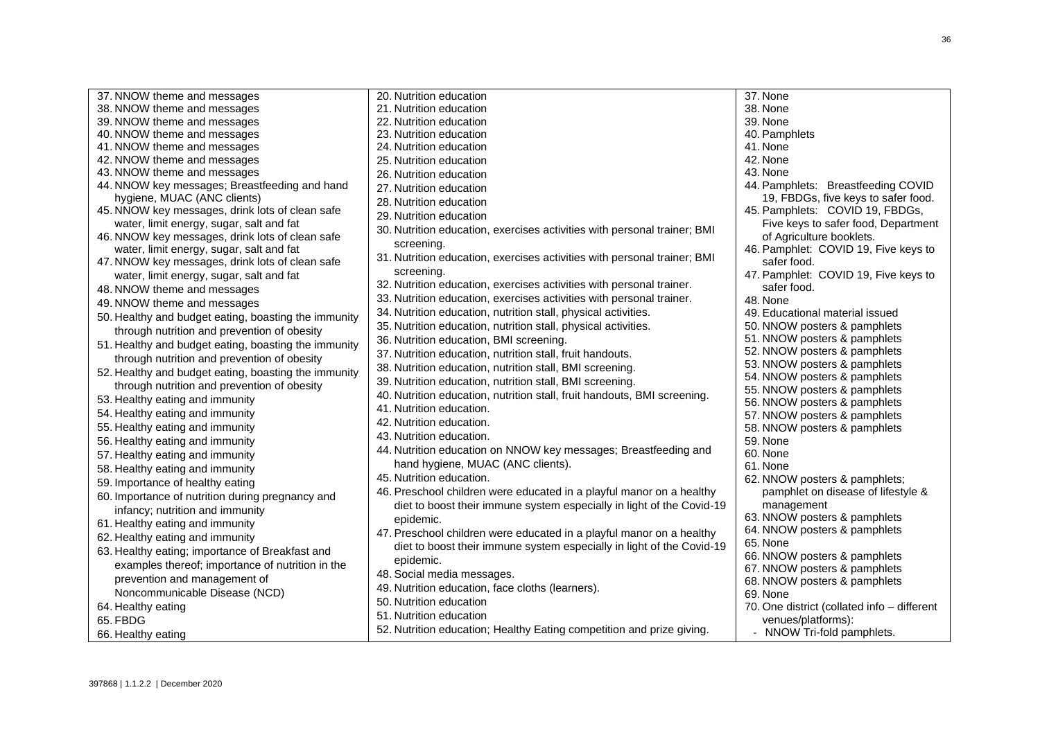| | | |
|---|---|---|
| 37. NNOW theme and messages<br>38. NNOW theme and messages<br>39. NNOW theme and messages<br>40. NNOW theme and messages<br>41. NNOW theme and messages<br>42. NNOW theme and messages<br>43. NNOW theme and messages<br>44. NNOW key messages; Breastfeeding and hand hygiene, MUAC (ANC clients)<br>45. NNOW key messages, drink lots of clean safe water, limit energy, sugar, salt and fat<br>46. NNOW key messages, drink lots of clean safe water, limit energy, sugar, salt and fat<br>47. NNOW key messages, drink lots of clean safe water, limit energy, sugar, salt and fat<br>48. NNOW theme and messages<br>49. NNOW theme and messages<br>50. Healthy and budget eating, boasting the immunity through nutrition and prevention of obesity<br>51. Healthy and budget eating, boasting the immunity through nutrition and prevention of obesity<br>52. Healthy and budget eating, boasting the immunity through nutrition and prevention of obesity<br>53. Healthy eating and immunity<br>54. Healthy eating and immunity<br>55. Healthy eating and immunity<br>56. Healthy eating and immunity<br>57. Healthy eating and immunity<br>58. Healthy eating and immunity<br>59. Importance of healthy eating<br>60. Importance of nutrition during pregnancy and infancy; nutrition and immunity<br>61. Healthy eating and immunity<br>62. Healthy eating and immunity<br>63. Healthy eating; importance of Breakfast and examples thereof; importance of nutrition in the prevention and management of Noncommunicable Disease (NCD)<br>64. Healthy eating<br>65. FBDG<br>66. Healthy eating | 20. Nutrition education<br>21. Nutrition education<br>22. Nutrition education<br>23. Nutrition education<br>24. Nutrition education<br>25. Nutrition education<br>26. Nutrition education<br>27. Nutrition education<br>28. Nutrition education<br>29. Nutrition education<br>30. Nutrition education, exercises activities with personal trainer; BMI screening.<br>31. Nutrition education, exercises activities with personal trainer; BMI screening.<br>32. Nutrition education, exercises activities with personal trainer.<br>33. Nutrition education, exercises activities with personal trainer.<br>34. Nutrition education, nutrition stall, physical activities.<br>35. Nutrition education, nutrition stall, physical activities.<br>36. Nutrition education, BMI screening.<br>37. Nutrition education, nutrition stall, fruit handouts.<br>38. Nutrition education, nutrition stall, BMI screening.<br>39. Nutrition education, nutrition stall, BMI screening.<br>40. Nutrition education, nutrition stall, fruit handouts, BMI screening.<br>41. Nutrition education.<br>42. Nutrition education.<br>43. Nutrition education.<br>44. Nutrition education on NNOW key messages; Breastfeeding and hand hygiene, MUAC (ANC clients).<br>45. Nutrition education.<br>46. Preschool children were educated in a playful manor on a healthy diet to boost their immune system especially in light of the Covid-19 epidemic.<br>47. Preschool children were educated in a playful manor on a healthy diet to boost their immune system especially in light of the Covid-19 epidemic.<br>48. Social media messages.<br>49. Nutrition education, face cloths (learners).<br>50. Nutrition education<br>51. Nutrition education<br>52. Nutrition education; Healthy Eating competition and prize giving. | 37. None<br>38. None<br>39. None<br>40. Pamphlets<br>41. None<br>42. None<br>43. None<br>44. Pamphlets: Breastfeeding COVID 19, FBDGs, five keys to safer food.<br>45. Pamphlets: COVID 19, FBDGs, Five keys to safer food, Department of Agriculture booklets.<br>46. Pamphlet: COVID 19, Five keys to safer food.<br>47. Pamphlet: COVID 19, Five keys to safer food.<br>48. None<br>49. Educational material issued<br>50. NNOW posters & pamphlets<br>51. NNOW posters & pamphlets<br>52. NNOW posters & pamphlets<br>53. NNOW posters & pamphlets<br>54. NNOW posters & pamphlets<br>55. NNOW posters & pamphlets<br>56. NNOW posters & pamphlets<br>57. NNOW posters & pamphlets<br>58. NNOW posters & pamphlets<br>59. None<br>60. None<br>61. None<br>62. NNOW posters & pamphlets; pamphlet on disease of lifestyle & management<br>63. NNOW posters & pamphlets<br>64. NNOW posters & pamphlets<br>65. None<br>66. NNOW posters & pamphlets<br>67. NNOW posters & pamphlets<br>68. NNOW posters & pamphlets<br>69. None<br>70. One district (collated info – different venues/platforms):<br>- NNOW Tri-fold pamphlets. |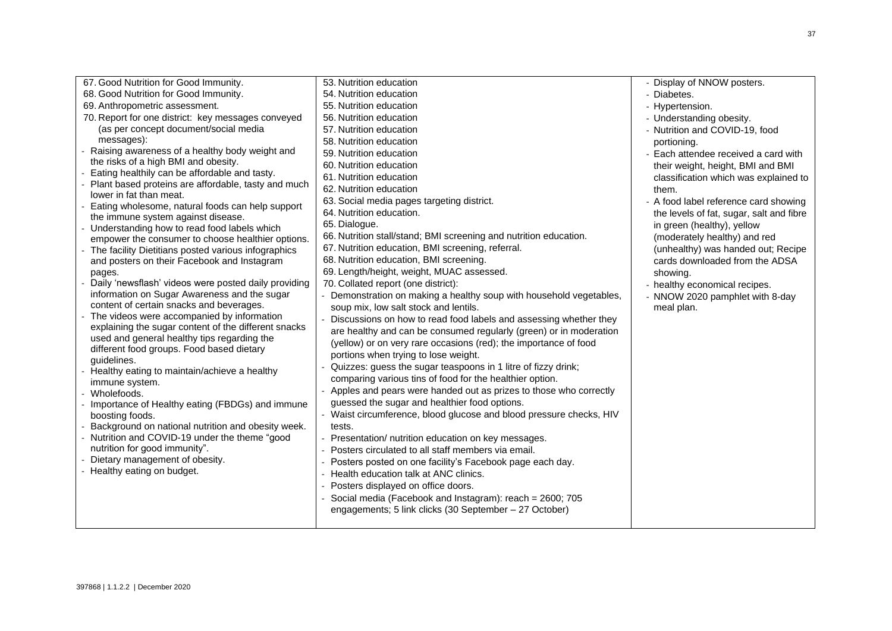| | | |
|---|---|---|
| 67. Good Nutrition for Good Immunity.<br>68. Good Nutrition for Good Immunity.<br>69. Anthropometric assessment.<br>70. Report for one district: key messages conveyed (as per concept document/social media messages):<br>- Raising awareness of a healthy body weight and the risks of a high BMI and obesity.<br>- Eating healthily can be affordable and tasty.<br>- Plant based proteins are affordable, tasty and much lower in fat than meat.<br>- Eating wholesome, natural foods can help support the immune system against disease.<br>- Understanding how to read food labels which empower the consumer to choose healthier options.<br>- The facility Dietitians posted various infographics and posters on their Facebook and Instagram pages.<br>- Daily 'newsflash' videos were posted daily providing information on Sugar Awareness and the sugar content of certain snacks and beverages.<br>- The videos were accompanied by information explaining the sugar content of the different snacks used and general healthy tips regarding the different food groups. Food based dietary guidelines.<br>- Healthy eating to maintain/achieve a healthy immune system.<br>- Wholefoods.<br>- Importance of Healthy eating (FBDGs) and immune boosting foods.<br>- Background on national nutrition and obesity week.<br>- Nutrition and COVID-19 under the theme "good nutrition for good immunity".<br>- Dietary management of obesity.<br>- Healthy eating on budget. | 53. Nutrition education<br>54. Nutrition education<br>55. Nutrition education<br>56. Nutrition education<br>57. Nutrition education<br>58. Nutrition education<br>59. Nutrition education<br>60. Nutrition education<br>61. Nutrition education<br>62. Nutrition education<br>63. Social media pages targeting district.<br>64. Nutrition education.<br>65. Dialogue.<br>66. Nutrition stall/stand; BMI screening and nutrition education.<br>67. Nutrition education, BMI screening, referral.<br>68. Nutrition education, BMI screening.<br>69. Length/height, weight, MUAC assessed.<br>70. Collated report (one district):<br>- Demonstration on making a healthy soup with household vegetables, soup mix, low salt stock and lentils.<br>- Discussions on how to read food labels and assessing whether they are healthy and can be consumed regularly (green) or in moderation (yellow) or on very rare occasions (red); the importance of food portions when trying to lose weight.<br>- Quizzes: guess the sugar teaspoons in 1 litre of fizzy drink; comparing various tins of food for the healthier option.<br>- Apples and pears were handed out as prizes to those who correctly guessed the sugar and healthier food options.<br>- Waist circumference, blood glucose and blood pressure checks, HIV tests.<br>- Presentation/ nutrition education on key messages.<br>- Posters circulated to all staff members via email.<br>- Posters posted on one facility's Facebook page each day.<br>- Health education talk at ANC clinics.<br>- Posters displayed on office doors.<br>- Social media (Facebook and Instagram): reach = 2600; 705 engagements; 5 link clicks (30 September – 27 October) | - Display of NNOW posters.<br>- Diabetes.<br>- Hypertension.<br>- Understanding obesity.<br>- Nutrition and COVID-19, food portioning.<br>- Each attendee received a card with their weight, height, BMI and BMI classification which was explained to them.<br>- A food label reference card showing the levels of fat, sugar, salt and fibre in green (healthy), yellow (moderately healthy) and red (unhealthy) was handed out; Recipe cards downloaded from the ADSA showing.<br>- healthy economical recipes.<br>- NNOW 2020 pamphlet with 8-day meal plan. |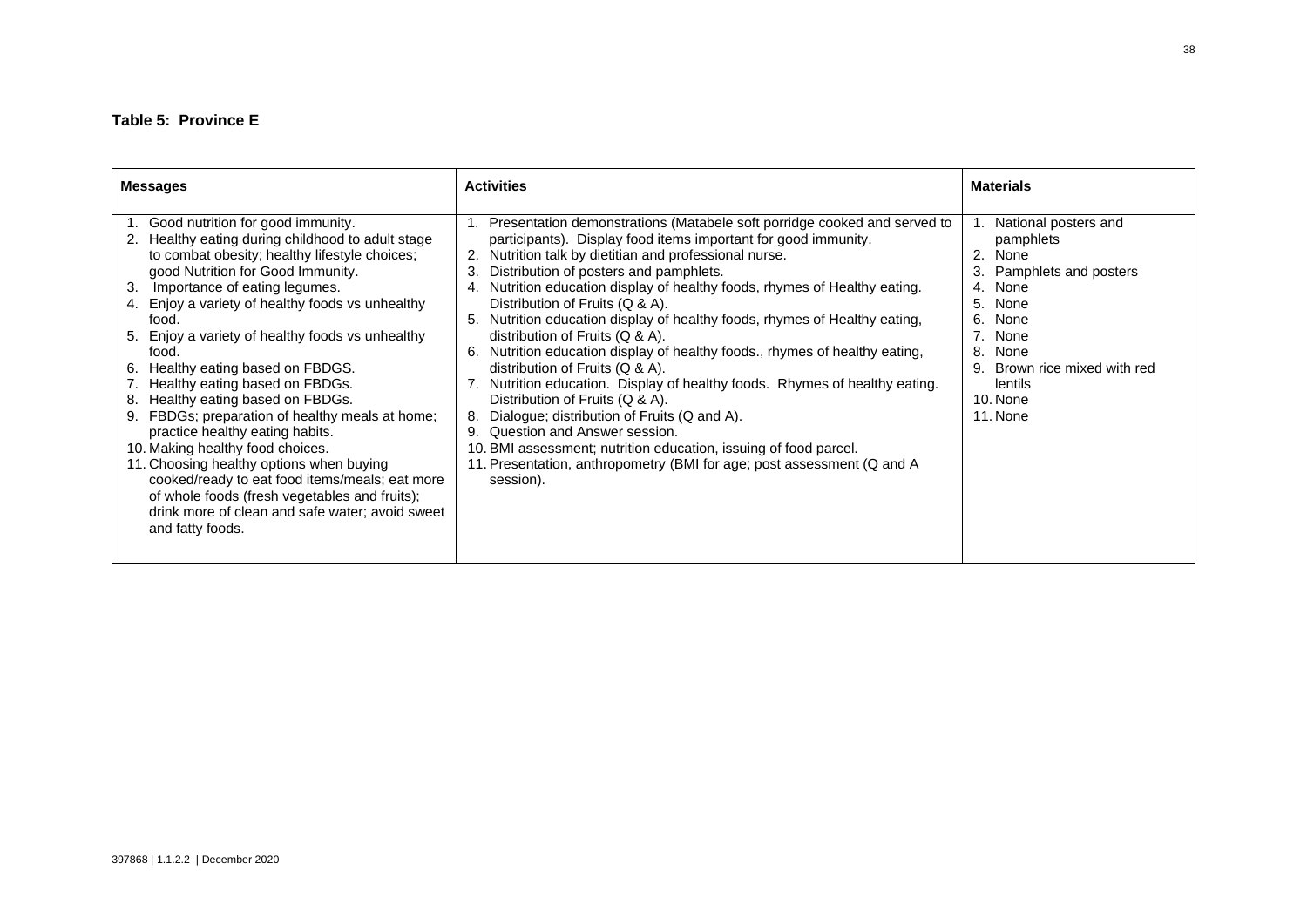**Table 5: Province E**

| Messages | Activities | Materials |
|---|---|---|
| 1. Good nutrition for good immunity.<br>2. Healthy eating during childhood to adult stage to combat obesity; healthy lifestyle choices; good Nutrition for Good Immunity.<br>3. Importance of eating legumes.<br>4. Enjoy a variety of healthy foods vs unhealthy food.<br>5. Enjoy a variety of healthy foods vs unhealthy food.<br>6. Healthy eating based on FBDGS.<br>7. Healthy eating based on FBDGs.<br>8. Healthy eating based on FBDGs.<br>9. FBDGs; preparation of healthy meals at home; practice healthy eating habits.<br>10. Making healthy food choices.<br>11. Choosing healthy options when buying cooked/ready to eat food items/meals; eat more of whole foods (fresh vegetables and fruits); drink more of clean and safe water; avoid sweet and fatty foods. | 1. Presentation demonstrations (Matabele soft porridge cooked and served to participants). Display food items important for good immunity.<br>2. Nutrition talk by dietitian and professional nurse.<br>3. Distribution of posters and pamphlets.<br>4. Nutrition education display of healthy foods, rhymes of Healthy eating. Distribution of Fruits (Q & A).<br>5. Nutrition education display of healthy foods, rhymes of Healthy eating, distribution of Fruits (Q & A).<br>6. Nutrition education display of healthy foods., rhymes of healthy eating, distribution of Fruits (Q & A).<br>7. Nutrition education. Display of healthy foods. Rhymes of healthy eating. Distribution of Fruits (Q & A).<br>8. Dialogue; distribution of Fruits (Q and A).<br>9. Question and Answer session.<br>10. BMI assessment; nutrition education, issuing of food parcel.<br>11. Presentation, anthropometry (BMI for age; post assessment (Q and A session). | 1. National posters and pamphlets<br>2. None<br>3. Pamphlets and posters<br>4. None<br>5. None<br>6. None<br>7. None<br>8. None<br>9. Brown rice mixed with red lentils<br>10. None<br>11. None |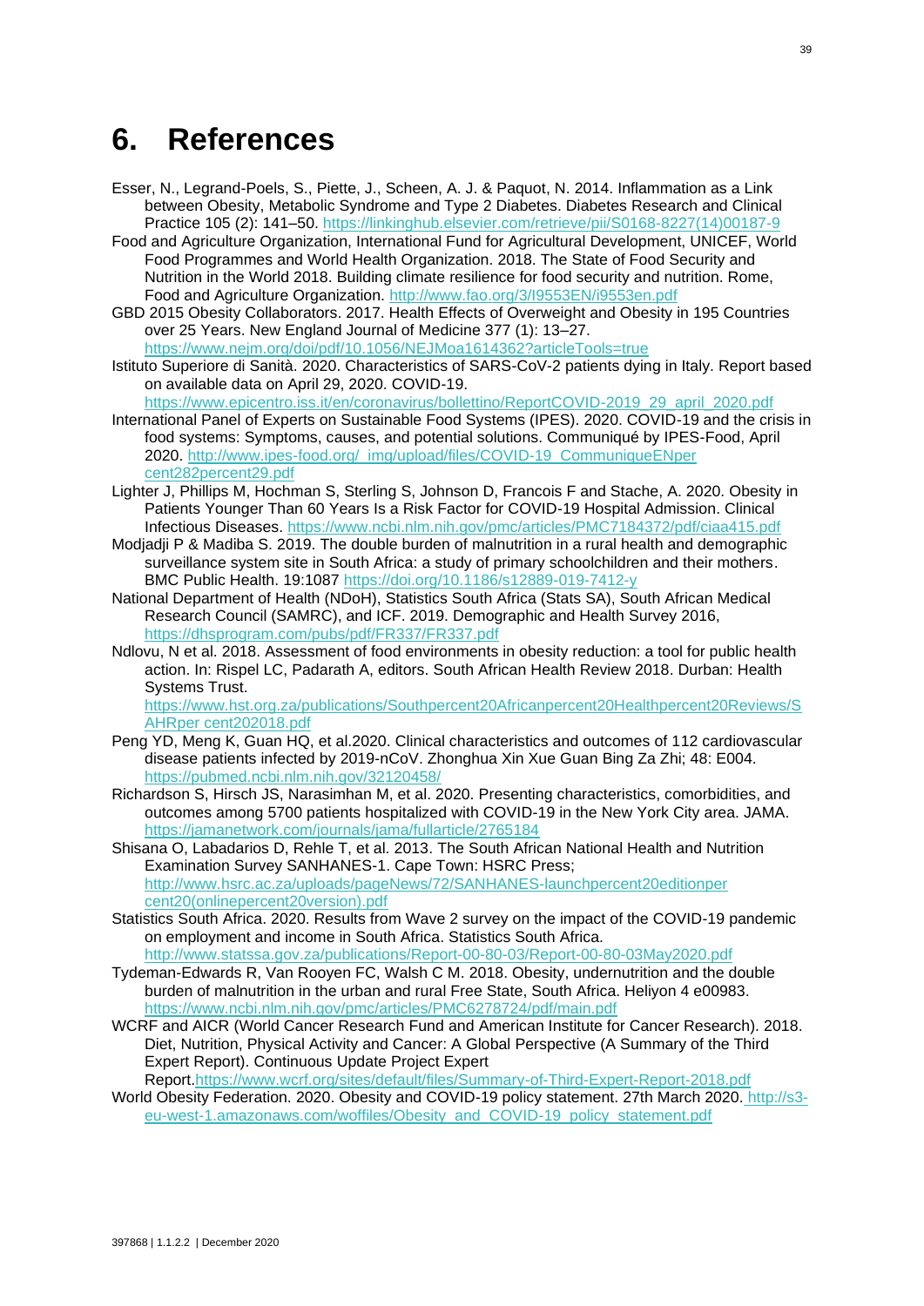# 6. References

Esser, N., Legrand-Poels, S., Piette, J., Scheen, A. J. & Paquot, N. 2014. Inflammation as a Link between Obesity, Metabolic Syndrome and Type 2 Diabetes. Diabetes Research and Clinical Practice 105 (2): 141–50. https://linkinghub.elsevier.com/retrieve/pii/S0168-8227(14)00187-9

Food and Agriculture Organization, International Fund for Agricultural Development, UNICEF, World Food Programmes and World Health Organization. 2018. The State of Food Security and Nutrition in the World 2018. Building climate resilience for food security and nutrition. Rome, Food and Agriculture Organization. http://www.fao.org/3/I9553EN/i9553en.pdf

GBD 2015 Obesity Collaborators. 2017. Health Effects of Overweight and Obesity in 195 Countries over 25 Years. New England Journal of Medicine 377 (1): 13–27. https://www.nejm.org/doi/pdf/10.1056/NEJMoa1614362?articleTools=true

Istituto Superiore di Sanità. 2020. Characteristics of SARS-CoV-2 patients dying in Italy. Report based on available data on April 29, 2020. COVID-19. https://www.epicentro.iss.it/en/coronavirus/bollettino/ReportCOVID-2019_29_april_2020.pdf

International Panel of Experts on Sustainable Food Systems (IPES). 2020. COVID-19 and the crisis in food systems: Symptoms, causes, and potential solutions. Communiqué by IPES-Food, April 2020. http://www.ipes-food.org/_img/upload/files/COVID-19_CommuniqueENper cent282percent29.pdf

Lighter J, Phillips M, Hochman S, Sterling S, Johnson D, Francois F and Stache, A. 2020. Obesity in Patients Younger Than 60 Years Is a Risk Factor for COVID-19 Hospital Admission. Clinical Infectious Diseases. https://www.ncbi.nlm.nih.gov/pmc/articles/PMC7184372/pdf/ciaa415.pdf

Modjadji P & Madiba S. 2019. The double burden of malnutrition in a rural health and demographic surveillance system site in South Africa: a study of primary schoolchildren and their mothers. BMC Public Health. 19:1087 https://doi.org/10.1186/s12889-019-7412-y

National Department of Health (NDoH), Statistics South Africa (Stats SA), South African Medical Research Council (SAMRC), and ICF. 2019. Demographic and Health Survey 2016, https://dhsprogram.com/pubs/pdf/FR337/FR337.pdf

Ndlovu, N et al. 2018. Assessment of food environments in obesity reduction: a tool for public health action. In: Rispel LC, Padarath A, editors. South African Health Review 2018. Durban: Health Systems Trust. https://www.hst.org.za/publications/Southpercent20Africanpercent20Healthpercent20Reviews/SAHRper cent202018.pdf

Peng YD, Meng K, Guan HQ, et al.2020. Clinical characteristics and outcomes of 112 cardiovascular disease patients infected by 2019-nCoV. Zhonghua Xin Xue Guan Bing Za Zhi; 48: E004. https://pubmed.ncbi.nlm.nih.gov/32120458/

Richardson S, Hirsch JS, Narasimhan M, et al. 2020. Presenting characteristics, comorbidities, and outcomes among 5700 patients hospitalized with COVID-19 in the New York City area. JAMA. https://jamanetwork.com/journals/jama/fullarticle/2765184

Shisana O, Labadarios D, Rehle T, et al. 2013. The South African National Health and Nutrition Examination Survey SANHANES-1. Cape Town: HSRC Press; http://www.hsrc.ac.za/uploads/pageNews/72/SANHANES-launchpercent20editionper cent20(onlinepercent20version).pdf

Statistics South Africa. 2020. Results from Wave 2 survey on the impact of the COVID-19 pandemic on employment and income in South Africa. Statistics South Africa. http://www.statssa.gov.za/publications/Report-00-80-03/Report-00-80-03May2020.pdf

Tydeman-Edwards R, Van Rooyen FC, Walsh C M. 2018. Obesity, undernutrition and the double burden of malnutrition in the urban and rural Free State, South Africa. Heliyon 4 e00983. https://www.ncbi.nlm.nih.gov/pmc/articles/PMC6278724/pdf/main.pdf

WCRF and AICR (World Cancer Research Fund and American Institute for Cancer Research). 2018. Diet, Nutrition, Physical Activity and Cancer: A Global Perspective (A Summary of the Third Expert Report). Continuous Update Project Expert Report.https://www.wcrf.org/sites/default/files/Summary-of-Third-Expert-Report-2018.pdf

World Obesity Federation. 2020. Obesity and COVID-19 policy statement. 27th March 2020. http://s3-eu-west-1.amazonaws.com/woffiles/Obesity_and_COVID-19_policy_statement.pdf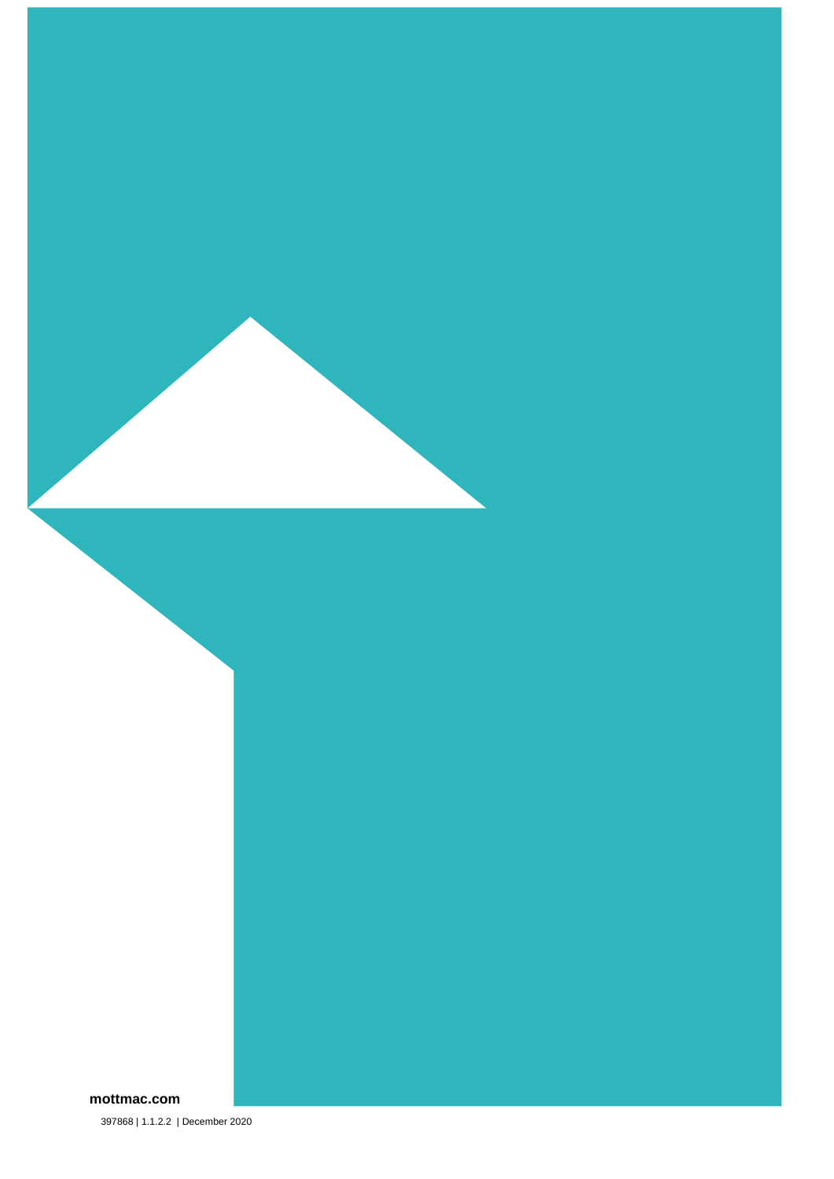**mottmac.com**

397868 | 1.1.2.2 | December 2020